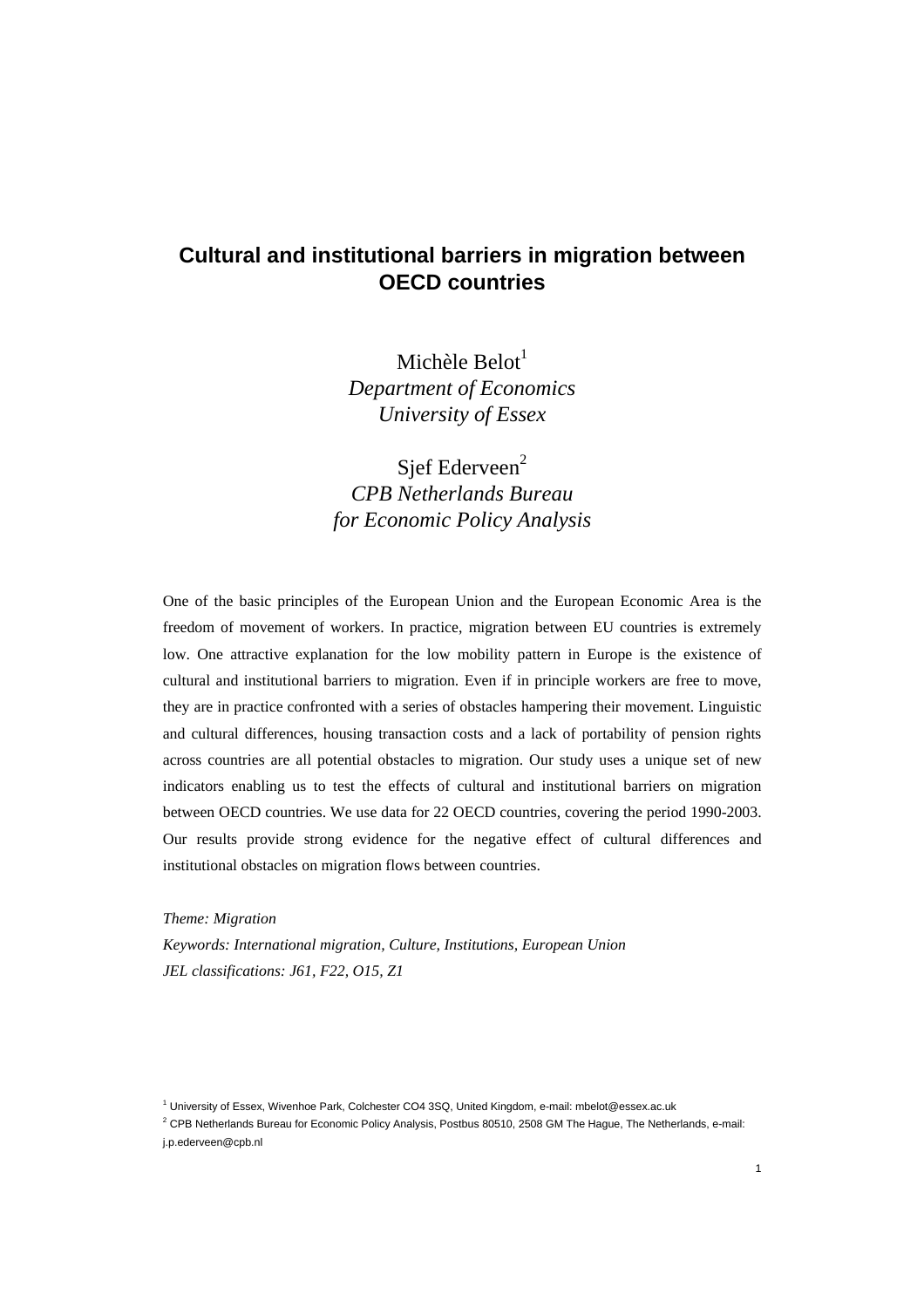# Cultural and institutional barriers in migration between OECD countries

Michèle Belot[1]
*Department of Economics*
*University of Essex*

Sjef Ederveen[2]
*CPB Netherlands Bureau for Economic Policy Analysis*

One of the basic principles of the European Union and the European Economic Area is the freedom of movement of workers. In practice, migration between EU countries is extremely low. One attractive explanation for the low mobility pattern in Europe is the existence of cultural and institutional barriers to migration. Even if in principle workers are free to move, they are in practice confronted with a series of obstacles hampering their movement. Linguistic and cultural differences, housing transaction costs and a lack of portability of pension rights across countries are all potential obstacles to migration. Our study uses a unique set of new indicators enabling us to test the effects of cultural and institutional barriers on migration between OECD countries. We use data for 22 OECD countries, covering the period 1990-2003. Our results provide strong evidence for the negative effect of cultural differences and institutional obstacles on migration flows between countries.

*Theme: Migration*
*Keywords: International migration, Culture, Institutions, European Union*
*JEL classifications: J61, F22, O15, Z1*

[1] University of Essex, Wivenhoe Park, Colchester CO4 3SQ, United Kingdom, e-mail: mbelot@essex.ac.uk
[2] CPB Netherlands Bureau for Economic Policy Analysis, Postbus 80510, 2508 GM The Hague, The Netherlands, e-mail: j.p.ederveen@cpb.nl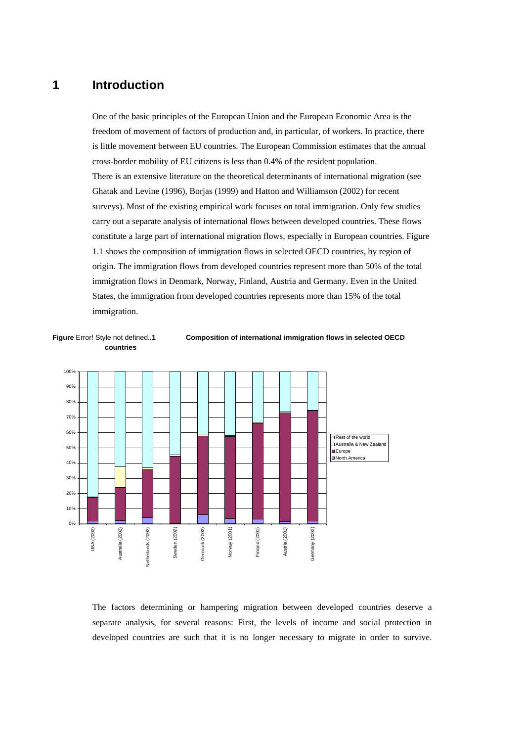# 1 Introduction

One of the basic principles of the European Union and the European Economic Area is the freedom of movement of factors of production and, in particular, of workers. In practice, there is little movement between EU countries. The European Commission estimates that the annual cross-border mobility of EU citizens is less than 0.4% of the resident population.
There is an extensive literature on the theoretical determinants of international migration (see Ghatak and Levine (1996), Borjas (1999) and Hatton and Williamson (2002) for recent surveys). Most of the existing empirical work focuses on total immigration. Only few studies carry out a separate analysis of international flows between developed countries. These flows constitute a large part of international migration flows, especially in European countries. Figure 1.1 shows the composition of immigration flows in selected OECD countries, by region of origin. The immigration flows from developed countries represent more than 50% of the total immigration flows in Denmark, Norway, Finland, Austria and Germany. Even in the United States, the immigration from developed countries represents more than 15% of the total immigration.

**Figure** Error! Style not defined..**1** **Composition of international immigration flows in selected OECD countries**

The factors determining or hampering migration between developed countries deserve a separate analysis, for several reasons: First, the levels of income and social protection in developed countries are such that it is no longer necessary to migrate in order to survive.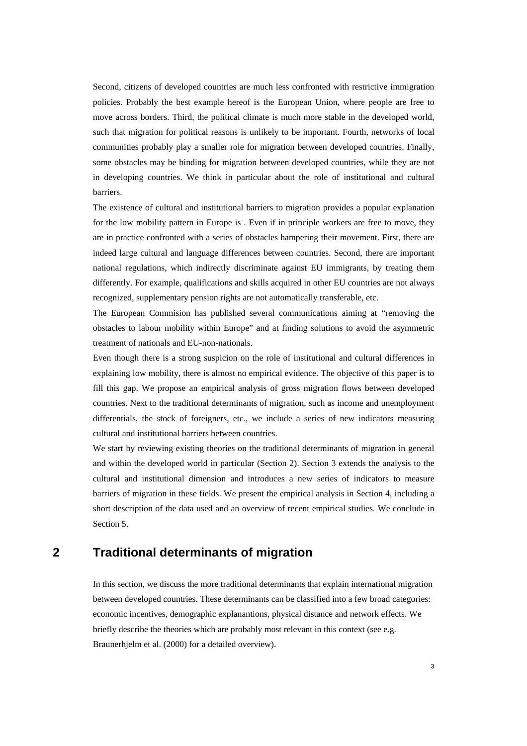Second, citizens of developed countries are much less confronted with restrictive immigration policies. Probably the best example hereof is the European Union, where people are free to move across borders. Third, the political climate is much more stable in the developed world, such that migration for political reasons is unlikely to be important. Fourth, networks of local communities probably play a smaller role for migration between developed countries. Finally, some obstacles may be binding for migration between developed countries, while they are not in developing countries. We think in particular about the role of institutional and cultural barriers.

The existence of cultural and institutional barriers to migration provides a popular explanation for the low mobility pattern in Europe is . Even if in principle workers are free to move, they are in practice confronted with a series of obstacles hampering their movement. First, there are indeed large cultural and language differences between countries. Second, there are important national regulations, which indirectly discriminate against EU immigrants, by treating them differently. For example, qualifications and skills acquired in other EU countries are not always recognized, supplementary pension rights are not automatically transferable, etc.

The European Commision has published several communications aiming at "removing the obstacles to labour mobility within Europe" and at finding solutions to avoid the asymmetric treatment of nationals and EU-non-nationals.

Even though there is a strong suspicion on the role of institutional and cultural differences in explaining low mobility, there is almost no empirical evidence. The objective of this paper is to fill this gap. We propose an empirical analysis of gross migration flows between developed countries. Next to the traditional determinants of migration, such as income and unemployment differentials, the stock of foreigners, etc., we include a series of new indicators measuring cultural and institutional barriers between countries.

We start by reviewing existing theories on the traditional determinants of migration in general and within the developed world in particular (Section 2). Section 3 extends the analysis to the cultural and institutional dimension and introduces a new series of indicators to measure barriers of migration in these fields. We present the empirical analysis in Section 4, including a short description of the data used and an overview of recent empirical studies. We conclude in Section 5.

## 2 Traditional determinants of migration

In this section, we discuss the more traditional determinants that explain international migration between developed countries. These determinants can be classified into a few broad categories: economic incentives, demographic explanantions, physical distance and network effects. We briefly describe the theories which are probably most relevant in this context (see e.g. Braunerhjelm et al. (2000) for a detailed overview).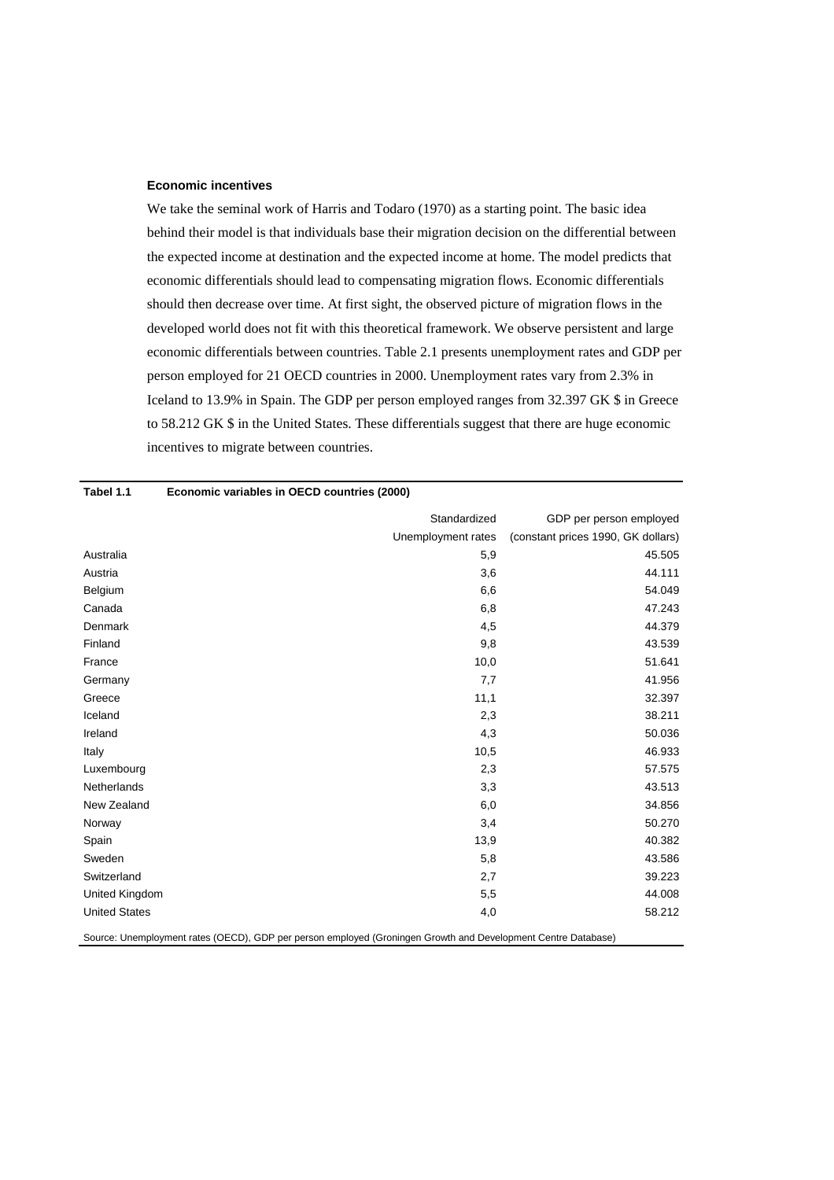### Economic incentives

We take the seminal work of Harris and Todaro (1970) as a starting point. The basic idea behind their model is that individuals base their migration decision on the differential between the expected income at destination and the expected income at home. The model predicts that economic differentials should lead to compensating migration flows. Economic differentials should then decrease over time. At first sight, the observed picture of migration flows in the developed world does not fit with this theoretical framework. We observe persistent and large economic differentials between countries. Table 2.1 presents unemployment rates and GDP per person employed for 21 OECD countries in 2000. Unemployment rates vary from 2.3% in Iceland to 13.9% in Spain. The GDP per person employed ranges from 32.397 GK $ in Greece to 58.212 GK $ in the United States. These differentials suggest that there are huge economic incentives to migrate between countries.

**Tabel 1.1 Economic variables in OECD countries (2000)**

| | Standardized Unemployment rates | GDP per person employed (constant prices 1990, GK dollars) |
|---|---|---|
| Australia | 5,9 | 45.505 |
| Austria | 3,6 | 44.111 |
| Belgium | 6,6 | 54.049 |
| Canada | 6,8 | 47.243 |
| Denmark | 4,5 | 44.379 |
| Finland | 9,8 | 43.539 |
| France | 10,0 | 51.641 |
| Germany | 7,7 | 41.956 |
| Greece | 11,1 | 32.397 |
| Iceland | 2,3 | 38.211 |
| Ireland | 4,3 | 50.036 |
| Italy | 10,5 | 46.933 |
| Luxembourg | 2,3 | 57.575 |
| Netherlands | 3,3 | 43.513 |
| New Zealand | 6,0 | 34.856 |
| Norway | 3,4 | 50.270 |
| Spain | 13,9 | 40.382 |
| Sweden | 5,8 | 43.586 |
| Switzerland | 2,7 | 39.223 |
| United Kingdom | 5,5 | 44.008 |
| United States | 4,0 | 58.212 |

Source: Unemployment rates (OECD), GDP per person employed (Groningen Growth and Development Centre Database)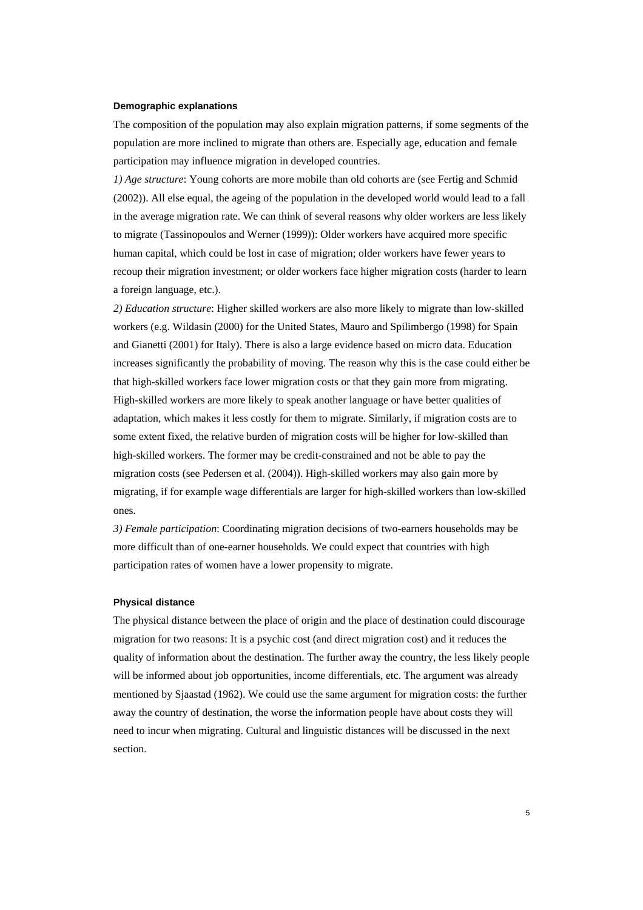#### Demographic explanations

The composition of the population may also explain migration patterns, if some segments of the population are more inclined to migrate than others are. Especially age, education and female participation may influence migration in developed countries.

*1) Age structure*: Young cohorts are more mobile than old cohorts are (see Fertig and Schmid (2002)). All else equal, the ageing of the population in the developed world would lead to a fall in the average migration rate. We can think of several reasons why older workers are less likely to migrate (Tassinopoulos and Werner (1999)): Older workers have acquired more specific human capital, which could be lost in case of migration; older workers have fewer years to recoup their migration investment; or older workers face higher migration costs (harder to learn a foreign language, etc.).

*2) Education structure*: Higher skilled workers are also more likely to migrate than low-skilled workers (e.g. Wildasin (2000) for the United States, Mauro and Spilimbergo (1998) for Spain and Gianetti (2001) for Italy). There is also a large evidence based on micro data. Education increases significantly the probability of moving. The reason why this is the case could either be that high-skilled workers face lower migration costs or that they gain more from migrating. High-skilled workers are more likely to speak another language or have better qualities of adaptation, which makes it less costly for them to migrate. Similarly, if migration costs are to some extent fixed, the relative burden of migration costs will be higher for low-skilled than high-skilled workers. The former may be credit-constrained and not be able to pay the migration costs (see Pedersen et al. (2004)). High-skilled workers may also gain more by migrating, if for example wage differentials are larger for high-skilled workers than low-skilled ones.

*3) Female participation*: Coordinating migration decisions of two-earners households may be more difficult than of one-earner households. We could expect that countries with high participation rates of women have a lower propensity to migrate.

#### Physical distance

The physical distance between the place of origin and the place of destination could discourage migration for two reasons: It is a psychic cost (and direct migration cost) and it reduces the quality of information about the destination. The further away the country, the less likely people will be informed about job opportunities, income differentials, etc. The argument was already mentioned by Sjaastad (1962). We could use the same argument for migration costs: the further away the country of destination, the worse the information people have about costs they will need to incur when migrating. Cultural and linguistic distances will be discussed in the next section.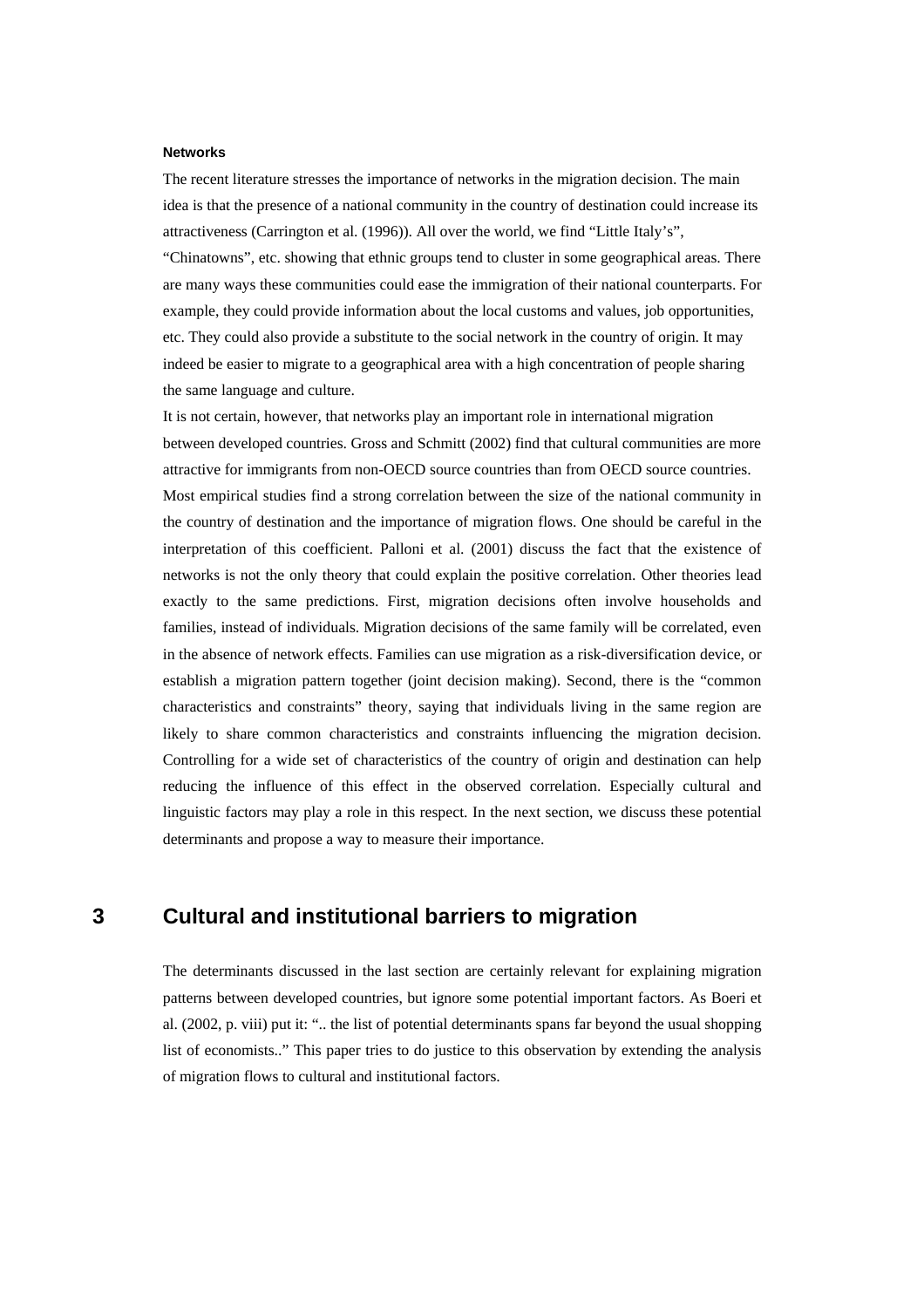#### Networks

The recent literature stresses the importance of networks in the migration decision. The main idea is that the presence of a national community in the country of destination could increase its attractiveness (Carrington et al. (1996)). All over the world, we find "Little Italy's", "Chinatowns", etc. showing that ethnic groups tend to cluster in some geographical areas. There are many ways these communities could ease the immigration of their national counterparts. For example, they could provide information about the local customs and values, job opportunities, etc. They could also provide a substitute to the social network in the country of origin. It may indeed be easier to migrate to a geographical area with a high concentration of people sharing the same language and culture.

It is not certain, however, that networks play an important role in international migration between developed countries. Gross and Schmitt (2002) find that cultural communities are more attractive for immigrants from non-OECD source countries than from OECD source countries. Most empirical studies find a strong correlation between the size of the national community in the country of destination and the importance of migration flows. One should be careful in the interpretation of this coefficient. Palloni et al. (2001) discuss the fact that the existence of networks is not the only theory that could explain the positive correlation. Other theories lead exactly to the same predictions. First, migration decisions often involve households and families, instead of individuals. Migration decisions of the same family will be correlated, even in the absence of network effects. Families can use migration as a risk-diversification device, or establish a migration pattern together (joint decision making). Second, there is the "common characteristics and constraints" theory, saying that individuals living in the same region are likely to share common characteristics and constraints influencing the migration decision. Controlling for a wide set of characteristics of the country of origin and destination can help reducing the influence of this effect in the observed correlation. Especially cultural and linguistic factors may play a role in this respect. In the next section, we discuss these potential determinants and propose a way to measure their importance.

## 3 Cultural and institutional barriers to migration

The determinants discussed in the last section are certainly relevant for explaining migration patterns between developed countries, but ignore some potential important factors. As Boeri et al. (2002, p. viii) put it: ".. the list of potential determinants spans far beyond the usual shopping list of economists.." This paper tries to do justice to this observation by extending the analysis of migration flows to cultural and institutional factors.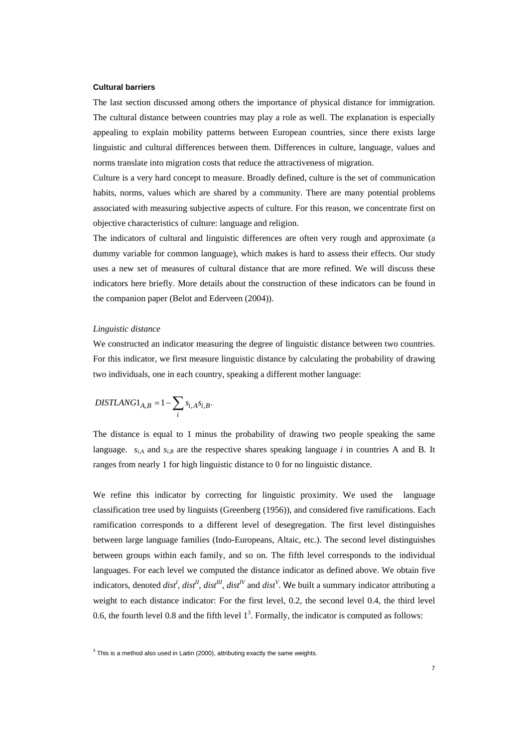**Cultural barriers**

The last section discussed among others the importance of physical distance for immigration. The cultural distance between countries may play a role as well. The explanation is especially appealing to explain mobility patterns between European countries, since there exists large linguistic and cultural differences between them. Differences in culture, language, values and norms translate into migration costs that reduce the attractiveness of migration.

Culture is a very hard concept to measure. Broadly defined, culture is the set of communication habits, norms, values which are shared by a community. There are many potential problems associated with measuring subjective aspects of culture. For this reason, we concentrate first on objective characteristics of culture: language and religion.

The indicators of cultural and linguistic differences are often very rough and approximate (a dummy variable for common language), which makes is hard to assess their effects. Our study uses a new set of measures of cultural distance that are more refined. We will discuss these indicators here briefly. More details about the construction of these indicators can be found in the companion paper (Belot and Ederveen (2004)).

*Linguistic distance*

We constructed an indicator measuring the degree of linguistic distance between two countries. For this indicator, we first measure linguistic distance by calculating the probability of drawing two individuals, one in each country, speaking a different mother language:

$$DISTLANG1_{A,B} = 1 - \sum_{i} s_{i,A} s_{i,B}.$$

The distance is equal to 1 minus the probability of drawing two people speaking the same language. $s_{i,A}$ and $s_{i,B}$ are the respective shares speaking language *i* in countries A and B. It ranges from nearly 1 for high linguistic distance to 0 for no linguistic distance.

We refine this indicator by correcting for linguistic proximity. We used the language classification tree used by linguists (Greenberg (1956)), and considered five ramifications. Each ramification corresponds to a different level of desegregation. The first level distinguishes between large language families (Indo-Europeans, Altaic, etc.). The second level distinguishes between groups within each family, and so on. The fifth level corresponds to the individual languages. For each level we computed the distance indicator as defined above. We obtain five indicators, denoted $dist^{I}$, $dist^{II}$, $dist^{III}$, $dist^{IV}$ and $dist^{V}$. We built a summary indicator attributing a weight to each distance indicator: For the first level, 0.2, the second level 0.4, the third level 0.6, the fourth level 0.8 and the fifth level 1[3]. Formally, the indicator is computed as follows:

[3] This is a method also used in Laitin (2000), attributing exactly the same weights.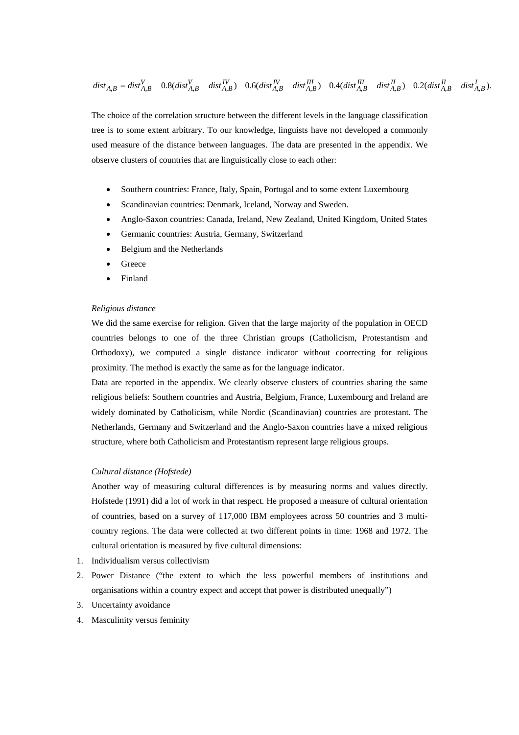$$dist_{A,B} = dist_{A,B}^{V} - 0.8(dist_{A,B}^{V} - dist_{A,B}^{IV}) - 0.6(dist_{A,B}^{IV} - dist_{A,B}^{III}) - 0.4(dist_{A,B}^{III} - dist_{A,B}^{II}) - 0.2(dist_{A,B}^{II} - dist_{A,B}^{I}).$$

The choice of the correlation structure between the different levels in the language classification tree is to some extent arbitrary. To our knowledge, linguists have not developed a commonly used measure of the distance between languages. The data are presented in the appendix. We observe clusters of countries that are linguistically close to each other:

- Southern countries: France, Italy, Spain, Portugal and to some extent Luxembourg
- Scandinavian countries: Denmark, Iceland, Norway and Sweden.
- Anglo-Saxon countries: Canada, Ireland, New Zealand, United Kingdom, United States
- Germanic countries: Austria, Germany, Switzerland
- Belgium and the Netherlands
- Greece
- Finland

*Religious distance*

We did the same exercise for religion. Given that the large majority of the population in OECD countries belongs to one of the three Christian groups (Catholicism, Protestantism and Orthodoxy), we computed a single distance indicator without coorrecting for religious proximity. The method is exactly the same as for the language indicator.

Data are reported in the appendix. We clearly observe clusters of countries sharing the same religious beliefs: Southern countries and Austria, Belgium, France, Luxembourg and Ireland are widely dominated by Catholicism, while Nordic (Scandinavian) countries are protestant. The Netherlands, Germany and Switzerland and the Anglo-Saxon countries have a mixed religious structure, where both Catholicism and Protestantism represent large religious groups.

*Cultural distance (Hofstede)*

Another way of measuring cultural differences is by measuring norms and values directly. Hofstede (1991) did a lot of work in that respect. He proposed a measure of cultural orientation of countries, based on a survey of 117,000 IBM employees across 50 countries and 3 multi-country regions. The data were collected at two different points in time: 1968 and 1972. The cultural orientation is measured by five cultural dimensions:

1. Individualism versus collectivism
2. Power Distance ("the extent to which the less powerful members of institutions and organisations within a country expect and accept that power is distributed unequally")
3. Uncertainty avoidance
4. Masculinity versus feminity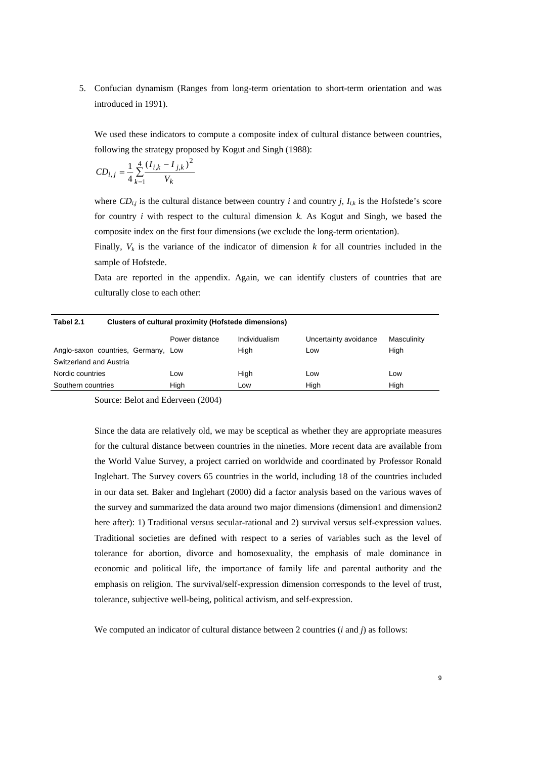5. Confucian dynamism (Ranges from long-term orientation to short-term orientation and was introduced in 1991).

We used these indicators to compute a composite index of cultural distance between countries, following the strategy proposed by Kogut and Singh (1988):

$$CD_{i,j} = \frac{1}{4}\sum_{k=1}^{4}\frac{(I_{i,k} - I_{j,k})^2}{V_k}$$

where $CD_{i,j}$ is the cultural distance between country *i* and country *j*, $I_{i,k}$ is the Hofstede's score for country *i* with respect to the cultural dimension *k.* As Kogut and Singh, we based the composite index on the first four dimensions (we exclude the long-term orientation).

Finally, $V_k$ is the variance of the indicator of dimension *k* for all countries included in the sample of Hofstede.

Data are reported in the appendix. Again, we can identify clusters of countries that are culturally close to each other:

**Tabel 2.1 Clusters of cultural proximity (Hofstede dimensions)**

| | Power distance | Individualism | Uncertainty avoidance | Masculinity |
|---|---|---|---|---|
| Anglo-saxon countries, Germany, Switzerland and Austria | Low | High | Low | High |
| Nordic countries | Low | High | Low | Low |
| Southern countries | High | Low | High | High |

Source: Belot and Ederveen (2004)

Since the data are relatively old, we may be sceptical as whether they are appropriate measures for the cultural distance between countries in the nineties. More recent data are available from the World Value Survey, a project carried on worldwide and coordinated by Professor Ronald Inglehart. The Survey covers 65 countries in the world, including 18 of the countries included in our data set. Baker and Inglehart (2000) did a factor analysis based on the various waves of the survey and summarized the data around two major dimensions (dimension1 and dimension2 here after): 1) Traditional versus secular-rational and 2) survival versus self-expression values. Traditional societies are defined with respect to a series of variables such as the level of tolerance for abortion, divorce and homosexuality, the emphasis of male dominance in economic and political life, the importance of family life and parental authority and the emphasis on religion. The survival/self-expression dimension corresponds to the level of trust, tolerance, subjective well-being, political activism, and self-expression.

We computed an indicator of cultural distance between 2 countries (*i* and *j*) as follows: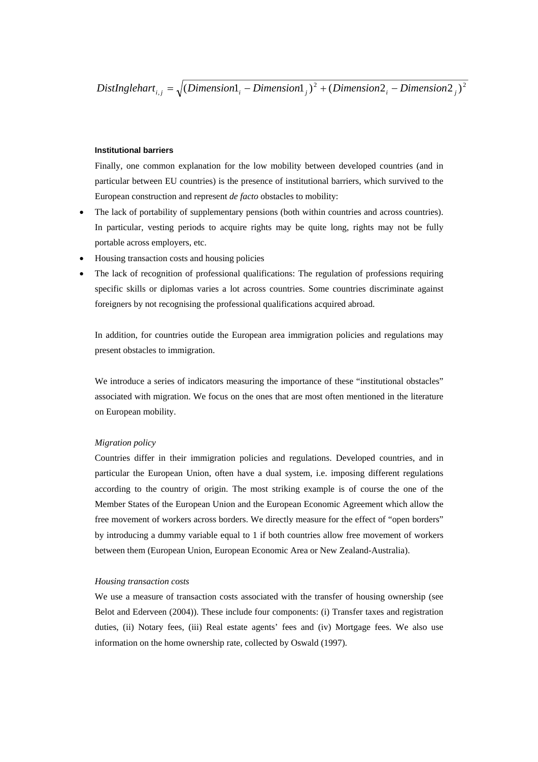$$DistInglehart_{i,j} = \sqrt{(Dimension1_i - Dimension1_j)^2 + (Dimension2_i - Dimension2_j)^2}$$

#### Institutional barriers

Finally, one common explanation for the low mobility between developed countries (and in particular between EU countries) is the presence of institutional barriers, which survived to the European construction and represent *de facto* obstacles to mobility:

- The lack of portability of supplementary pensions (both within countries and across countries). In particular, vesting periods to acquire rights may be quite long, rights may not be fully portable across employers, etc.
- Housing transaction costs and housing policies
- The lack of recognition of professional qualifications: The regulation of professions requiring specific skills or diplomas varies a lot across countries. Some countries discriminate against foreigners by not recognising the professional qualifications acquired abroad.

In addition, for countries outide the European area immigration policies and regulations may present obstacles to immigration.

We introduce a series of indicators measuring the importance of these "institutional obstacles" associated with migration. We focus on the ones that are most often mentioned in the literature on European mobility.

*Migration policy*

Countries differ in their immigration policies and regulations. Developed countries, and in particular the European Union, often have a dual system, i.e. imposing different regulations according to the country of origin. The most striking example is of course the one of the Member States of the European Union and the European Economic Agreement which allow the free movement of workers across borders. We directly measure for the effect of "open borders" by introducing a dummy variable equal to 1 if both countries allow free movement of workers between them (European Union, European Economic Area or New Zealand-Australia).

*Housing transaction costs*

We use a measure of transaction costs associated with the transfer of housing ownership (see Belot and Ederveen (2004)). These include four components: (i) Transfer taxes and registration duties, (ii) Notary fees, (iii) Real estate agents' fees and (iv) Mortgage fees. We also use information on the home ownership rate, collected by Oswald (1997).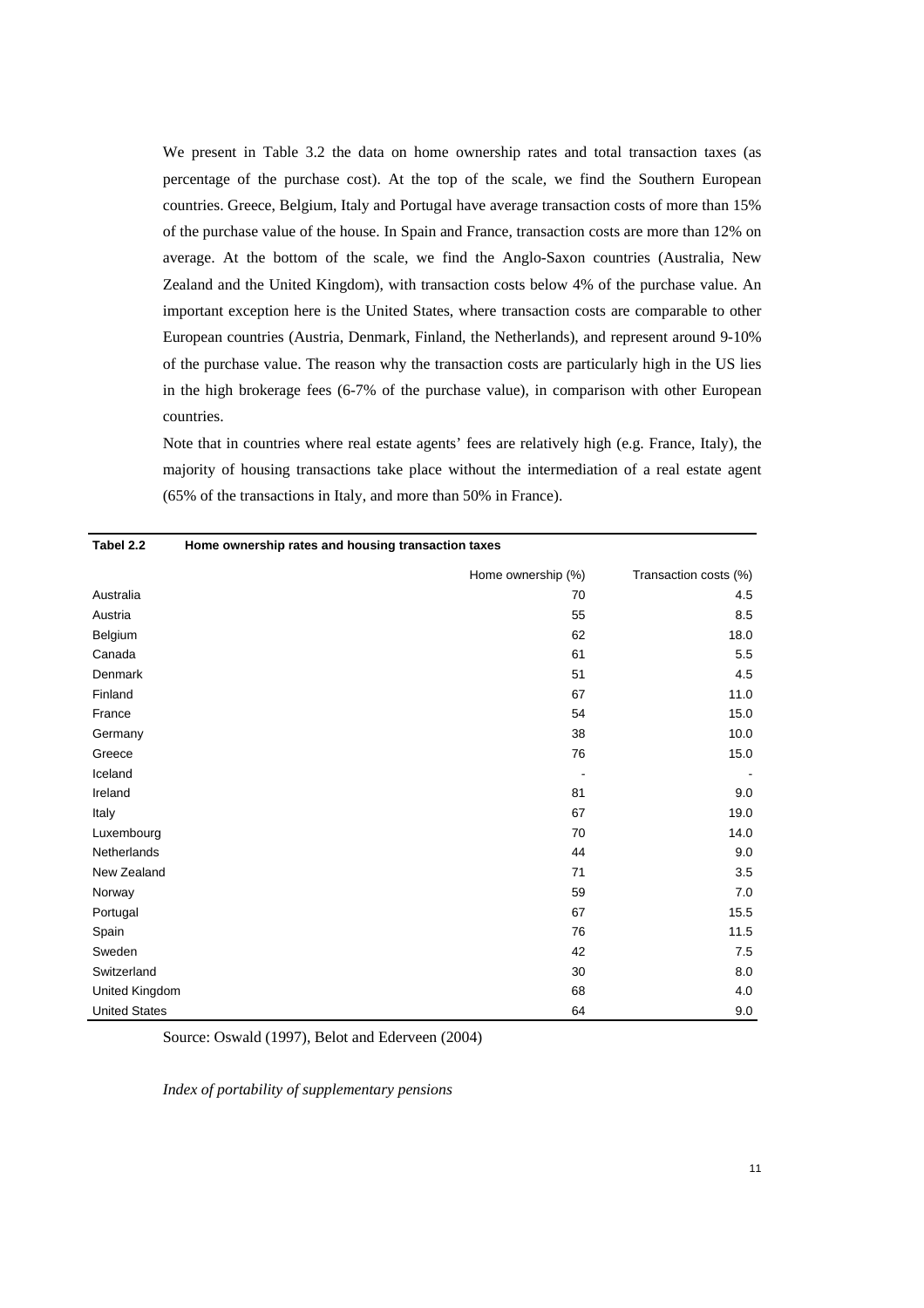We present in Table 3.2 the data on home ownership rates and total transaction taxes (as percentage of the purchase cost). At the top of the scale, we find the Southern European countries. Greece, Belgium, Italy and Portugal have average transaction costs of more than 15% of the purchase value of the house. In Spain and France, transaction costs are more than 12% on average. At the bottom of the scale, we find the Anglo-Saxon countries (Australia, New Zealand and the United Kingdom), with transaction costs below 4% of the purchase value. An important exception here is the United States, where transaction costs are comparable to other European countries (Austria, Denmark, Finland, the Netherlands), and represent around 9-10% of the purchase value. The reason why the transaction costs are particularly high in the US lies in the high brokerage fees (6-7% of the purchase value), in comparison with other European countries.

Note that in countries where real estate agents' fees are relatively high (e.g. France, Italy), the majority of housing transactions take place without the intermediation of a real estate agent (65% of the transactions in Italy, and more than 50% in France).

**Tabel 2.2 Home ownership rates and housing transaction taxes**

| | Home ownership (%) | Transaction costs (%) |
|---|---|---|
| Australia | 70 | 4.5 |
| Austria | 55 | 8.5 |
| Belgium | 62 | 18.0 |
| Canada | 61 | 5.5 |
| Denmark | 51 | 4.5 |
| Finland | 67 | 11.0 |
| France | 54 | 15.0 |
| Germany | 38 | 10.0 |
| Greece | 76 | 15.0 |
| Iceland | - | - |
| Ireland | 81 | 9.0 |
| Italy | 67 | 19.0 |
| Luxembourg | 70 | 14.0 |
| Netherlands | 44 | 9.0 |
| New Zealand | 71 | 3.5 |
| Norway | 59 | 7.0 |
| Portugal | 67 | 15.5 |
| Spain | 76 | 11.5 |
| Sweden | 42 | 7.5 |
| Switzerland | 30 | 8.0 |
| United Kingdom | 68 | 4.0 |
| United States | 64 | 9.0 |

Source: Oswald (1997), Belot and Ederveen (2004)

*Index of portability of supplementary pensions*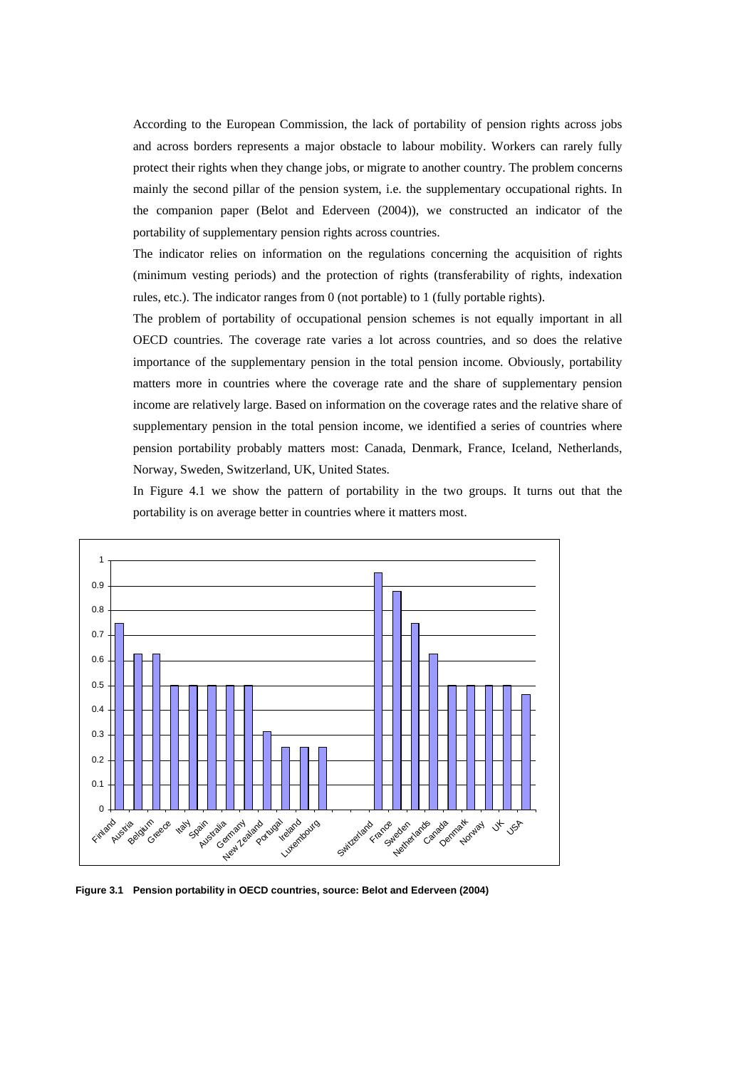According to the European Commission, the lack of portability of pension rights across jobs and across borders represents a major obstacle to labour mobility. Workers can rarely fully protect their rights when they change jobs, or migrate to another country. The problem concerns mainly the second pillar of the pension system, i.e. the supplementary occupational rights. In the companion paper (Belot and Ederveen (2004)), we constructed an indicator of the portability of supplementary pension rights across countries.

The indicator relies on information on the regulations concerning the acquisition of rights (minimum vesting periods) and the protection of rights (transferability of rights, indexation rules, etc.). The indicator ranges from 0 (not portable) to 1 (fully portable rights).

The problem of portability of occupational pension schemes is not equally important in all OECD countries. The coverage rate varies a lot across countries, and so does the relative importance of the supplementary pension in the total pension income. Obviously, portability matters more in countries where the coverage rate and the share of supplementary pension income are relatively large. Based on information on the coverage rates and the relative share of supplementary pension in the total pension income, we identified a series of countries where pension portability probably matters most: Canada, Denmark, France, Iceland, Netherlands, Norway, Sweden, Switzerland, UK, United States.

In Figure 4.1 we show the pattern of portability in the two groups. It turns out that the portability is on average better in countries where it matters most.

| Country | Portability |
| --- | --- |
| Finland | 0.75 |
| Austria | 0.625 |
| Belgium | 0.625 |
| Greece | 0.5 |
| Italy | 0.5 |
| Spain | 0.5 |
| Australia | 0.5 |
| Germany | 0.5 |
| New Zealand | 0.31 |
| Portugal | 0.25 |
| Ireland | 0.25 |
| Luxembourg | 0.25 |
| Switzerland | 0.95 |
| France | 0.875 |
| Sweden | 0.75 |
| Netherlands | 0.625 |
| Canada | 0.5 |
| Denmark | 0.5 |
| Norway | 0.5 |
| UK | 0.5 |
| USA | 0.46 |

**Figure 3.1 Pension portability in OECD countries, source: Belot and Ederveen (2004)**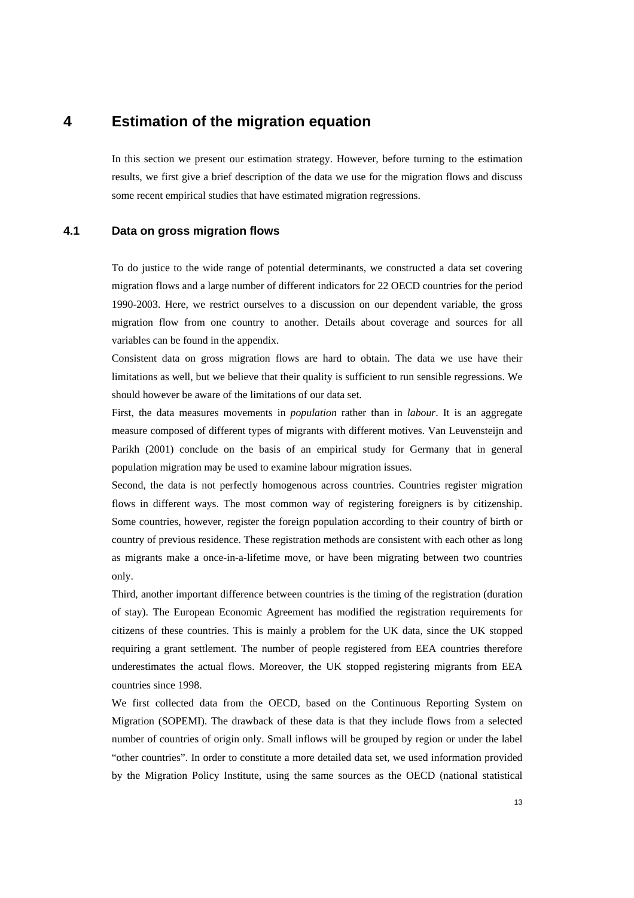# 4 Estimation of the migration equation

In this section we present our estimation strategy. However, before turning to the estimation results, we first give a brief description of the data we use for the migration flows and discuss some recent empirical studies that have estimated migration regressions.

## 4.1 Data on gross migration flows

To do justice to the wide range of potential determinants, we constructed a data set covering migration flows and a large number of different indicators for 22 OECD countries for the period 1990-2003. Here, we restrict ourselves to a discussion on our dependent variable, the gross migration flow from one country to another. Details about coverage and sources for all variables can be found in the appendix.

Consistent data on gross migration flows are hard to obtain. The data we use have their limitations as well, but we believe that their quality is sufficient to run sensible regressions. We should however be aware of the limitations of our data set.

First, the data measures movements in *population* rather than in *labour*. It is an aggregate measure composed of different types of migrants with different motives. Van Leuvensteijn and Parikh (2001) conclude on the basis of an empirical study for Germany that in general population migration may be used to examine labour migration issues.

Second, the data is not perfectly homogenous across countries. Countries register migration flows in different ways. The most common way of registering foreigners is by citizenship. Some countries, however, register the foreign population according to their country of birth or country of previous residence. These registration methods are consistent with each other as long as migrants make a once-in-a-lifetime move, or have been migrating between two countries only.

Third, another important difference between countries is the timing of the registration (duration of stay). The European Economic Agreement has modified the registration requirements for citizens of these countries. This is mainly a problem for the UK data, since the UK stopped requiring a grant settlement. The number of people registered from EEA countries therefore underestimates the actual flows. Moreover, the UK stopped registering migrants from EEA countries since 1998.

We first collected data from the OECD, based on the Continuous Reporting System on Migration (SOPEMI). The drawback of these data is that they include flows from a selected number of countries of origin only. Small inflows will be grouped by region or under the label "other countries". In order to constitute a more detailed data set, we used information provided by the Migration Policy Institute, using the same sources as the OECD (national statistical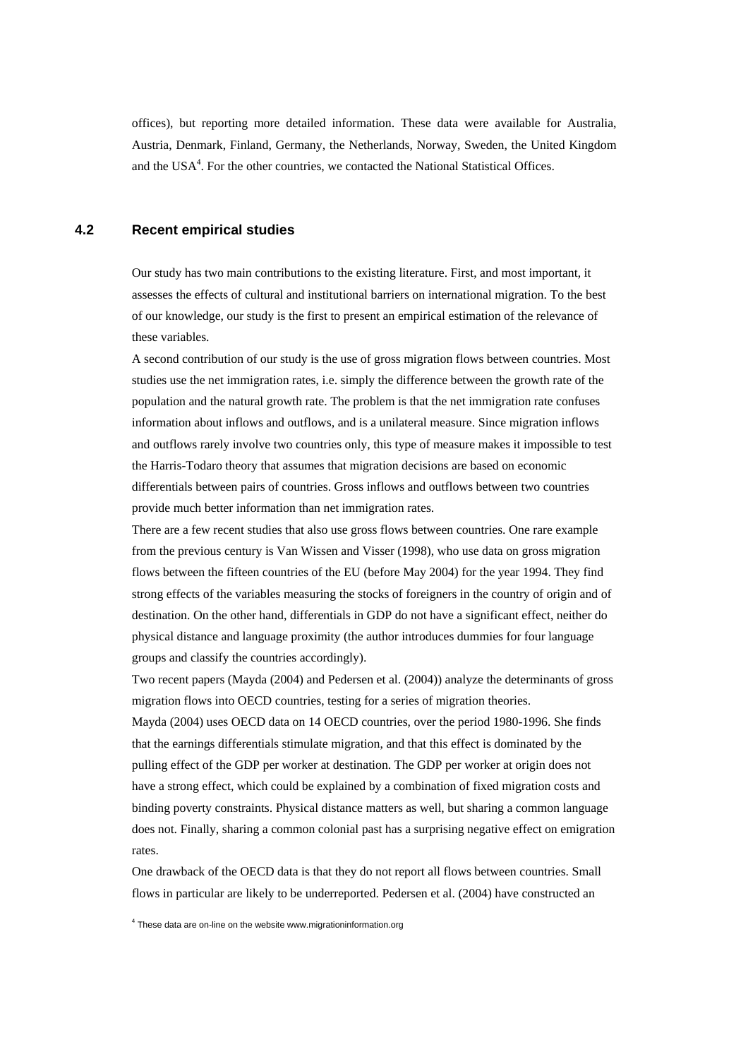offices), but reporting more detailed information. These data were available for Australia, Austria, Denmark, Finland, Germany, the Netherlands, Norway, Sweden, the United Kingdom and the USA[4]. For the other countries, we contacted the National Statistical Offices.

### 4.2 Recent empirical studies

Our study has two main contributions to the existing literature. First, and most important, it assesses the effects of cultural and institutional barriers on international migration. To the best of our knowledge, our study is the first to present an empirical estimation of the relevance of these variables.

A second contribution of our study is the use of gross migration flows between countries. Most studies use the net immigration rates, i.e. simply the difference between the growth rate of the population and the natural growth rate. The problem is that the net immigration rate confuses information about inflows and outflows, and is a unilateral measure. Since migration inflows and outflows rarely involve two countries only, this type of measure makes it impossible to test the Harris-Todaro theory that assumes that migration decisions are based on economic differentials between pairs of countries. Gross inflows and outflows between two countries provide much better information than net immigration rates.

There are a few recent studies that also use gross flows between countries. One rare example from the previous century is Van Wissen and Visser (1998), who use data on gross migration flows between the fifteen countries of the EU (before May 2004) for the year 1994. They find strong effects of the variables measuring the stocks of foreigners in the country of origin and of destination. On the other hand, differentials in GDP do not have a significant effect, neither do physical distance and language proximity (the author introduces dummies for four language groups and classify the countries accordingly).

Two recent papers (Mayda (2004) and Pedersen et al. (2004)) analyze the determinants of gross migration flows into OECD countries, testing for a series of migration theories.

Mayda (2004) uses OECD data on 14 OECD countries, over the period 1980-1996. She finds that the earnings differentials stimulate migration, and that this effect is dominated by the pulling effect of the GDP per worker at destination. The GDP per worker at origin does not have a strong effect, which could be explained by a combination of fixed migration costs and binding poverty constraints. Physical distance matters as well, but sharing a common language does not. Finally, sharing a common colonial past has a surprising negative effect on emigration rates.

One drawback of the OECD data is that they do not report all flows between countries. Small flows in particular are likely to be underreported. Pedersen et al. (2004) have constructed an

[4] These data are on-line on the website www.migrationinformation.org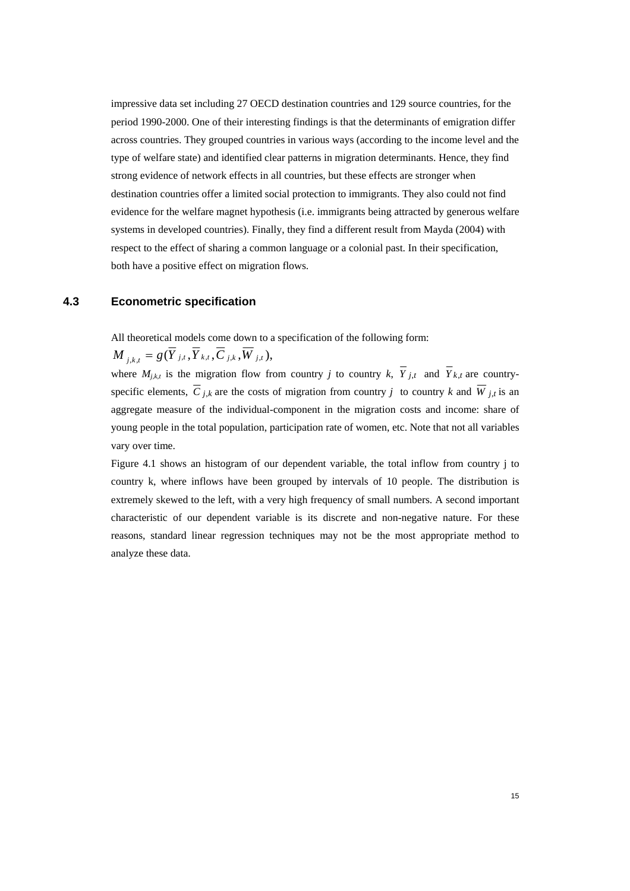impressive data set including 27 OECD destination countries and 129 source countries, for the period 1990-2000. One of their interesting findings is that the determinants of emigration differ across countries. They grouped countries in various ways (according to the income level and the type of welfare state) and identified clear patterns in migration determinants. Hence, they find strong evidence of network effects in all countries, but these effects are stronger when destination countries offer a limited social protection to immigrants. They also could not find evidence for the welfare magnet hypothesis (i.e. immigrants being attracted by generous welfare systems in developed countries). Finally, they find a different result from Mayda (2004) with respect to the effect of sharing a common language or a colonial past. In their specification, both have a positive effect on migration flows.

### 4.3 Econometric specification

All theoretical models come down to a specification of the following form:

$$M_{j,k,t} = g(\overline{Y}_{j,t}, \overline{Y}_{k,t}, \overline{C}_{j,k}, \overline{W}_{j,t}),$$

where $M_{j,k,t}$ is the migration flow from country $j$ to country $k$, $\overline{Y}_{j,t}$ and $\overline{Y}_{k,t}$ are country-specific elements, $\overline{C}_{j,k}$ are the costs of migration from country $j$ to country $k$ and $\overline{W}_{j,t}$ is an aggregate measure of the individual-component in the migration costs and income: share of young people in the total population, participation rate of women, etc. Note that not all variables vary over time.

Figure 4.1 shows an histogram of our dependent variable, the total inflow from country j to country k, where inflows have been grouped by intervals of 10 people. The distribution is extremely skewed to the left, with a very high frequency of small numbers. A second important characteristic of our dependent variable is its discrete and non-negative nature. For these reasons, standard linear regression techniques may not be the most appropriate method to analyze these data.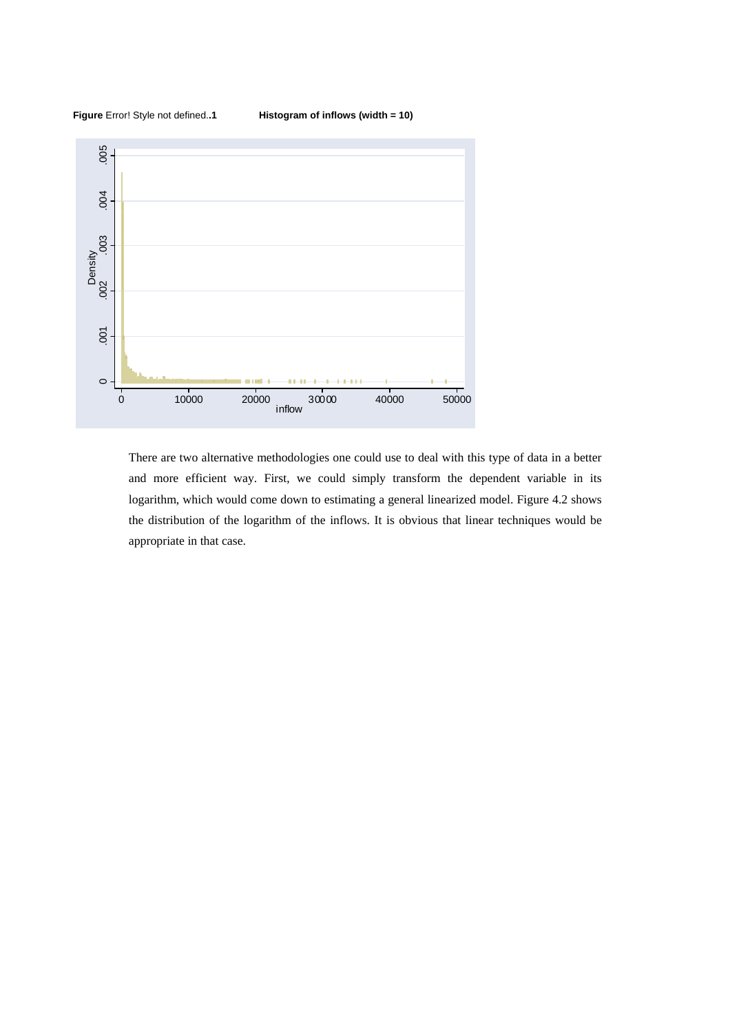**Figure** Error! Style not defined..**1** **Histogram of inflows (width = 10)**

There are two alternative methodologies one could use to deal with this type of data in a better and more efficient way. First, we could simply transform the dependent variable in its logarithm, which would come down to estimating a general linearized model. Figure 4.2 shows the distribution of the logarithm of the inflows. It is obvious that linear techniques would be appropriate in that case.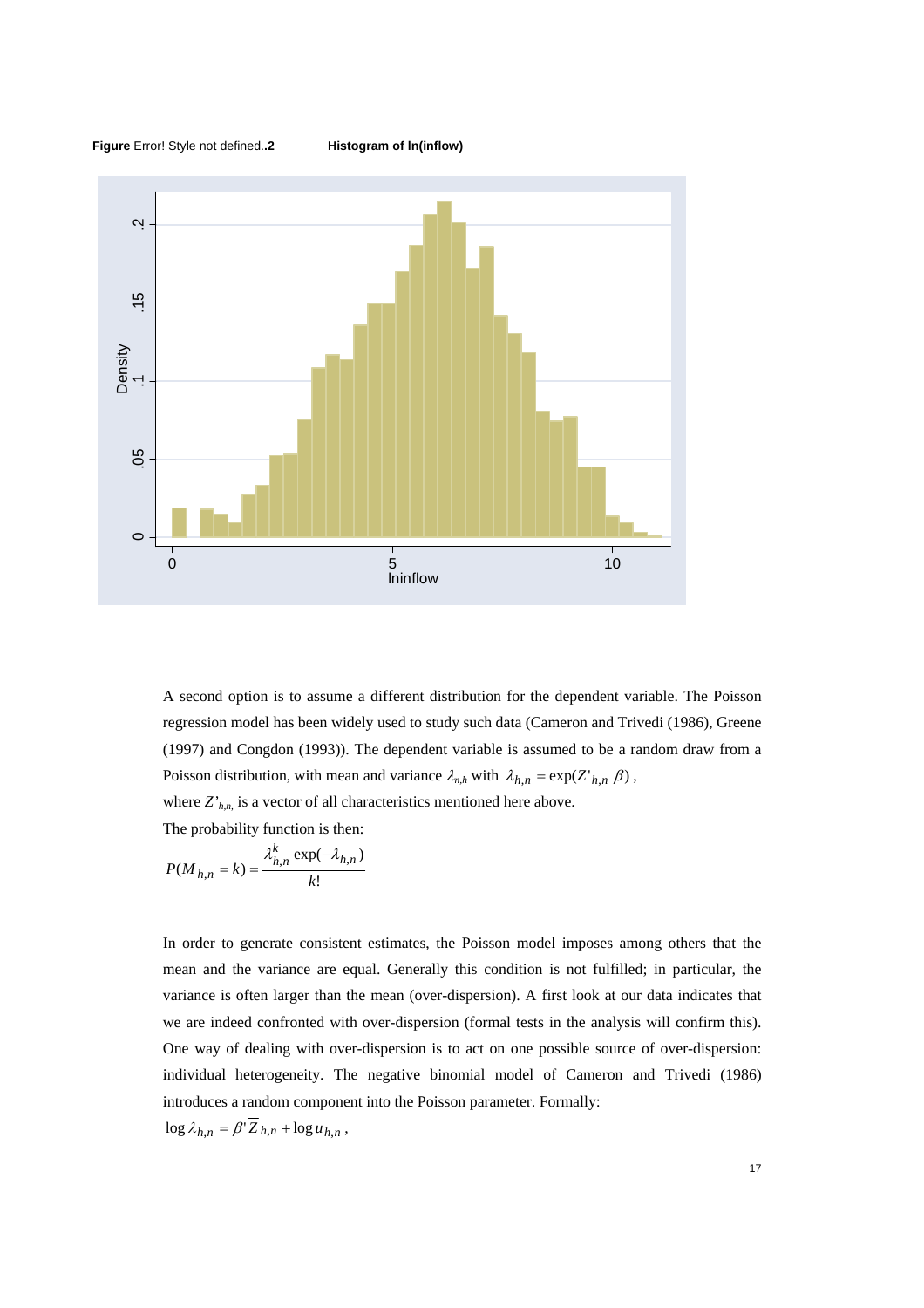**Figure** Error! Style not defined..**2** **Histogram of ln(inflow)**

A second option is to assume a different distribution for the dependent variable. The Poisson regression model has been widely used to study such data (Cameron and Trivedi (1986), Greene (1997) and Congdon (1993)). The dependent variable is assumed to be a random draw from a Poisson distribution, with mean and variance $\lambda_{n,h}$ with $\lambda_{h,n} = \exp(Z'_{h,n}\beta)$,

where $Z'_{h,n,}$ is a vector of all characteristics mentioned here above.

The probability function is then:

$$P(M_{h,n} = k) = \frac{\lambda_{h,n}^{k}\exp(-\lambda_{h,n})}{k!}$$

In order to generate consistent estimates, the Poisson model imposes among others that the mean and the variance are equal. Generally this condition is not fulfilled; in particular, the variance is often larger than the mean (over-dispersion). A first look at our data indicates that we are indeed confronted with over-dispersion (formal tests in the analysis will confirm this). One way of dealing with over-dispersion is to act on one possible source of over-dispersion: individual heterogeneity. The negative binomial model of Cameron and Trivedi (1986) introduces a random component into the Poisson parameter. Formally:

$$\log\lambda_{h,n} = \beta'\overline{Z}_{h,n} + \log u_{h,n},$$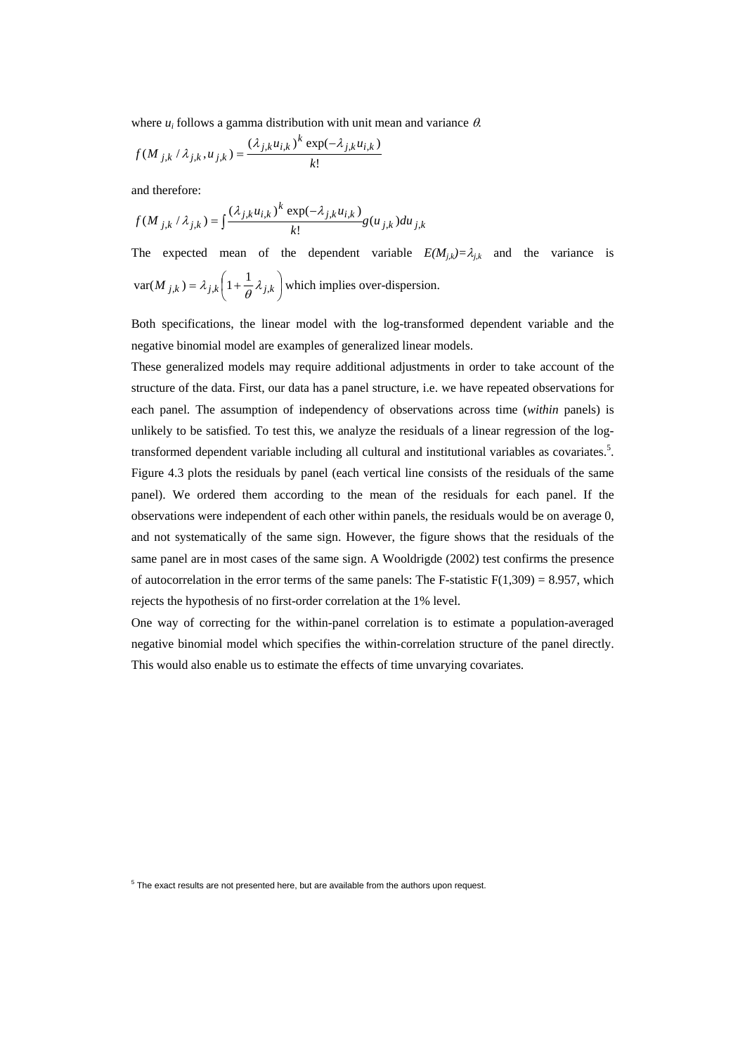where $u_i$ follows a gamma distribution with unit mean and variance $\theta$.

$$f(M_{j,k} / \lambda_{j,k}, u_{j,k}) = \frac{(\lambda_{j,k} u_{i,k})^k \exp(-\lambda_{j,k} u_{i,k})}{k!}$$

and therefore:

$$f(M_{j,k} / \lambda_{j,k}) = \int \frac{(\lambda_{j,k} u_{i,k})^k \exp(-\lambda_{j,k} u_{i,k})}{k!} g(u_{j,k}) du_{j,k}$$

The expected mean of the dependent variable $E(M_{j,k})=\lambda_{j,k}$ and the variance is $\text{var}(M_{j,k}) = \lambda_{j,k}\left(1+\frac{1}{\theta}\lambda_{j,k}\right)$ which implies over-dispersion.

Both specifications, the linear model with the log-transformed dependent variable and the negative binomial model are examples of generalized linear models.

These generalized models may require additional adjustments in order to take account of the structure of the data. First, our data has a panel structure, i.e. we have repeated observations for each panel. The assumption of independency of observations across time (*within* panels) is unlikely to be satisfied. To test this, we analyze the residuals of a linear regression of the log-transformed dependent variable including all cultural and institutional variables as covariates.[5]. Figure 4.3 plots the residuals by panel (each vertical line consists of the residuals of the same panel). We ordered them according to the mean of the residuals for each panel. If the observations were independent of each other within panels, the residuals would be on average 0, and not systematically of the same sign. However, the figure shows that the residuals of the same panel are in most cases of the same sign. A Wooldrigde (2002) test confirms the presence of autocorrelation in the error terms of the same panels: The F-statistic $F(1,309) = 8.957$, which rejects the hypothesis of no first-order correlation at the 1% level.

One way of correcting for the within-panel correlation is to estimate a population-averaged negative binomial model which specifies the within-correlation structure of the panel directly. This would also enable us to estimate the effects of time unvarying covariates.

[5] The exact results are not presented here, but are available from the authors upon request.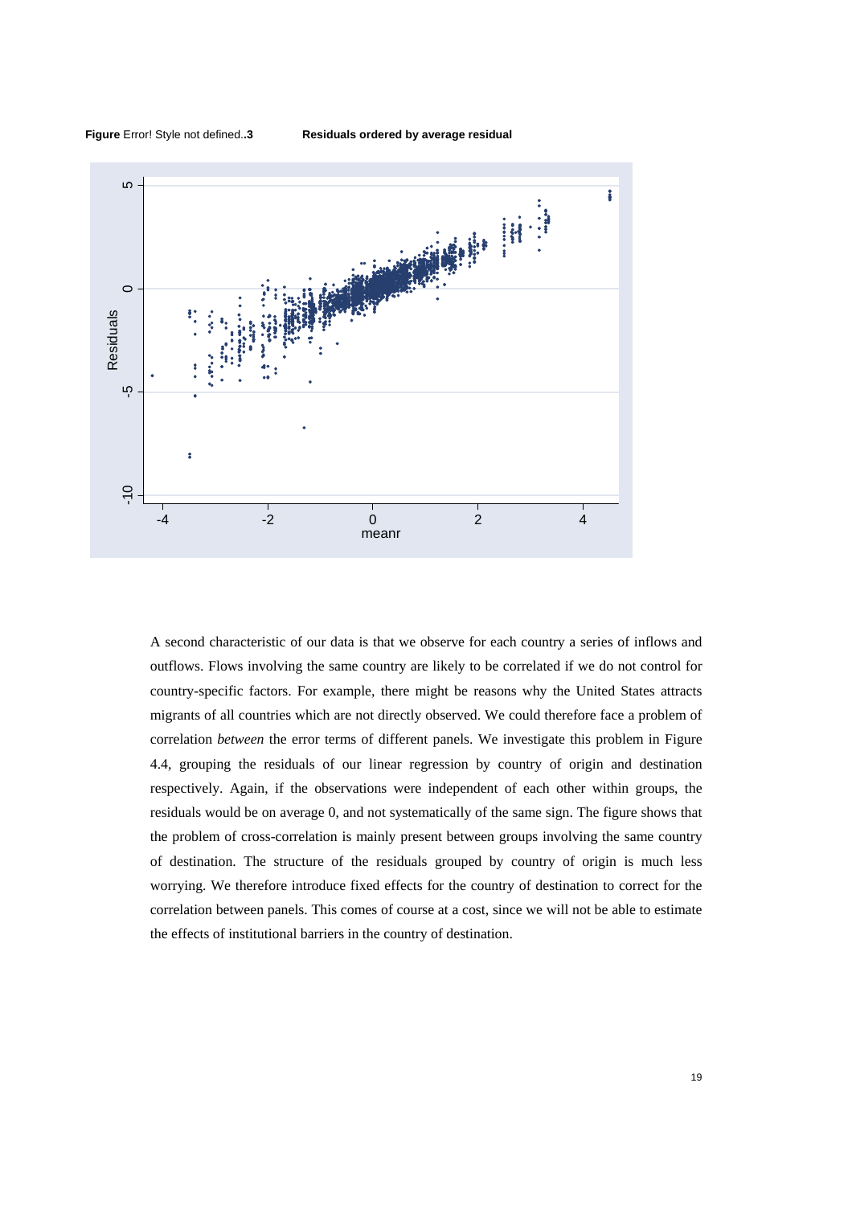**Figure** Error! Style not defined..**3** **Residuals ordered by average residual**

A second characteristic of our data is that we observe for each country a series of inflows and outflows. Flows involving the same country are likely to be correlated if we do not control for country-specific factors. For example, there might be reasons why the United States attracts migrants of all countries which are not directly observed. We could therefore face a problem of correlation *between* the error terms of different panels. We investigate this problem in Figure 4.4, grouping the residuals of our linear regression by country of origin and destination respectively. Again, if the observations were independent of each other within groups, the residuals would be on average 0, and not systematically of the same sign. The figure shows that the problem of cross-correlation is mainly present between groups involving the same country of destination. The structure of the residuals grouped by country of origin is much less worrying. We therefore introduce fixed effects for the country of destination to correct for the correlation between panels. This comes of course at a cost, since we will not be able to estimate the effects of institutional barriers in the country of destination.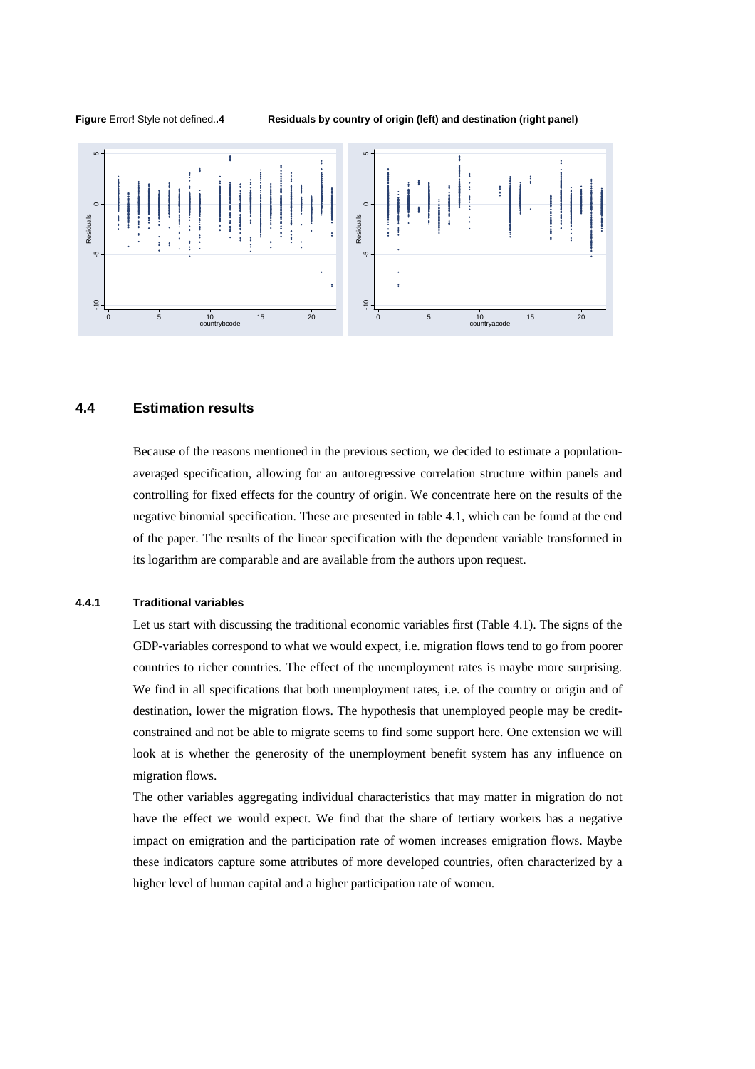**Figure** Error! Style not defined.**.4** **Residuals by country of origin (left) and destination (right panel)**

## 4.4 Estimation results

Because of the reasons mentioned in the previous section, we decided to estimate a population-averaged specification, allowing for an autoregressive correlation structure within panels and controlling for fixed effects for the country of origin. We concentrate here on the results of the negative binomial specification. These are presented in table 4.1, which can be found at the end of the paper. The results of the linear specification with the dependent variable transformed in its logarithm are comparable and are available from the authors upon request.

### 4.4.1 Traditional variables

Let us start with discussing the traditional economic variables first (Table 4.1). The signs of the GDP-variables correspond to what we would expect, i.e. migration flows tend to go from poorer countries to richer countries. The effect of the unemployment rates is maybe more surprising. We find in all specifications that both unemployment rates, i.e. of the country or origin and of destination, lower the migration flows. The hypothesis that unemployed people may be credit-constrained and not be able to migrate seems to find some support here. One extension we will look at is whether the generosity of the unemployment benefit system has any influence on migration flows.

The other variables aggregating individual characteristics that may matter in migration do not have the effect we would expect. We find that the share of tertiary workers has a negative impact on emigration and the participation rate of women increases emigration flows. Maybe these indicators capture some attributes of more developed countries, often characterized by a higher level of human capital and a higher participation rate of women.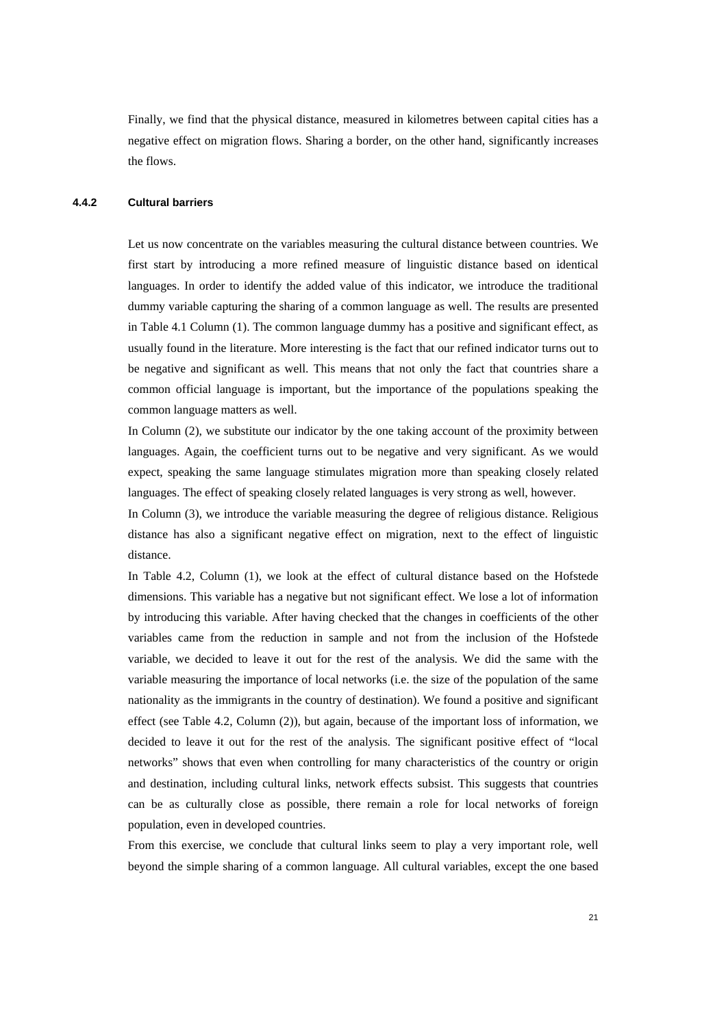Finally, we find that the physical distance, measured in kilometres between capital cities has a negative effect on migration flows. Sharing a border, on the other hand, significantly increases the flows.

### 4.4.2 Cultural barriers

Let us now concentrate on the variables measuring the cultural distance between countries. We first start by introducing a more refined measure of linguistic distance based on identical languages. In order to identify the added value of this indicator, we introduce the traditional dummy variable capturing the sharing of a common language as well. The results are presented in Table 4.1 Column (1). The common language dummy has a positive and significant effect, as usually found in the literature. More interesting is the fact that our refined indicator turns out to be negative and significant as well. This means that not only the fact that countries share a common official language is important, but the importance of the populations speaking the common language matters as well.

In Column (2), we substitute our indicator by the one taking account of the proximity between languages. Again, the coefficient turns out to be negative and very significant. As we would expect, speaking the same language stimulates migration more than speaking closely related languages. The effect of speaking closely related languages is very strong as well, however.

In Column (3), we introduce the variable measuring the degree of religious distance. Religious distance has also a significant negative effect on migration, next to the effect of linguistic distance.

In Table 4.2, Column (1), we look at the effect of cultural distance based on the Hofstede dimensions. This variable has a negative but not significant effect. We lose a lot of information by introducing this variable. After having checked that the changes in coefficients of the other variables came from the reduction in sample and not from the inclusion of the Hofstede variable, we decided to leave it out for the rest of the analysis. We did the same with the variable measuring the importance of local networks (i.e. the size of the population of the same nationality as the immigrants in the country of destination). We found a positive and significant effect (see Table 4.2, Column (2)), but again, because of the important loss of information, we decided to leave it out for the rest of the analysis. The significant positive effect of "local networks" shows that even when controlling for many characteristics of the country or origin and destination, including cultural links, network effects subsist. This suggests that countries can be as culturally close as possible, there remain a role for local networks of foreign population, even in developed countries.

From this exercise, we conclude that cultural links seem to play a very important role, well beyond the simple sharing of a common language. All cultural variables, except the one based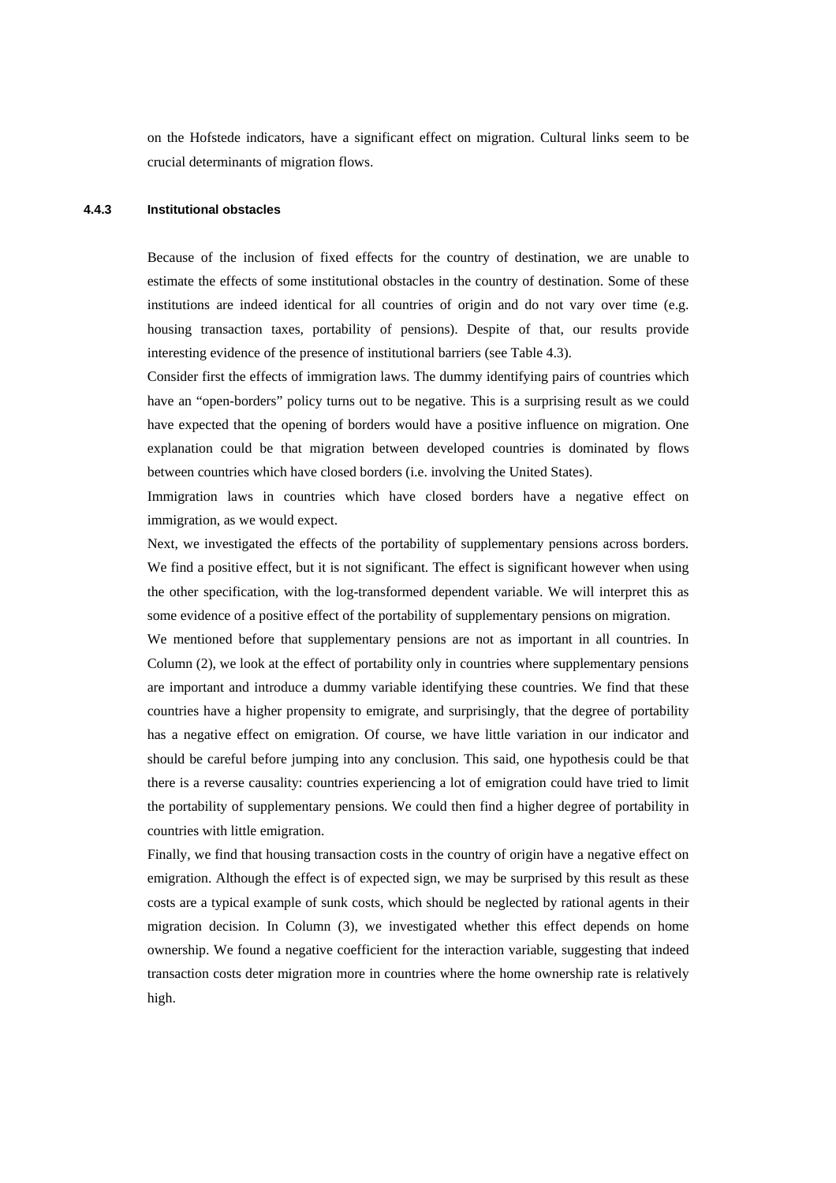on the Hofstede indicators, have a significant effect on migration. Cultural links seem to be crucial determinants of migration flows.

### 4.4.3 Institutional obstacles

Because of the inclusion of fixed effects for the country of destination, we are unable to estimate the effects of some institutional obstacles in the country of destination. Some of these institutions are indeed identical for all countries of origin and do not vary over time (e.g. housing transaction taxes, portability of pensions). Despite of that, our results provide interesting evidence of the presence of institutional barriers (see Table 4.3).

Consider first the effects of immigration laws. The dummy identifying pairs of countries which have an "open-borders" policy turns out to be negative. This is a surprising result as we could have expected that the opening of borders would have a positive influence on migration. One explanation could be that migration between developed countries is dominated by flows between countries which have closed borders (i.e. involving the United States).

Immigration laws in countries which have closed borders have a negative effect on immigration, as we would expect.

Next, we investigated the effects of the portability of supplementary pensions across borders. We find a positive effect, but it is not significant. The effect is significant however when using the other specification, with the log-transformed dependent variable. We will interpret this as some evidence of a positive effect of the portability of supplementary pensions on migration.

We mentioned before that supplementary pensions are not as important in all countries. In Column (2), we look at the effect of portability only in countries where supplementary pensions are important and introduce a dummy variable identifying these countries. We find that these countries have a higher propensity to emigrate, and surprisingly, that the degree of portability has a negative effect on emigration. Of course, we have little variation in our indicator and should be careful before jumping into any conclusion. This said, one hypothesis could be that there is a reverse causality: countries experiencing a lot of emigration could have tried to limit the portability of supplementary pensions. We could then find a higher degree of portability in countries with little emigration.

Finally, we find that housing transaction costs in the country of origin have a negative effect on emigration. Although the effect is of expected sign, we may be surprised by this result as these costs are a typical example of sunk costs, which should be neglected by rational agents in their migration decision. In Column (3), we investigated whether this effect depends on home ownership. We found a negative coefficient for the interaction variable, suggesting that indeed transaction costs deter migration more in countries where the home ownership rate is relatively high.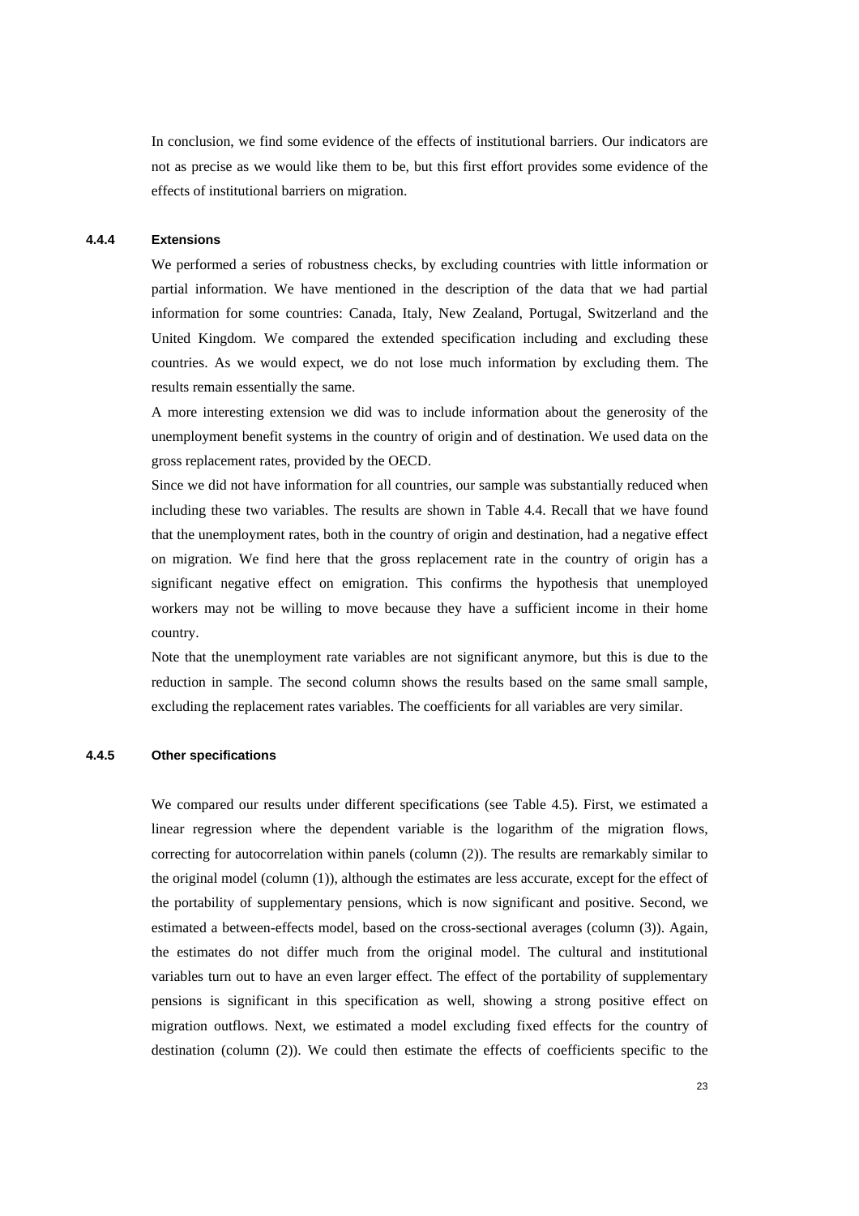In conclusion, we find some evidence of the effects of institutional barriers. Our indicators are not as precise as we would like them to be, but this first effort provides some evidence of the effects of institutional barriers on migration.

#### 4.4.4 Extensions

We performed a series of robustness checks, by excluding countries with little information or partial information. We have mentioned in the description of the data that we had partial information for some countries: Canada, Italy, New Zealand, Portugal, Switzerland and the United Kingdom. We compared the extended specification including and excluding these countries. As we would expect, we do not lose much information by excluding them. The results remain essentially the same.

A more interesting extension we did was to include information about the generosity of the unemployment benefit systems in the country of origin and of destination. We used data on the gross replacement rates, provided by the OECD.

Since we did not have information for all countries, our sample was substantially reduced when including these two variables. The results are shown in Table 4.4. Recall that we have found that the unemployment rates, both in the country of origin and destination, had a negative effect on migration. We find here that the gross replacement rate in the country of origin has a significant negative effect on emigration. This confirms the hypothesis that unemployed workers may not be willing to move because they have a sufficient income in their home country.

Note that the unemployment rate variables are not significant anymore, but this is due to the reduction in sample. The second column shows the results based on the same small sample, excluding the replacement rates variables. The coefficients for all variables are very similar.

#### 4.4.5 Other specifications

We compared our results under different specifications (see Table 4.5). First, we estimated a linear regression where the dependent variable is the logarithm of the migration flows, correcting for autocorrelation within panels (column (2)). The results are remarkably similar to the original model (column (1)), although the estimates are less accurate, except for the effect of the portability of supplementary pensions, which is now significant and positive. Second, we estimated a between-effects model, based on the cross-sectional averages (column (3)). Again, the estimates do not differ much from the original model. The cultural and institutional variables turn out to have an even larger effect. The effect of the portability of supplementary pensions is significant in this specification as well, showing a strong positive effect on migration outflows. Next, we estimated a model excluding fixed effects for the country of destination (column (2)). We could then estimate the effects of coefficients specific to the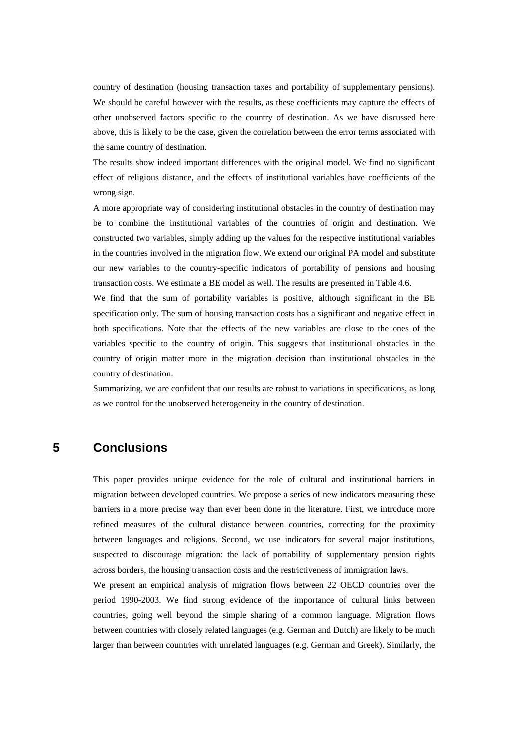country of destination (housing transaction taxes and portability of supplementary pensions). We should be careful however with the results, as these coefficients may capture the effects of other unobserved factors specific to the country of destination. As we have discussed here above, this is likely to be the case, given the correlation between the error terms associated with the same country of destination.

The results show indeed important differences with the original model. We find no significant effect of religious distance, and the effects of institutional variables have coefficients of the wrong sign.

A more appropriate way of considering institutional obstacles in the country of destination may be to combine the institutional variables of the countries of origin and destination. We constructed two variables, simply adding up the values for the respective institutional variables in the countries involved in the migration flow. We extend our original PA model and substitute our new variables to the country-specific indicators of portability of pensions and housing transaction costs. We estimate a BE model as well. The results are presented in Table 4.6.

We find that the sum of portability variables is positive, although significant in the BE specification only. The sum of housing transaction costs has a significant and negative effect in both specifications. Note that the effects of the new variables are close to the ones of the variables specific to the country of origin. This suggests that institutional obstacles in the country of origin matter more in the migration decision than institutional obstacles in the country of destination.

Summarizing, we are confident that our results are robust to variations in specifications, as long as we control for the unobserved heterogeneity in the country of destination.

# 5 Conclusions

This paper provides unique evidence for the role of cultural and institutional barriers in migration between developed countries. We propose a series of new indicators measuring these barriers in a more precise way than ever been done in the literature. First, we introduce more refined measures of the cultural distance between countries, correcting for the proximity between languages and religions. Second, we use indicators for several major institutions, suspected to discourage migration: the lack of portability of supplementary pension rights across borders, the housing transaction costs and the restrictiveness of immigration laws.

We present an empirical analysis of migration flows between 22 OECD countries over the period 1990-2003. We find strong evidence of the importance of cultural links between countries, going well beyond the simple sharing of a common language. Migration flows between countries with closely related languages (e.g. German and Dutch) are likely to be much larger than between countries with unrelated languages (e.g. German and Greek). Similarly, the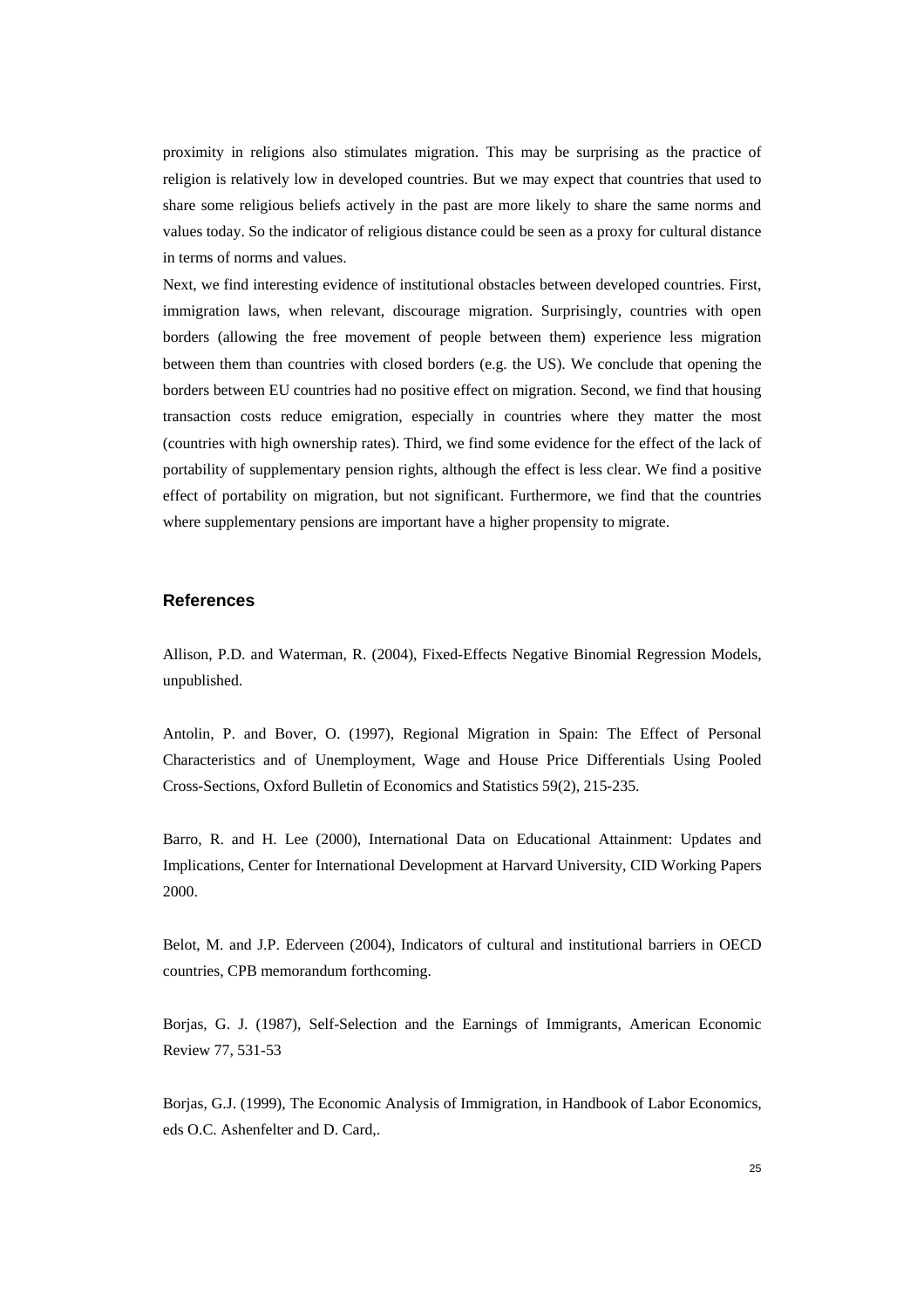proximity in religions also stimulates migration. This may be surprising as the practice of religion is relatively low in developed countries. But we may expect that countries that used to share some religious beliefs actively in the past are more likely to share the same norms and values today. So the indicator of religious distance could be seen as a proxy for cultural distance in terms of norms and values.

Next, we find interesting evidence of institutional obstacles between developed countries. First, immigration laws, when relevant, discourage migration. Surprisingly, countries with open borders (allowing the free movement of people between them) experience less migration between them than countries with closed borders (e.g. the US). We conclude that opening the borders between EU countries had no positive effect on migration. Second, we find that housing transaction costs reduce emigration, especially in countries where they matter the most (countries with high ownership rates). Third, we find some evidence for the effect of the lack of portability of supplementary pension rights, although the effect is less clear. We find a positive effect of portability on migration, but not significant. Furthermore, we find that the countries where supplementary pensions are important have a higher propensity to migrate.

## References

Allison, P.D. and Waterman, R. (2004), Fixed-Effects Negative Binomial Regression Models, unpublished.

Antolin, P. and Bover, O. (1997), Regional Migration in Spain: The Effect of Personal Characteristics and of Unemployment, Wage and House Price Differentials Using Pooled Cross-Sections, Oxford Bulletin of Economics and Statistics 59(2), 215-235.

Barro, R. and H. Lee (2000), International Data on Educational Attainment: Updates and Implications, Center for International Development at Harvard University, CID Working Papers 2000.

Belot, M. and J.P. Ederveen (2004), Indicators of cultural and institutional barriers in OECD countries, CPB memorandum forthcoming.

Borjas, G. J. (1987), Self-Selection and the Earnings of Immigrants, American Economic Review 77, 531-53

Borjas, G.J. (1999), The Economic Analysis of Immigration, in Handbook of Labor Economics, eds O.C. Ashenfelter and D. Card,.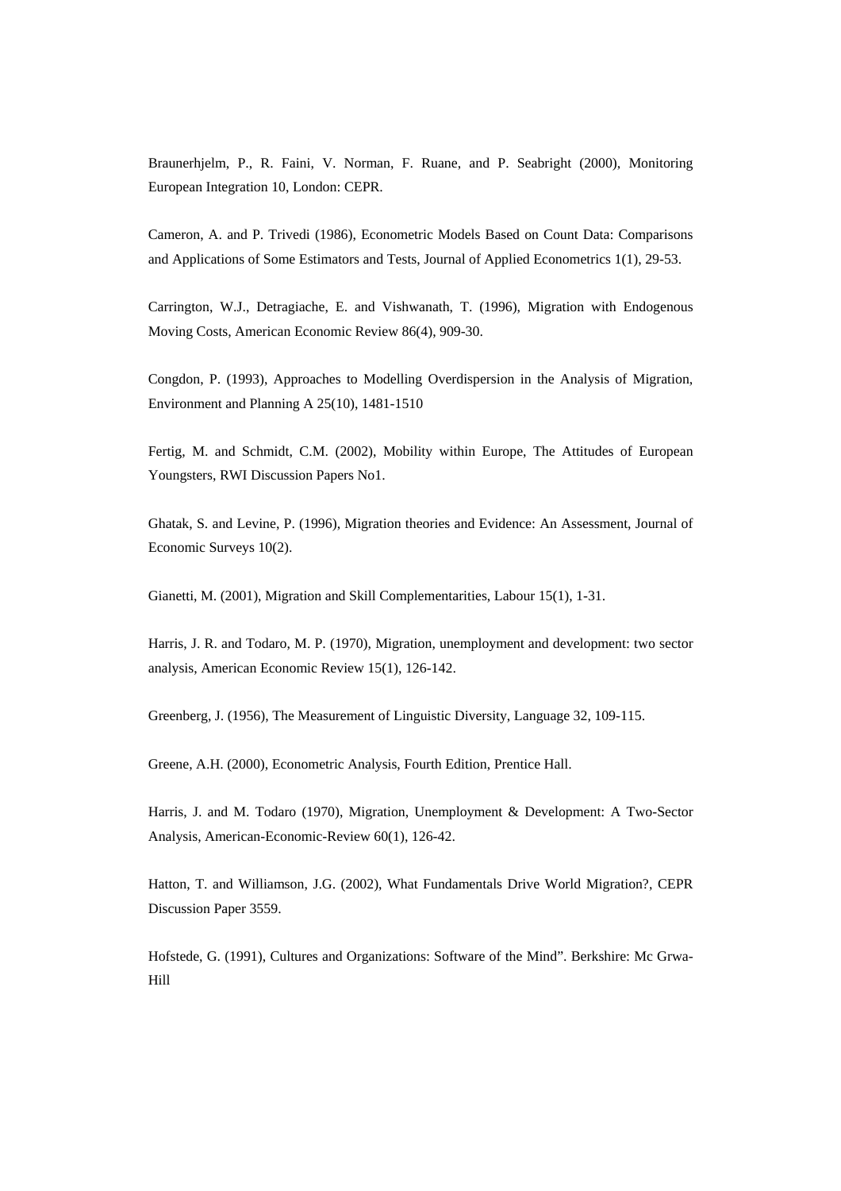Braunerhjelm, P., R. Faini, V. Norman, F. Ruane, and P. Seabright (2000), Monitoring European Integration 10, London: CEPR.

Cameron, A. and P. Trivedi (1986), Econometric Models Based on Count Data: Comparisons and Applications of Some Estimators and Tests, Journal of Applied Econometrics 1(1), 29-53.

Carrington, W.J., Detragiache, E. and Vishwanath, T. (1996), Migration with Endogenous Moving Costs, American Economic Review 86(4), 909-30.

Congdon, P. (1993), Approaches to Modelling Overdispersion in the Analysis of Migration, Environment and Planning A 25(10), 1481-1510

Fertig, M. and Schmidt, C.M. (2002), Mobility within Europe, The Attitudes of European Youngsters, RWI Discussion Papers No1.

Ghatak, S. and Levine, P. (1996), Migration theories and Evidence: An Assessment, Journal of Economic Surveys 10(2).

Gianetti, M. (2001), Migration and Skill Complementarities, Labour 15(1), 1-31.

Harris, J. R. and Todaro, M. P. (1970), Migration, unemployment and development: two sector analysis, American Economic Review 15(1), 126-142.

Greenberg, J. (1956), The Measurement of Linguistic Diversity, Language 32, 109-115.

Greene, A.H. (2000), Econometric Analysis, Fourth Edition, Prentice Hall.

Harris, J. and M. Todaro (1970), Migration, Unemployment & Development: A Two-Sector Analysis, American-Economic-Review 60(1), 126-42.

Hatton, T. and Williamson, J.G. (2002), What Fundamentals Drive World Migration?, CEPR Discussion Paper 3559.

Hofstede, G. (1991), Cultures and Organizations: Software of the Mind". Berkshire: Mc Grwa-Hill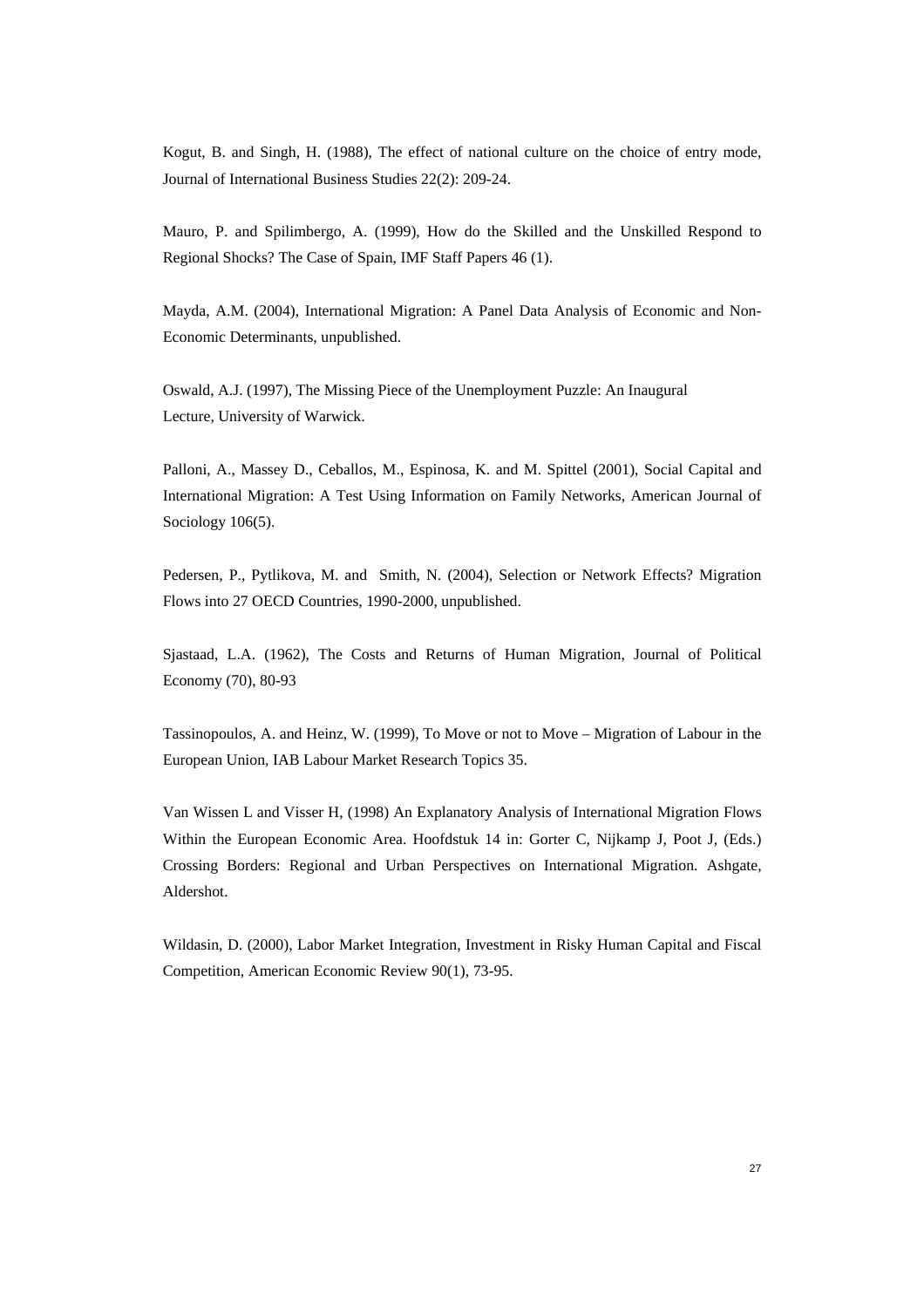Kogut, B. and Singh, H. (1988), The effect of national culture on the choice of entry mode, Journal of International Business Studies 22(2): 209-24.

Mauro, P. and Spilimbergo, A. (1999), How do the Skilled and the Unskilled Respond to Regional Shocks? The Case of Spain, IMF Staff Papers 46 (1).

Mayda, A.M. (2004), International Migration: A Panel Data Analysis of Economic and Non-Economic Determinants, unpublished.

Oswald, A.J. (1997), The Missing Piece of the Unemployment Puzzle: An Inaugural Lecture, University of Warwick.

Palloni, A., Massey D., Ceballos, M., Espinosa, K. and M. Spittel (2001), Social Capital and International Migration: A Test Using Information on Family Networks, American Journal of Sociology 106(5).

Pedersen, P., Pytlikova, M. and Smith, N. (2004), Selection or Network Effects? Migration Flows into 27 OECD Countries, 1990-2000, unpublished.

Sjastaad, L.A. (1962), The Costs and Returns of Human Migration, Journal of Political Economy (70), 80-93

Tassinopoulos, A. and Heinz, W. (1999), To Move or not to Move – Migration of Labour in the European Union, IAB Labour Market Research Topics 35.

Van Wissen L and Visser H, (1998) An Explanatory Analysis of International Migration Flows Within the European Economic Area. Hoofdstuk 14 in: Gorter C, Nijkamp J, Poot J, (Eds.) Crossing Borders: Regional and Urban Perspectives on International Migration. Ashgate, Aldershot.

Wildasin, D. (2000), Labor Market Integration, Investment in Risky Human Capital and Fiscal Competition, American Economic Review 90(1), 73-95.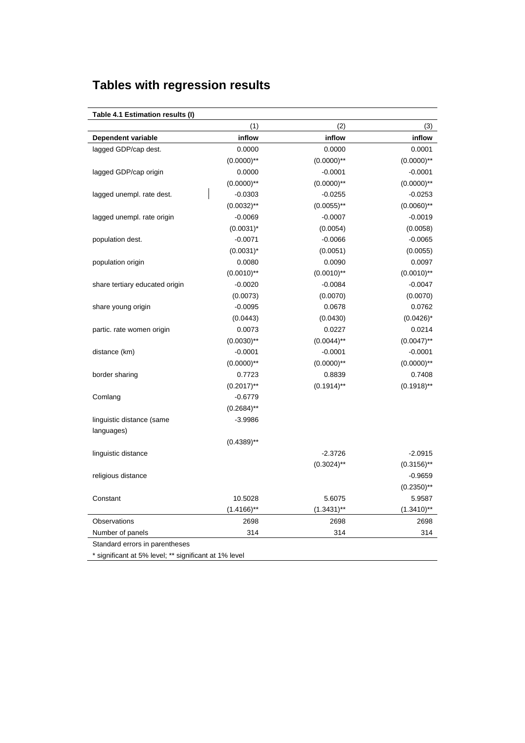# Tables with regression results

| Table 4.1 Estimation results (I) | | | |
|---|---|---|---|
| | (1) | (2) | (3) |
| **Dependent variable** | **inflow** | **inflow** | **inflow** |
| lagged GDP/cap dest. | 0.0000 | 0.0000 | 0.0001 |
| | (0.0000)** | (0.0000)** | (0.0000)** |
| lagged GDP/cap origin | 0.0000 | -0.0001 | -0.0001 |
| | (0.0000)** | (0.0000)** | (0.0000)** |
| lagged unempl. rate dest. | -0.0303 | -0.0255 | -0.0253 |
| | (0.0032)** | (0.0055)** | (0.0060)** |
| lagged unempl. rate origin | -0.0069 | -0.0007 | -0.0019 |
| | (0.0031)* | (0.0054) | (0.0058) |
| population dest. | -0.0071 | -0.0066 | -0.0065 |
| | (0.0031)* | (0.0051) | (0.0055) |
| population origin | 0.0080 | 0.0090 | 0.0097 |
| | (0.0010)** | (0.0010)** | (0.0010)** |
| share tertiary educated origin | -0.0020 | -0.0084 | -0.0047 |
| | (0.0073) | (0.0070) | (0.0070) |
| share young origin | -0.0095 | 0.0678 | 0.0762 |
| | (0.0443) | (0.0430) | (0.0426)* |
| partic. rate women origin | 0.0073 | 0.0227 | 0.0214 |
| | (0.0030)** | (0.0044)** | (0.0047)** |
| distance (km) | -0.0001 | -0.0001 | -0.0001 |
| | (0.0000)** | (0.0000)** | (0.0000)** |
| border sharing | 0.7723 | 0.8839 | 0.7408 |
| | (0.2017)** | (0.1914)** | (0.1918)** |
| Comlang | -0.6779 | | |
| | (0.2684)** | | |
| linguistic distance (same languages) | -3.9986 | | |
| | (0.4389)** | | |
| linguistic distance | | -2.3726 | -2.0915 |
| | | (0.3024)** | (0.3156)** |
| religious distance | | | -0.9659 |
| | | | (0.2350)** |
| Constant | 10.5028 | 5.6075 | 5.9587 |
| | (1.4166)** | (1.3431)** | (1.3410)** |
| Observations | 2698 | 2698 | 2698 |
| Number of panels | 314 | 314 | 314 |

Standard errors in parentheses

* significant at 5% level; ** significant at 1% level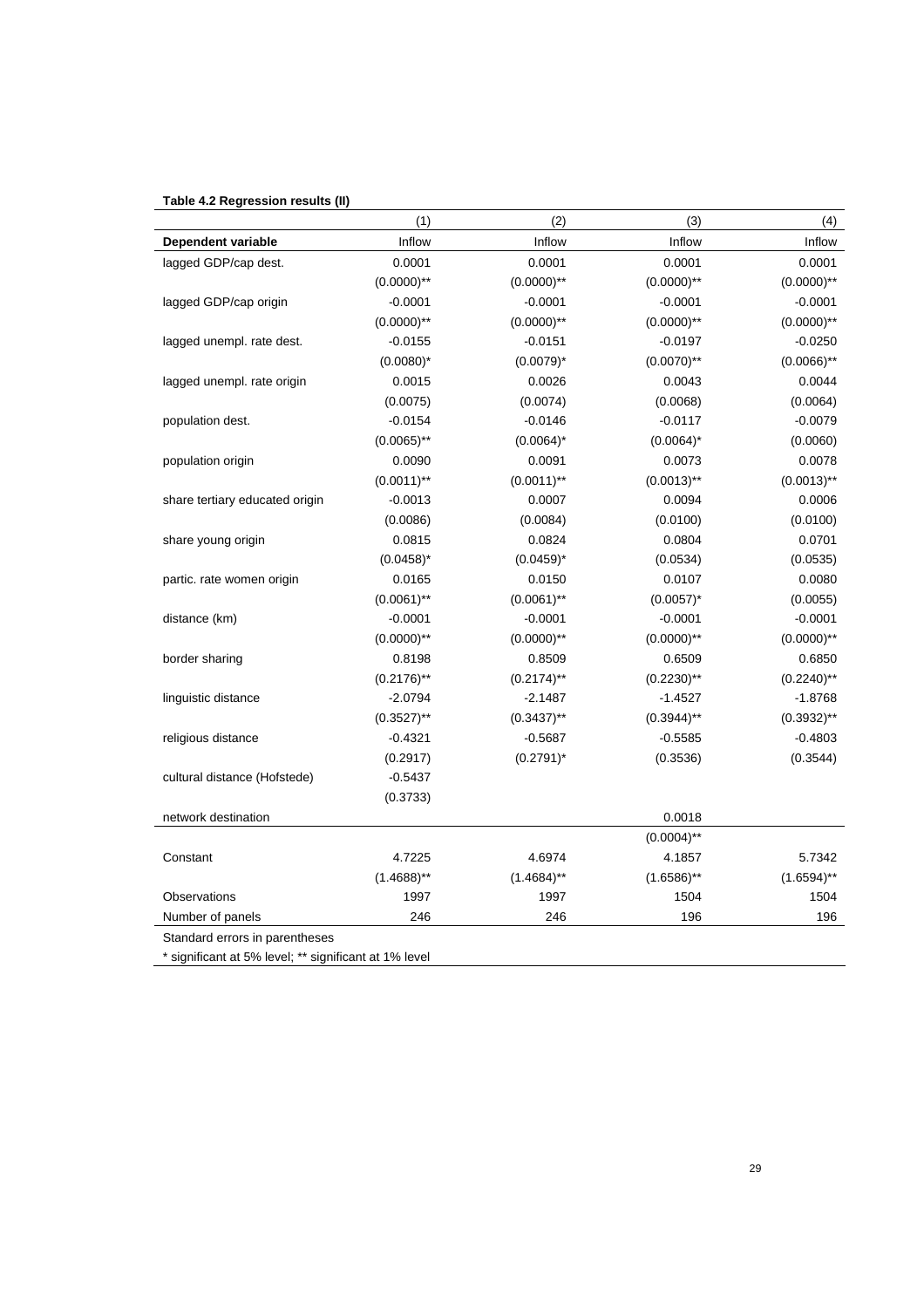**Table 4.2 Regression results (II)**

| | (1) | (2) | (3) | (4) |
|---|---|---|---|---|
| **Dependent variable** | Inflow | Inflow | Inflow | Inflow |
| lagged GDP/cap dest. | 0.0001 | 0.0001 | 0.0001 | 0.0001 |
| | (0.0000)** | (0.0000)** | (0.0000)** | (0.0000)** |
| lagged GDP/cap origin | -0.0001 | -0.0001 | -0.0001 | -0.0001 |
| | (0.0000)** | (0.0000)** | (0.0000)** | (0.0000)** |
| lagged unempl. rate dest. | -0.0155 | -0.0151 | -0.0197 | -0.0250 |
| | (0.0080)* | (0.0079)* | (0.0070)** | (0.0066)** |
| lagged unempl. rate origin | 0.0015 | 0.0026 | 0.0043 | 0.0044 |
| | (0.0075) | (0.0074) | (0.0068) | (0.0064) |
| population dest. | -0.0154 | -0.0146 | -0.0117 | -0.0079 |
| | (0.0065)** | (0.0064)* | (0.0064)* | (0.0060) |
| population origin | 0.0090 | 0.0091 | 0.0073 | 0.0078 |
| | (0.0011)** | (0.0011)** | (0.0013)** | (0.0013)** |
| share tertiary educated origin | -0.0013 | 0.0007 | 0.0094 | 0.0006 |
| | (0.0086) | (0.0084) | (0.0100) | (0.0100) |
| share young origin | 0.0815 | 0.0824 | 0.0804 | 0.0701 |
| | (0.0458)* | (0.0459)* | (0.0534) | (0.0535) |
| partic. rate women origin | 0.0165 | 0.0150 | 0.0107 | 0.0080 |
| | (0.0061)** | (0.0061)** | (0.0057)* | (0.0055) |
| distance (km) | -0.0001 | -0.0001 | -0.0001 | -0.0001 |
| | (0.0000)** | (0.0000)** | (0.0000)** | (0.0000)** |
| border sharing | 0.8198 | 0.8509 | 0.6509 | 0.6850 |
| | (0.2176)** | (0.2174)** | (0.2230)** | (0.2240)** |
| linguistic distance | -2.0794 | -2.1487 | -1.4527 | -1.8768 |
| | (0.3527)** | (0.3437)** | (0.3944)** | (0.3932)** |
| religious distance | -0.4321 | -0.5687 | -0.5585 | -0.4803 |
| | (0.2917) | (0.2791)* | (0.3536) | (0.3544) |
| cultural distance (Hofstede) | -0.5437 | | | |
| | (0.3733) | | | |
| network destination | | | 0.0018 | |
| | | | (0.0004)** | |
| Constant | 4.7225 | 4.6974 | 4.1857 | 5.7342 |
| | (1.4688)** | (1.4684)** | (1.6586)** | (1.6594)** |
| Observations | 1997 | 1997 | 1504 | 1504 |
| Number of panels | 246 | 246 | 196 | 196 |

Standard errors in parentheses

* significant at 5% level; ** significant at 1% level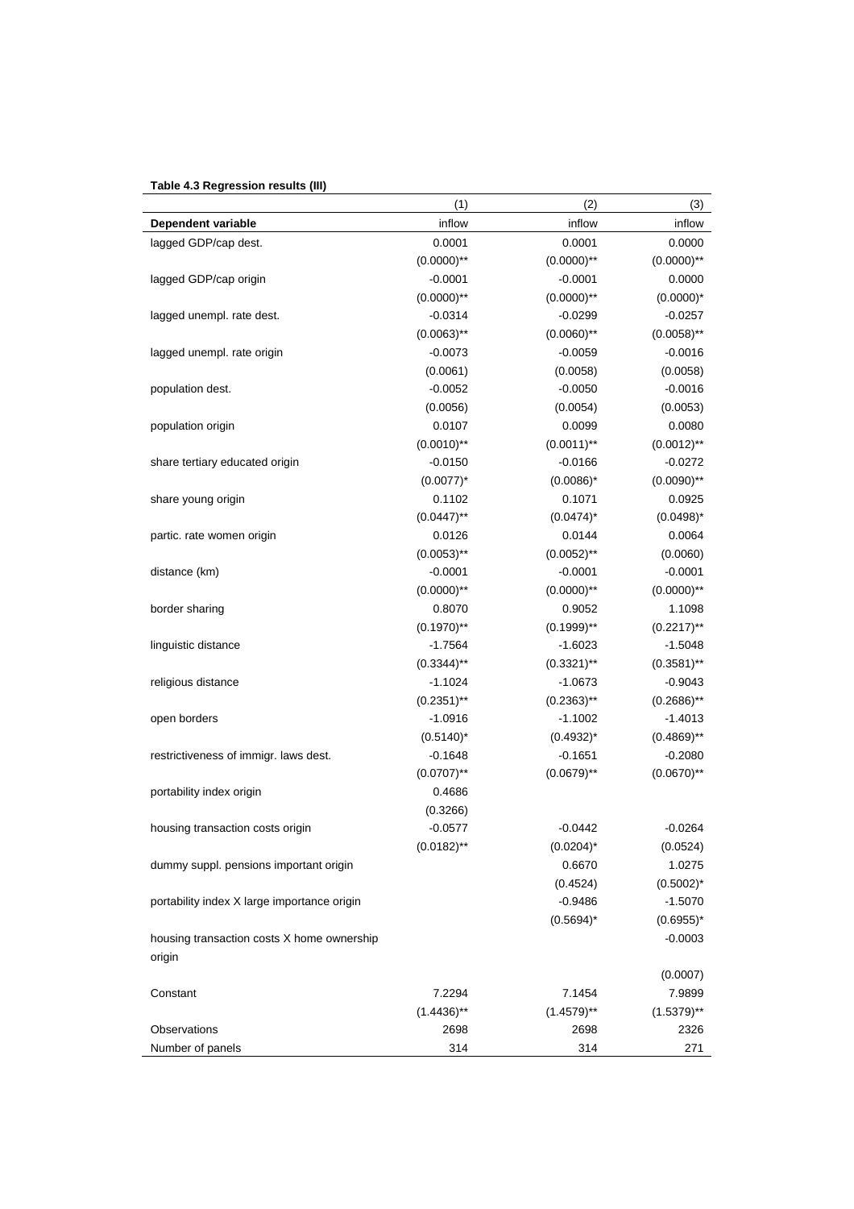**Table 4.3 Regression results (III)**

| | (1) | (2) | (3) |
|---|---|---|---|
| **Dependent variable** | inflow | inflow | inflow |
| lagged GDP/cap dest. | 0.0001 | 0.0001 | 0.0000 |
| | (0.0000)** | (0.0000)** | (0.0000)** |
| lagged GDP/cap origin | -0.0001 | -0.0001 | 0.0000 |
| | (0.0000)** | (0.0000)** | (0.0000)* |
| lagged unempl. rate dest. | -0.0314 | -0.0299 | -0.0257 |
| | (0.0063)** | (0.0060)** | (0.0058)** |
| lagged unempl. rate origin | -0.0073 | -0.0059 | -0.0016 |
| | (0.0061) | (0.0058) | (0.0058) |
| population dest. | -0.0052 | -0.0050 | -0.0016 |
| | (0.0056) | (0.0054) | (0.0053) |
| population origin | 0.0107 | 0.0099 | 0.0080 |
| | (0.0010)** | (0.0011)** | (0.0012)** |
| share tertiary educated origin | -0.0150 | -0.0166 | -0.0272 |
| | (0.0077)* | (0.0086)* | (0.0090)** |
| share young origin | 0.1102 | 0.1071 | 0.0925 |
| | (0.0447)** | (0.0474)* | (0.0498)* |
| partic. rate women origin | 0.0126 | 0.0144 | 0.0064 |
| | (0.0053)** | (0.0052)** | (0.0060) |
| distance (km) | -0.0001 | -0.0001 | -0.0001 |
| | (0.0000)** | (0.0000)** | (0.0000)** |
| border sharing | 0.8070 | 0.9052 | 1.1098 |
| | (0.1970)** | (0.1999)** | (0.2217)** |
| linguistic distance | -1.7564 | -1.6023 | -1.5048 |
| | (0.3344)** | (0.3321)** | (0.3581)** |
| religious distance | -1.1024 | -1.0673 | -0.9043 |
| | (0.2351)** | (0.2363)** | (0.2686)** |
| open borders | -1.0916 | -1.1002 | -1.4013 |
| | (0.5140)* | (0.4932)* | (0.4869)** |
| restrictiveness of immigr. laws dest. | -0.1648 | -0.1651 | -0.2080 |
| | (0.0707)** | (0.0679)** | (0.0670)** |
| portability index origin | 0.4686 | | |
| | (0.3266) | | |
| housing transaction costs origin | -0.0577 | -0.0442 | -0.0264 |
| | (0.0182)** | (0.0204)* | (0.0524) |
| dummy suppl. pensions important origin | | 0.6670 | 1.0275 |
| | | (0.4524) | (0.5002)* |
| portability index X large importance origin | | -0.9486 | -1.5070 |
| | | (0.5694)* | (0.6955)* |
| housing transaction costs X home ownership origin | | | -0.0003 |
| | | | (0.0007) |
| Constant | 7.2294 | 7.1454 | 7.9899 |
| | (1.4436)** | (1.4579)** | (1.5379)** |
| Observations | 2698 | 2698 | 2326 |
| Number of panels | 314 | 314 | 271 |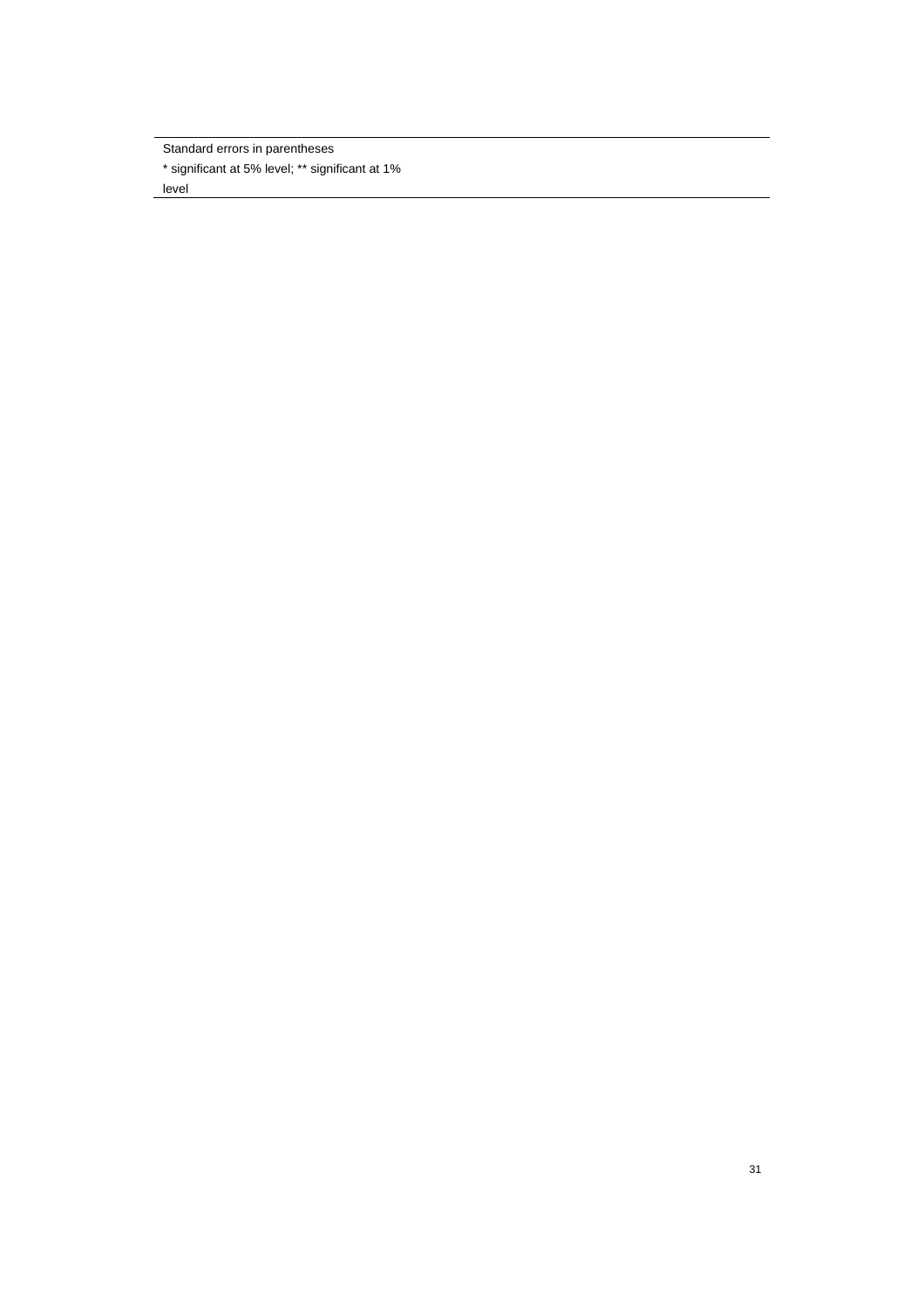Standard errors in parentheses

* significant at 5% level; ** significant at 1% level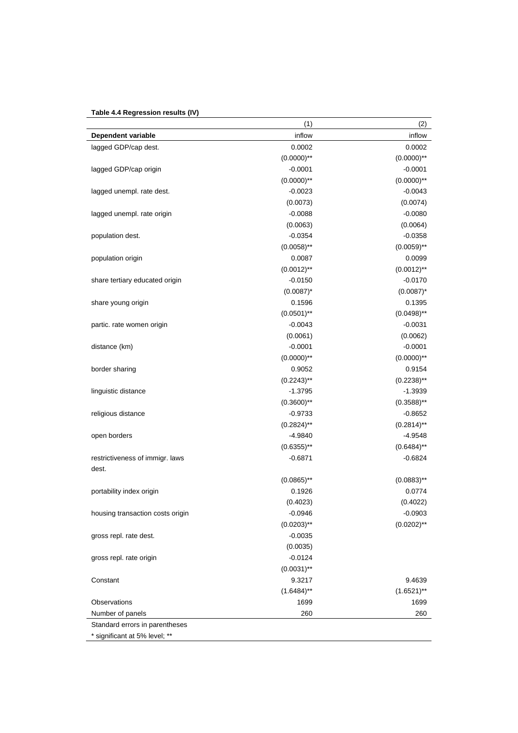**Table 4.4 Regression results (IV)**

| | (1) | (2) |
|---|---|---|
| **Dependent variable** | inflow | inflow |
| lagged GDP/cap dest. | 0.0002 | 0.0002 |
| | (0.0000)** | (0.0000)** |
| lagged GDP/cap origin | -0.0001 | -0.0001 |
| | (0.0000)** | (0.0000)** |
| lagged unempl. rate dest. | -0.0023 | -0.0043 |
| | (0.0073) | (0.0074) |
| lagged unempl. rate origin | -0.0088 | -0.0080 |
| | (0.0063) | (0.0064) |
| population dest. | -0.0354 | -0.0358 |
| | (0.0058)** | (0.0059)** |
| population origin | 0.0087 | 0.0099 |
| | (0.0012)** | (0.0012)** |
| share tertiary educated origin | -0.0150 | -0.0170 |
| | (0.0087)* | (0.0087)* |
| share young origin | 0.1596 | 0.1395 |
| | (0.0501)** | (0.0498)** |
| partic. rate women origin | -0.0043 | -0.0031 |
| | (0.0061) | (0.0062) |
| distance (km) | -0.0001 | -0.0001 |
| | (0.0000)** | (0.0000)** |
| border sharing | 0.9052 | 0.9154 |
| | (0.2243)** | (0.2238)** |
| linguistic distance | -1.3795 | -1.3939 |
| | (0.3600)** | (0.3588)** |
| religious distance | -0.9733 | -0.8652 |
| | (0.2824)** | (0.2814)** |
| open borders | -4.9840 | -4.9548 |
| | (0.6355)** | (0.6484)** |
| restrictiveness of immigr. laws dest. | -0.6871 | -0.6824 |
| | (0.0865)** | (0.0883)** |
| portability index origin | 0.1926 | 0.0774 |
| | (0.4023) | (0.4022) |
| housing transaction costs origin | -0.0946 | -0.0903 |
| | (0.0203)** | (0.0202)** |
| gross repl. rate dest. | -0.0035 | |
| | (0.0035) | |
| gross repl. rate origin | -0.0124 | |
| | (0.0031)** | |
| Constant | 9.3217 | 9.4639 |
| | (1.6484)** | (1.6521)** |
| Observations | 1699 | 1699 |
| Number of panels | 260 | 260 |

Standard errors in parentheses

* significant at 5% level; **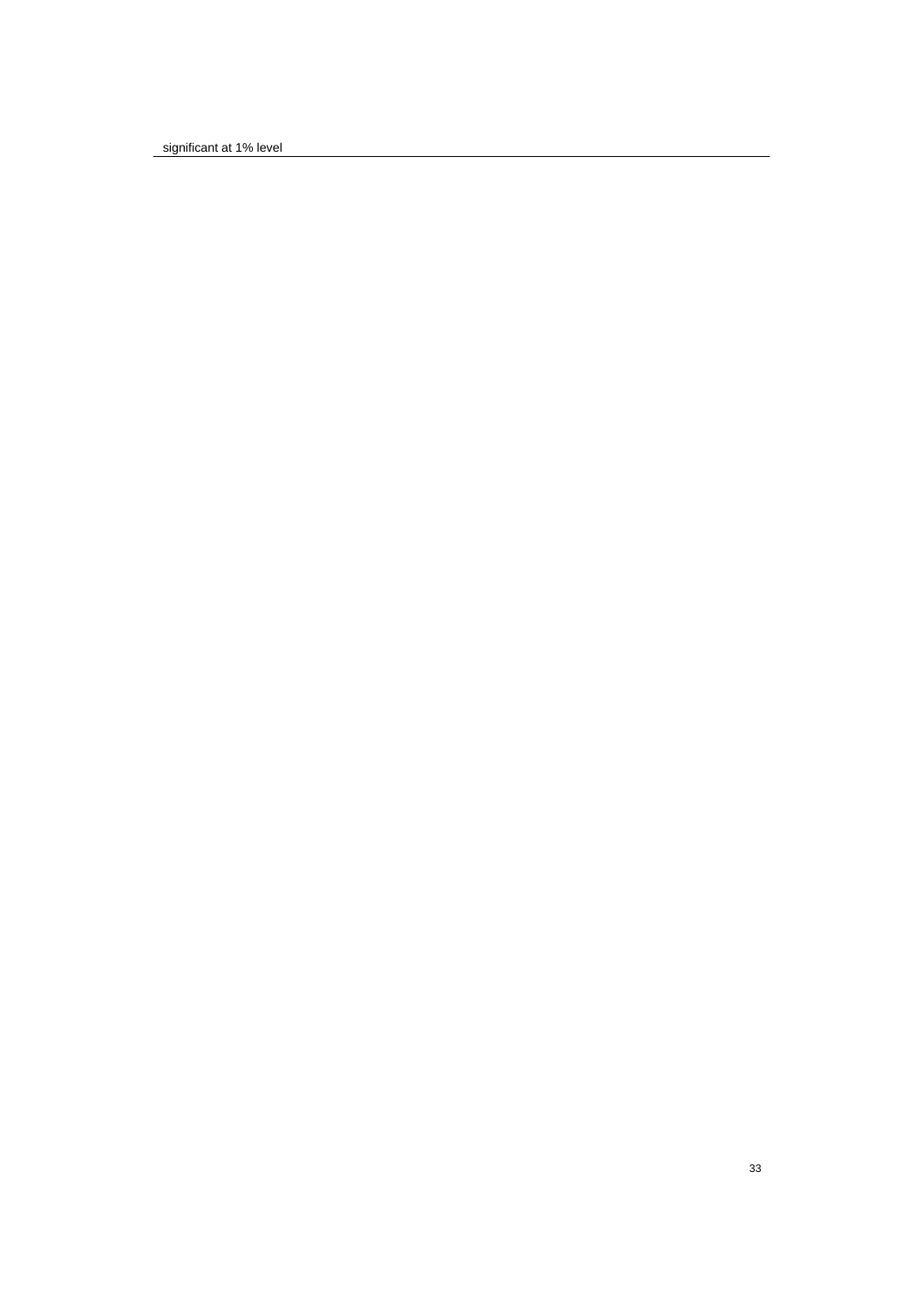significant at 1% level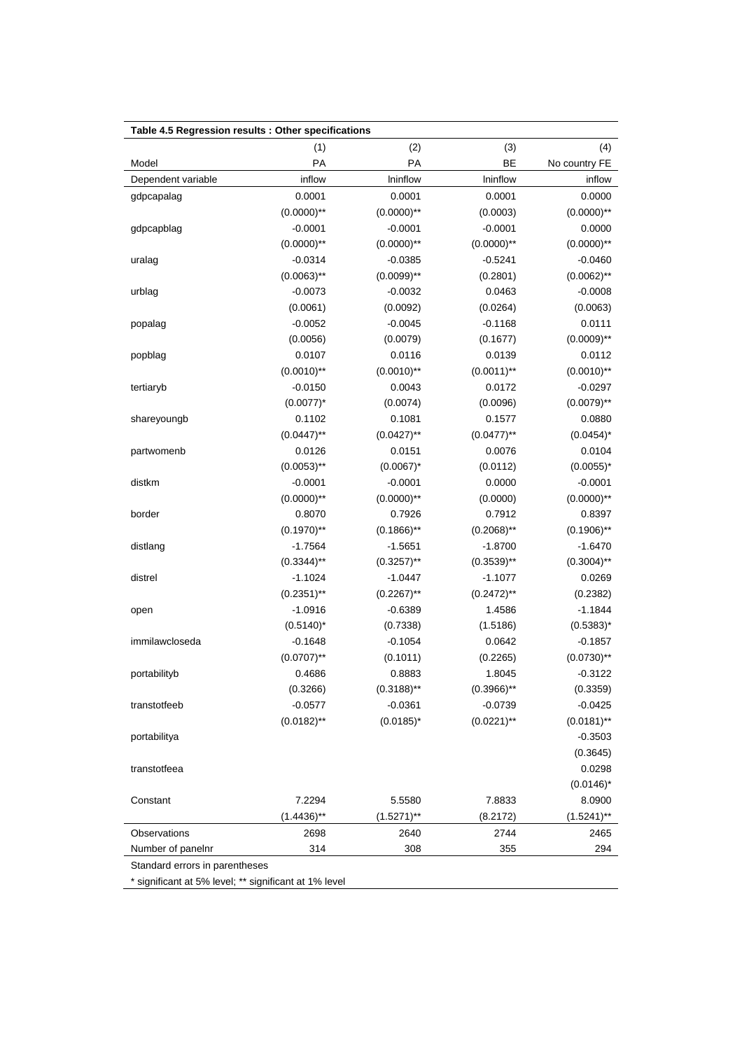**Table 4.5 Regression results : Other specifications**

| | (1) | (2) | (3) | (4) |
|---|---|---|---|---|
| Model | PA | PA | BE | No country FE |
| Dependent variable | inflow | lninflow | lninflow | inflow |
| gdpcapalag | 0.0001 | 0.0001 | 0.0001 | 0.0000 |
| | (0.0000)** | (0.0000)** | (0.0003) | (0.0000)** |
| gdpcapblag | -0.0001 | -0.0001 | -0.0001 | 0.0000 |
| | (0.0000)** | (0.0000)** | (0.0000)** | (0.0000)** |
| uralag | -0.0314 | -0.0385 | -0.5241 | -0.0460 |
| | (0.0063)** | (0.0099)** | (0.2801) | (0.0062)** |
| urblag | -0.0073 | -0.0032 | 0.0463 | -0.0008 |
| | (0.0061) | (0.0092) | (0.0264) | (0.0063) |
| popalag | -0.0052 | -0.0045 | -0.1168 | 0.0111 |
| | (0.0056) | (0.0079) | (0.1677) | (0.0009)** |
| popblag | 0.0107 | 0.0116 | 0.0139 | 0.0112 |
| | (0.0010)** | (0.0010)** | (0.0011)** | (0.0010)** |
| tertiaryb | -0.0150 | 0.0043 | 0.0172 | -0.0297 |
| | (0.0077)* | (0.0074) | (0.0096) | (0.0079)** |
| shareyoungb | 0.1102 | 0.1081 | 0.1577 | 0.0880 |
| | (0.0447)** | (0.0427)** | (0.0477)** | (0.0454)* |
| partwomenb | 0.0126 | 0.0151 | 0.0076 | 0.0104 |
| | (0.0053)** | (0.0067)* | (0.0112) | (0.0055)* |
| distkm | -0.0001 | -0.0001 | 0.0000 | -0.0001 |
| | (0.0000)** | (0.0000)** | (0.0000) | (0.0000)** |
| border | 0.8070 | 0.7926 | 0.7912 | 0.8397 |
| | (0.1970)** | (0.1866)** | (0.2068)** | (0.1906)** |
| distlang | -1.7564 | -1.5651 | -1.8700 | -1.6470 |
| | (0.3344)** | (0.3257)** | (0.3539)** | (0.3004)** |
| distrel | -1.1024 | -1.0447 | -1.1077 | 0.0269 |
| | (0.2351)** | (0.2267)** | (0.2472)** | (0.2382) |
| open | -1.0916 | -0.6389 | 1.4586 | -1.1844 |
| | (0.5140)* | (0.7338) | (1.5186) | (0.5383)* |
| immilawcloseda | -0.1648 | -0.1054 | 0.0642 | -0.1857 |
| | (0.0707)** | (0.1011) | (0.2265) | (0.0730)** |
| portabilityb | 0.4686 | 0.8883 | 1.8045 | -0.3122 |
| | (0.3266) | (0.3188)** | (0.3966)** | (0.3359) |
| transtotfeeb | -0.0577 | -0.0361 | -0.0739 | -0.0425 |
| | (0.0182)** | (0.0185)* | (0.0221)** | (0.0181)** |
| portabilitya | | | | -0.3503 |
| | | | | (0.3645) |
| transtotfeea | | | | 0.0298 |
| | | | | (0.0146)* |
| Constant | 7.2294 | 5.5580 | 7.8833 | 8.0900 |
| | (1.4436)** | (1.5271)** | (8.2172) | (1.5241)** |
| Observations | 2698 | 2640 | 2744 | 2465 |
| Number of panelnr | 314 | 308 | 355 | 294 |

Standard errors in parentheses

* significant at 5% level; ** significant at 1% level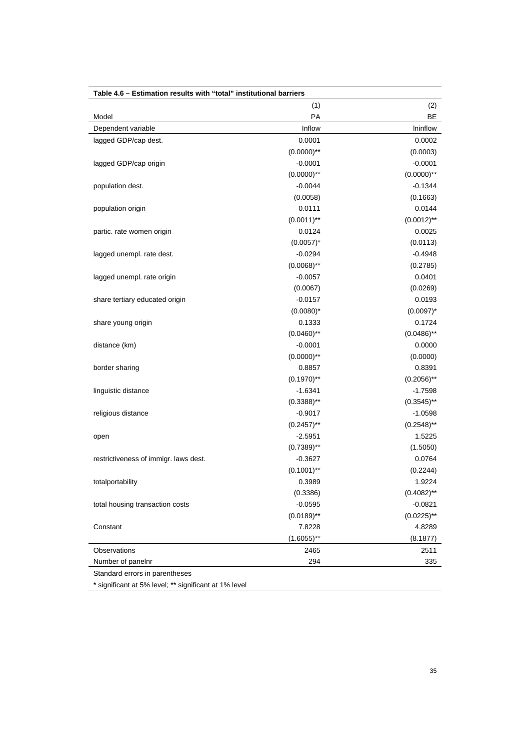**Table 4.6 – Estimation results with "total" institutional barriers**

| | (1) | (2) |
|---|---|---|
| Model | PA | BE |
| Dependent variable | Inflow | lninflow |
| lagged GDP/cap dest. | 0.0001 | 0.0002 |
| | (0.0000)** | (0.0003) |
| lagged GDP/cap origin | -0.0001 | -0.0001 |
| | (0.0000)** | (0.0000)** |
| population dest. | -0.0044 | -0.1344 |
| | (0.0058) | (0.1663) |
| population origin | 0.0111 | 0.0144 |
| | (0.0011)** | (0.0012)** |
| partic. rate women origin | 0.0124 | 0.0025 |
| | (0.0057)* | (0.0113) |
| lagged unempl. rate dest. | -0.0294 | -0.4948 |
| | (0.0068)** | (0.2785) |
| lagged unempl. rate origin | -0.0057 | 0.0401 |
| | (0.0067) | (0.0269) |
| share tertiary educated origin | -0.0157 | 0.0193 |
| | (0.0080)* | (0.0097)* |
| share young origin | 0.1333 | 0.1724 |
| | (0.0460)** | (0.0486)** |
| distance (km) | -0.0001 | 0.0000 |
| | (0.0000)** | (0.0000) |
| border sharing | 0.8857 | 0.8391 |
| | (0.1970)** | (0.2056)** |
| linguistic distance | -1.6341 | -1.7598 |
| | (0.3388)** | (0.3545)** |
| religious distance | -0.9017 | -1.0598 |
| | (0.2457)** | (0.2548)** |
| open | -2.5951 | 1.5225 |
| | (0.7389)** | (1.5050) |
| restrictiveness of immigr. laws dest. | -0.3627 | 0.0764 |
| | (0.1001)** | (0.2244) |
| totalportability | 0.3989 | 1.9224 |
| | (0.3386) | (0.4082)** |
| total housing transaction costs | -0.0595 | -0.0821 |
| | (0.0189)** | (0.0225)** |
| Constant | 7.8228 | 4.8289 |
| | (1.6055)** | (8.1877) |
| Observations | 2465 | 2511 |
| Number of panelnr | 294 | 335 |

Standard errors in parentheses

* significant at 5% level; ** significant at 1% level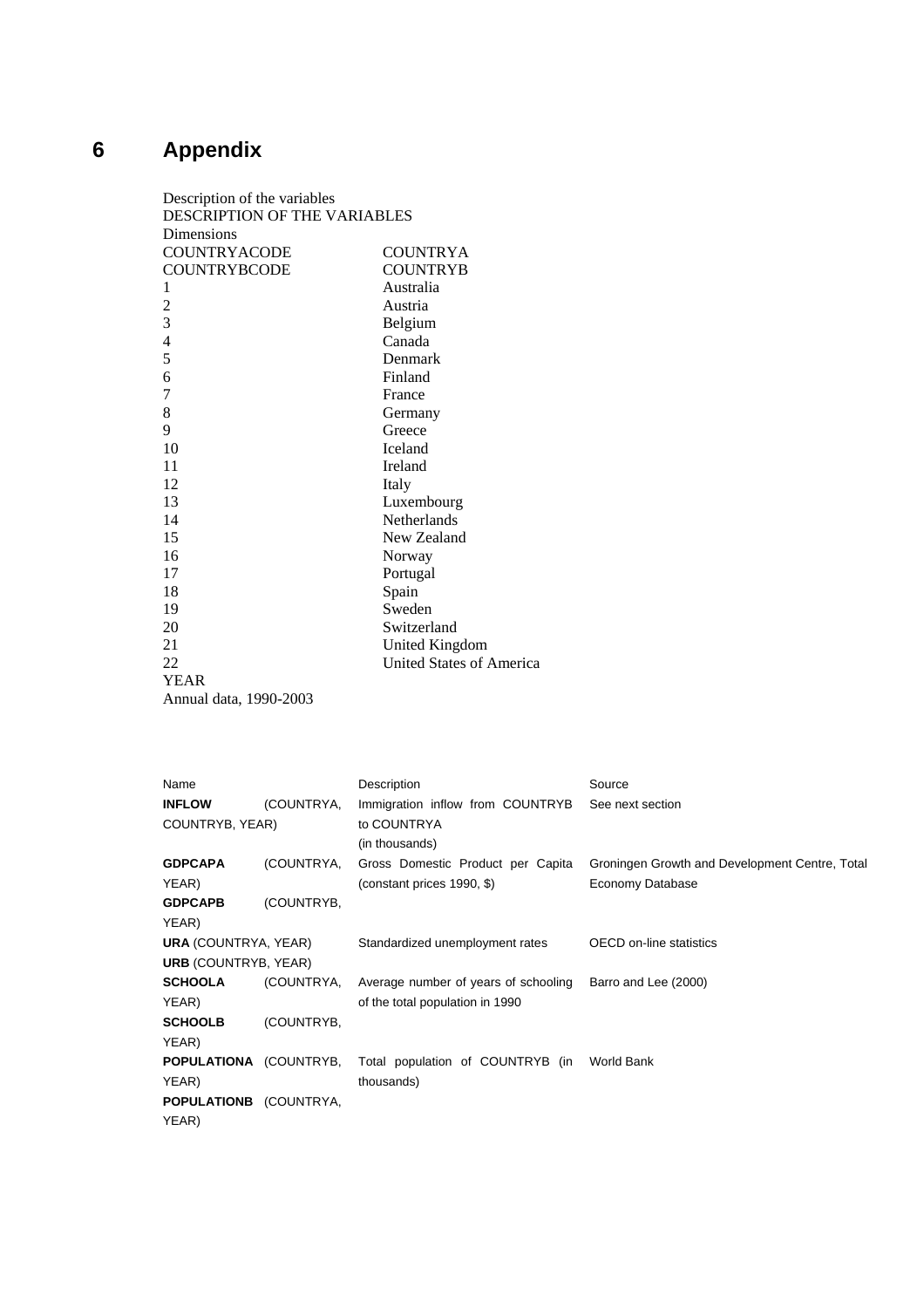# 6 Appendix

Description of the variables

DESCRIPTION OF THE VARIABLES

Dimensions

| COUNTRYACODE | COUNTRYA |
|---|---|
| COUNTRYBCODE | COUNTRYB |
| 1 | Australia |
| 2 | Austria |
| 3 | Belgium |
| 4 | Canada |
| 5 | Denmark |
| 6 | Finland |
| 7 | France |
| 8 | Germany |
| 9 | Greece |
| 10 | Iceland |
| 11 | Ireland |
| 12 | Italy |
| 13 | Luxembourg |
| 14 | Netherlands |
| 15 | New Zealand |
| 16 | Norway |
| 17 | Portugal |
| 18 | Spain |
| 19 | Sweden |
| 20 | Switzerland |
| 21 | United Kingdom |
| 22 | United States of America |

YEAR

Annual data, 1990-2003

| Name | Description | Source |
|---|---|---|
| **INFLOW** (COUNTRYA, COUNTRYB, YEAR) | Immigration inflow from COUNTRYB to COUNTRYA (in thousands) | See next section |
| **GDPCAPA** (COUNTRYA, YEAR) **GDPCAPB** (COUNTRYB, YEAR) | Gross Domestic Product per Capita (constant prices 1990, $) | Groningen Growth and Development Centre, Total Economy Database |
| **URA** (COUNTRYA, YEAR) **URB** (COUNTRYB, YEAR) | Standardized unemployment rates | OECD on-line statistics |
| **SCHOOLA** (COUNTRYA, YEAR) **SCHOOLB** (COUNTRYB, YEAR) | Average number of years of schooling of the total population in 1990 | Barro and Lee (2000) |
| **POPULATIONA** (COUNTRYB, YEAR) **POPULATIONB** (COUNTRYA, YEAR) | Total population of COUNTRYB (in thousands) | World Bank |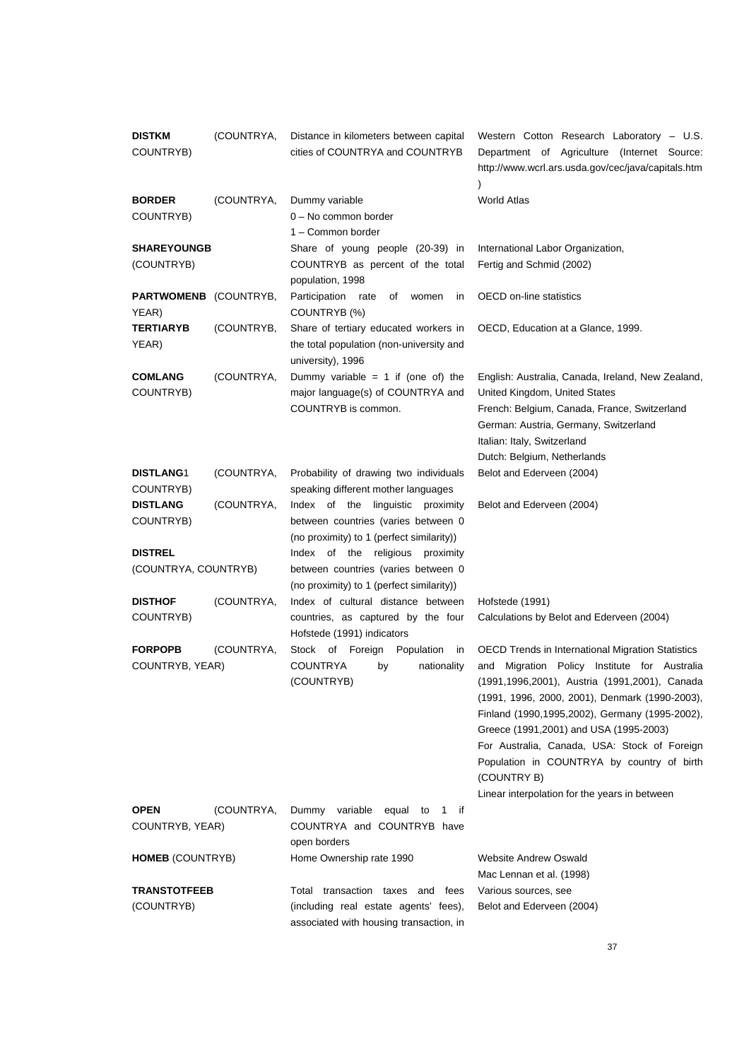| | | |
|---|---|---|
| **DISTKM** (COUNTRYA, COUNTRYB) | Distance in kilometers between capital cities of COUNTRYA and COUNTRYB | Western Cotton Research Laboratory – U.S. Department of Agriculture (Internet Source: http://www.wcrl.ars.usda.gov/cec/java/capitals.htm ) |
| **BORDER** (COUNTRYA, COUNTRYB) | Dummy variable<br>0 – No common border<br>1 – Common border | World Atlas |
| **SHAREYOUNGB** (COUNTRYB) | Share of young people (20-39) in COUNTRYB as percent of the total population, 1998 | International Labor Organization,<br>Fertig and Schmid (2002) |
| **PARTWOMENB** (COUNTRYB, YEAR) | Participation rate of women in COUNTRYB (%) | OECD on-line statistics |
| **TERTIARYB** (COUNTRYB, YEAR) | Share of tertiary educated workers in the total population (non-university and university), 1996 | OECD, Education at a Glance, 1999. |
| **COMLANG** (COUNTRYA, COUNTRYB) | Dummy variable = 1 if (one of) the major language(s) of COUNTRYA and COUNTRYB is common. | English: Australia, Canada, Ireland, New Zealand, United Kingdom, United States<br>French: Belgium, Canada, France, Switzerland<br>German: Austria, Germany, Switzerland<br>Italian: Italy, Switzerland<br>Dutch: Belgium, Netherlands |
| **DISTLANG**1 (COUNTRYA, COUNTRYB) | Probability of drawing two individuals speaking different mother languages | Belot and Ederveen (2004) |
| **DISTLANG** (COUNTRYA, COUNTRYB) | Index of the linguistic proximity between countries (varies between 0 (no proximity) to 1 (perfect similarity)) | Belot and Ederveen (2004) |
| **DISTREL** (COUNTRYA, COUNTRYB) | Index of the religious proximity between countries (varies between 0 (no proximity) to 1 (perfect similarity)) | |
| **DISTHOF** (COUNTRYA, COUNTRYB) | Index of cultural distance between countries, as captured by the four Hofstede (1991) indicators | Hofstede (1991)<br>Calculations by Belot and Ederveen (2004) |
| **FORPOPB** (COUNTRYA, COUNTRYB, YEAR) | Stock of Foreign Population in COUNTRYA by nationality (COUNTRYB) | OECD Trends in International Migration Statistics and Migration Policy Institute for Australia (1991,1996,2001), Austria (1991,2001), Canada (1991, 1996, 2000, 2001), Denmark (1990-2003), Finland (1990,1995,2002), Germany (1995-2002), Greece (1991,2001) and USA (1995-2003)<br>For Australia, Canada, USA: Stock of Foreign Population in COUNTRYA by country of birth (COUNTRY B)<br>Linear interpolation for the years in between |
| **OPEN** (COUNTRYA, COUNTRYB, YEAR) | Dummy variable equal to 1 if COUNTRYA and COUNTRYB have open borders | |
| **HOMEB** (COUNTRYB) | Home Ownership rate 1990 | Website Andrew Oswald<br>Mac Lennan et al. (1998) |
| **TRANSTOTFEEB** (COUNTRYB) | Total transaction taxes and fees (including real estate agents' fees), associated with housing transaction, in | Various sources, see<br>Belot and Ederveen (2004) |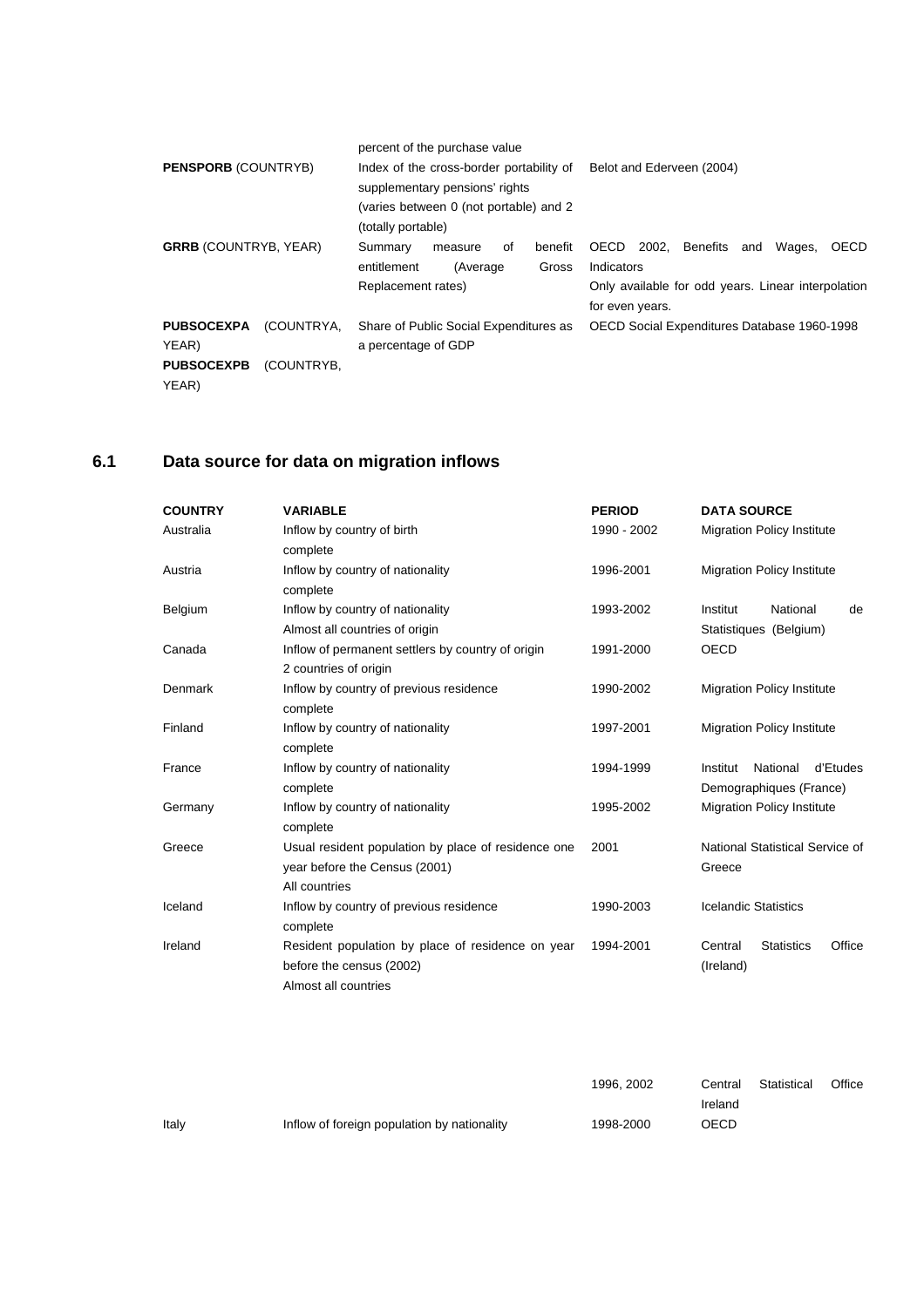| | | |
|---|---|---|
| | percent of the purchase value | |
| **PENSPORB** (COUNTRYB) | Index of the cross-border portability of supplementary pensions' rights (varies between 0 (not portable) and 2 (totally portable) | Belot and Ederveen (2004) |
| **GRRB** (COUNTRYB, YEAR) | Summary measure of benefit entitlement (Average Gross Replacement rates) | OECD 2002, Benefits and Wages, OECD Indicators<br>Only available for odd years. Linear interpolation for even years. |
| **PUBSOCEXPA** (COUNTRYA, YEAR)<br>**PUBSOCEXPB** (COUNTRYB, YEAR) | Share of Public Social Expenditures as a percentage of GDP | OECD Social Expenditures Database 1960-1998 |

## 6.1 Data source for data on migration inflows

| COUNTRY | VARIABLE | PERIOD | DATA SOURCE |
|---|---|---|---|
| Australia | Inflow by country of birth<br>complete | 1990 - 2002 | Migration Policy Institute |
| Austria | Inflow by country of nationality<br>complete | 1996-2001 | Migration Policy Institute |
| Belgium | Inflow by country of nationality<br>Almost all countries of origin | 1993-2002 | Institut National de Statistiques (Belgium) |
| Canada | Inflow of permanent settlers by country of origin<br>2 countries of origin | 1991-2000 | OECD |
| Denmark | Inflow by country of previous residence<br>complete | 1990-2002 | Migration Policy Institute |
| Finland | Inflow by country of nationality<br>complete | 1997-2001 | Migration Policy Institute |
| France | Inflow by country of nationality<br>complete | 1994-1999 | Institut National d'Etudes Demographiques (France) |
| Germany | Inflow by country of nationality<br>complete | 1995-2002 | Migration Policy Institute |
| Greece | Usual resident population by place of residence one year before the Census (2001)<br>All countries | 2001 | National Statistical Service of Greece |
| Iceland | Inflow by country of previous residence<br>complete | 1990-2003 | Icelandic Statistics |
| Ireland | Resident population by place of residence on year before the census (2002)<br>Almost all countries | 1994-2001 | Central Statistics Office (Ireland) |
| | | 1996, 2002 | Central Statistical Office Ireland |
| Italy | Inflow of foreign population by nationality | 1998-2000 | OECD |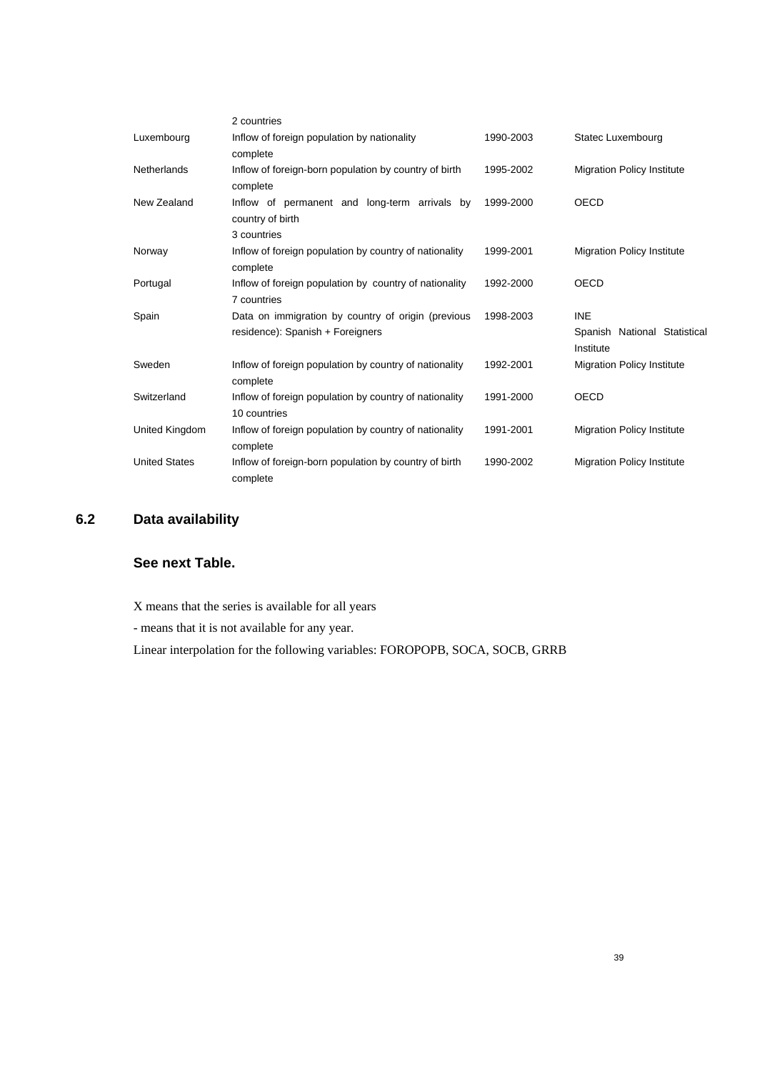| | | | |
|---|---|---|---|
| | 2 countries | | |
| Luxembourg | Inflow of foreign population by nationality<br>complete | 1990-2003 | Statec Luxembourg |
| Netherlands | Inflow of foreign-born population by country of birth<br>complete | 1995-2002 | Migration Policy Institute |
| New Zealand | Inflow of permanent and long-term arrivals by country of birth<br>3 countries | 1999-2000 | OECD |
| Norway | Inflow of foreign population by country of nationality<br>complete | 1999-2001 | Migration Policy Institute |
| Portugal | Inflow of foreign population by country of nationality<br>7 countries | 1992-2000 | OECD |
| Spain | Data on immigration by country of origin (previous residence): Spanish + Foreigners | 1998-2003 | INE<br>Spanish National Statistical Institute |
| Sweden | Inflow of foreign population by country of nationality<br>complete | 1992-2001 | Migration Policy Institute |
| Switzerland | Inflow of foreign population by country of nationality<br>10 countries | 1991-2000 | OECD |
| United Kingdom | Inflow of foreign population by country of nationality<br>complete | 1991-2001 | Migration Policy Institute |
| United States | Inflow of foreign-born population by country of birth<br>complete | 1990-2002 | Migration Policy Institute |

## 6.2 Data availability

**See next Table.**

X means that the series is available for all years

- means that it is not available for any year.

Linear interpolation for the following variables: FOROPOPB, SOCA, SOCB, GRRB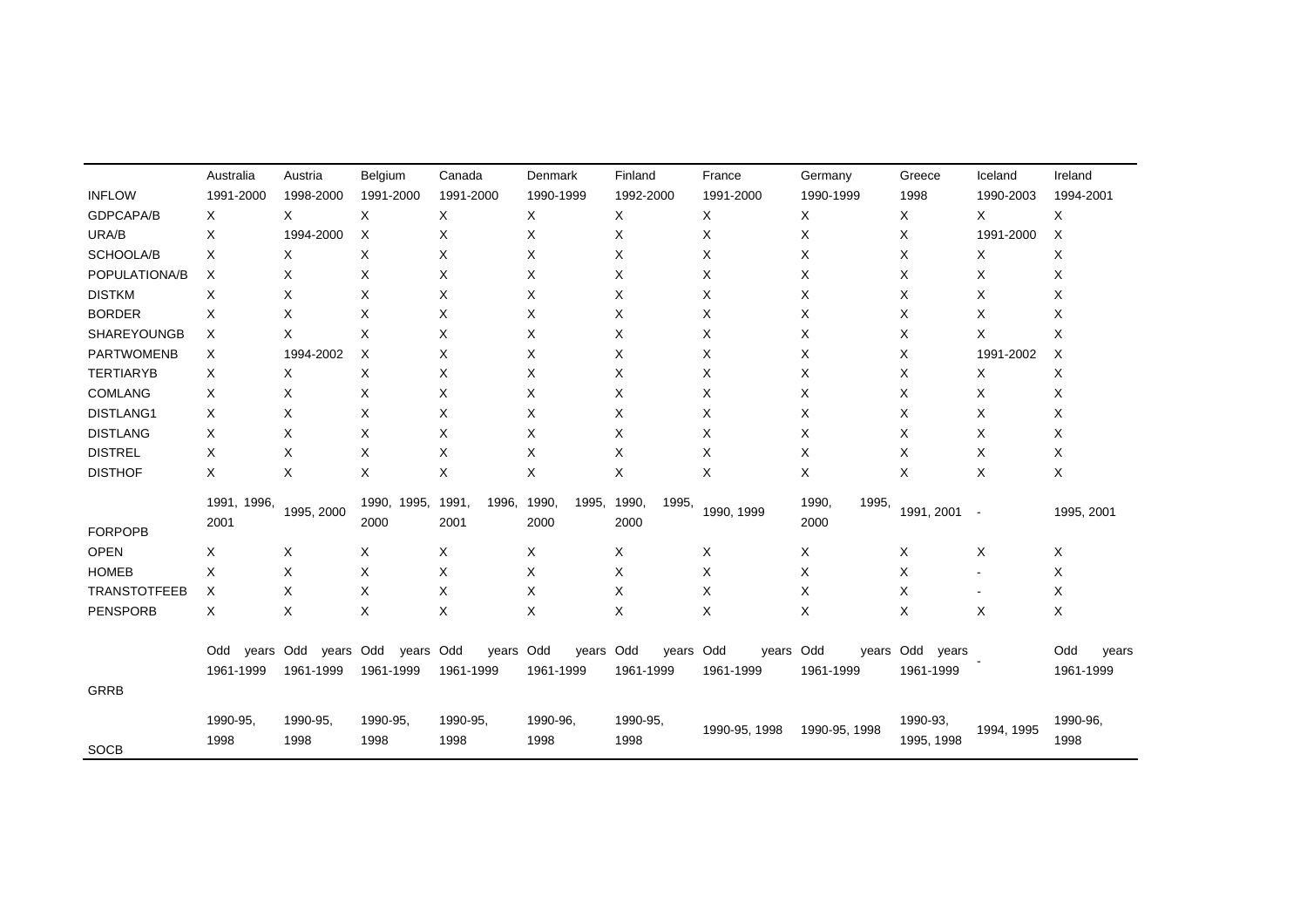| | Australia | Austria | Belgium | Canada | Denmark | Finland | France | Germany | Greece | Iceland | Ireland |
|---|---|---|---|---|---|---|---|---|---|---|---|
| INFLOW | 1991-2000 | 1998-2000 | 1991-2000 | 1991-2000 | 1990-1999 | 1992-2000 | 1991-2000 | 1990-1999 | 1998 | 1990-2003 | 1994-2001 |
| GDPCAPA/B | X | X | X | X | X | X | X | X | X | X | X |
| URA/B | X | 1994-2000 | X | X | X | X | X | X | X | 1991-2000 | X |
| SCHOOLA/B | X | X | X | X | X | X | X | X | X | X | X |
| POPULATIONA/B | X | X | X | X | X | X | X | X | X | X | X |
| DISTKM | X | X | X | X | X | X | X | X | X | X | X |
| BORDER | X | X | X | X | X | X | X | X | X | X | X |
| SHAREYOUNGB | X | X | X | X | X | X | X | X | X | X | X |
| PARTWOMENB | X | 1994-2002 | X | X | X | X | X | X | X | 1991-2002 | X |
| TERTIARYB | X | X | X | X | X | X | X | X | X | X | X |
| COMLANG | X | X | X | X | X | X | X | X | X | X | X |
| DISTLANG1 | X | X | X | X | X | X | X | X | X | X | X |
| DISTLANG | X | X | X | X | X | X | X | X | X | X | X |
| DISTREL | X | X | X | X | X | X | X | X | X | X | X |
| DISTHOF | X | X | X | X | X | X | X | X | X | X | X |
| FORPOPB | 1991, 1996, 2001 | 1995, 2000 | 1990, 1995, 2000 | 1991, 1996, 2001 | 1990, 1995, 2000 | 1990, 1995, 2000 | 1990, 1999 | 1990, 1995, 2000 | 1991, 2001 | - | 1995, 2001 |
| OPEN | X | X | X | X | X | X | X | X | X | X | X |
| HOMEB | X | X | X | X | X | X | X | X | X | - | X |
| TRANSTOTFEEB | X | X | X | X | X | X | X | X | X | - | X |
| PENSPORB | X | X | X | X | X | X | X | X | X | X | X |
| GRRB | Odd years 1961-1999 | Odd years 1961-1999 | Odd years 1961-1999 | Odd years 1961-1999 | Odd years 1961-1999 | Odd years 1961-1999 | Odd years 1961-1999 | Odd years 1961-1999 | Odd years 1961-1999 | - | Odd years 1961-1999 |
| SOCB | 1990-95, 1998 | 1990-95, 1998 | 1990-95, 1998 | 1990-95, 1998 | 1990-96, 1998 | 1990-95, 1998 | 1990-95, 1998 | 1990-95, 1998 | 1990-93, 1995, 1998 | 1994, 1995 | 1990-96, 1998 |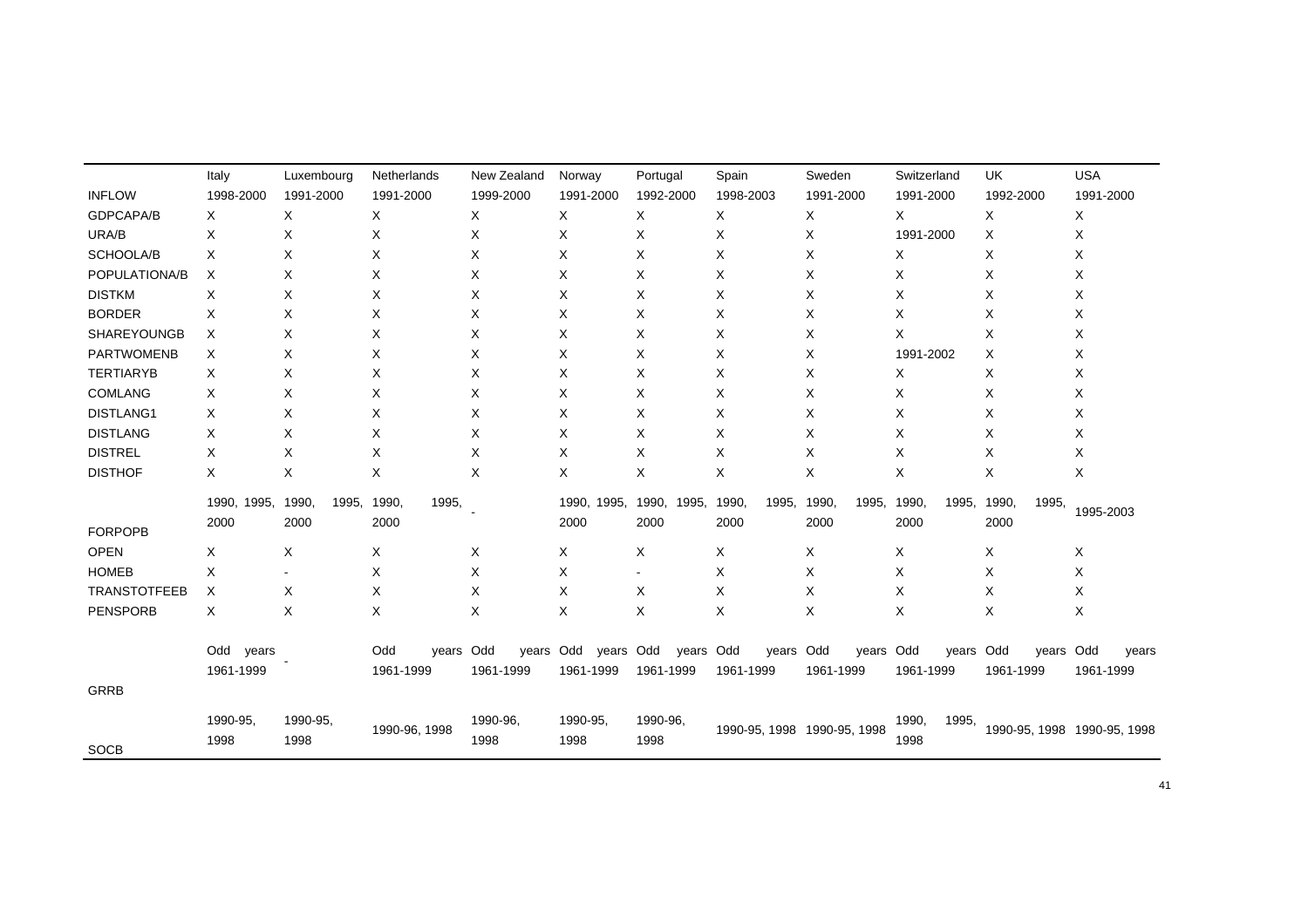| | Italy | Luxembourg | Netherlands | New Zealand | Norway | Portugal | Spain | Sweden | Switzerland | UK | USA |
|---|---|---|---|---|---|---|---|---|---|---|---|
| INFLOW | 1998-2000 | 1991-2000 | 1991-2000 | 1999-2000 | 1991-2000 | 1992-2000 | 1998-2003 | 1991-2000 | 1991-2000 | 1992-2000 | 1991-2000 |
| GDPCAPA/B | X | X | X | X | X | X | X | X | X | X | X |
| URA/B | X | X | X | X | X | X | X | X | 1991-2000 | X | X |
| SCHOOLA/B | X | X | X | X | X | X | X | X | X | X | X |
| POPULATIONA/B | X | X | X | X | X | X | X | X | X | X | X |
| DISTKM | X | X | X | X | X | X | X | X | X | X | X |
| BORDER | X | X | X | X | X | X | X | X | X | X | X |
| SHAREYOUNGB | X | X | X | X | X | X | X | X | X | X | X |
| PARTWOMENB | X | X | X | X | X | X | X | X | 1991-2002 | X | X |
| TERTIARYB | X | X | X | X | X | X | X | X | X | X | X |
| COMLANG | X | X | X | X | X | X | X | X | X | X | X |
| DISTLANG1 | X | X | X | X | X | X | X | X | X | X | X |
| DISTLANG | X | X | X | X | X | X | X | X | X | X | X |
| DISTREL | X | X | X | X | X | X | X | X | X | X | X |
| DISTHOF | X | X | X | X | X | X | X | X | X | X | X |
| FORPOPB | 1990, 1995, 2000 | 1990, 1995, 2000 | 1990, 1995, 2000 | - | 1990, 1995, 2000 | 1990, 1995, 2000 | 1990, 1995, 2000 | 1990, 1995, 2000 | 1990, 1995, 2000 | 1990, 1995, 2000 | 1995-2003 |
| OPEN | X | X | X | X | X | X | X | X | X | X | X |
| HOMEB | X | - | X | X | X | - | X | X | X | X | X |
| TRANSTOTFEEB | X | X | X | X | X | X | X | X | X | X | X |
| PENSPORB | X | X | X | X | X | X | X | X | X | X | X |
| GRRB | Odd years 1961-1999 | - | Odd years 1961-1999 | Odd years 1961-1999 | Odd years 1961-1999 | Odd years 1961-1999 | Odd years 1961-1999 | Odd years 1961-1999 | Odd years 1961-1999 | Odd years 1961-1999 | Odd years 1961-1999 |
| SOCB | 1990-95, 1998 | 1990-95, 1998 | 1990-96, 1998 | 1990-96, 1998 | 1990-95, 1998 | 1990-96, 1998 | 1990-95, 1998 | 1990-95, 1998 | 1990, 1995, 1998 | 1990-95, 1998 | 1990-95, 1998 |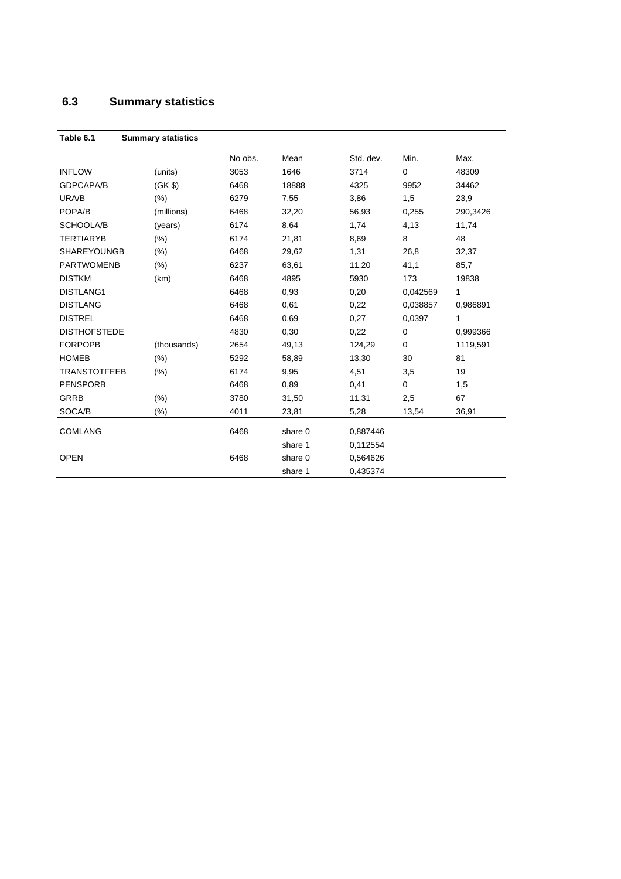## 6.3 Summary statistics

**Table 6.1 Summary statistics**

| | | No obs. | Mean | Std. dev. | Min. | Max. |
|---|---|---|---|---|---|---|
| INFLOW | (units) | 3053 | 1646 | 3714 | 0 | 48309 |
| GDPCAPA/B | (GK $) | 6468 | 18888 | 4325 | 9952 | 34462 |
| URA/B | (%) | 6279 | 7,55 | 3,86 | 1,5 | 23,9 |
| POPA/B | (millions) | 6468 | 32,20 | 56,93 | 0,255 | 290,3426 |
| SCHOOLA/B | (years) | 6174 | 8,64 | 1,74 | 4,13 | 11,74 |
| TERTIARYB | (%) | 6174 | 21,81 | 8,69 | 8 | 48 |
| SHAREYOUNGB | (%) | 6468 | 29,62 | 1,31 | 26,8 | 32,37 |
| PARTWOMENB | (%) | 6237 | 63,61 | 11,20 | 41,1 | 85,7 |
| DISTKM | (km) | 6468 | 4895 | 5930 | 173 | 19838 |
| DISTLANG1 | | 6468 | 0,93 | 0,20 | 0,042569 | 1 |
| DISTLANG | | 6468 | 0,61 | 0,22 | 0,038857 | 0,986891 |
| DISTREL | | 6468 | 0,69 | 0,27 | 0,0397 | 1 |
| DISTHOFSTEDE | | 4830 | 0,30 | 0,22 | 0 | 0,999366 |
| FORPOPB | (thousands) | 2654 | 49,13 | 124,29 | 0 | 1119,591 |
| HOMEB | (%) | 5292 | 58,89 | 13,30 | 30 | 81 |
| TRANSTOTFEEB | (%) | 6174 | 9,95 | 4,51 | 3,5 | 19 |
| PENSPORB | | 6468 | 0,89 | 0,41 | 0 | 1,5 |
| GRRB | (%) | 3780 | 31,50 | 11,31 | 2,5 | 67 |
| SOCA/B | (%) | 4011 | 23,81 | 5,28 | 13,54 | 36,91 |
| COMLANG | | 6468 | share 0 | 0,887446 | | |
| | | | share 1 | 0,112554 | | |
| OPEN | | 6468 | share 0 | 0,564626 | | |
| | | | share 1 | 0,435374 | | |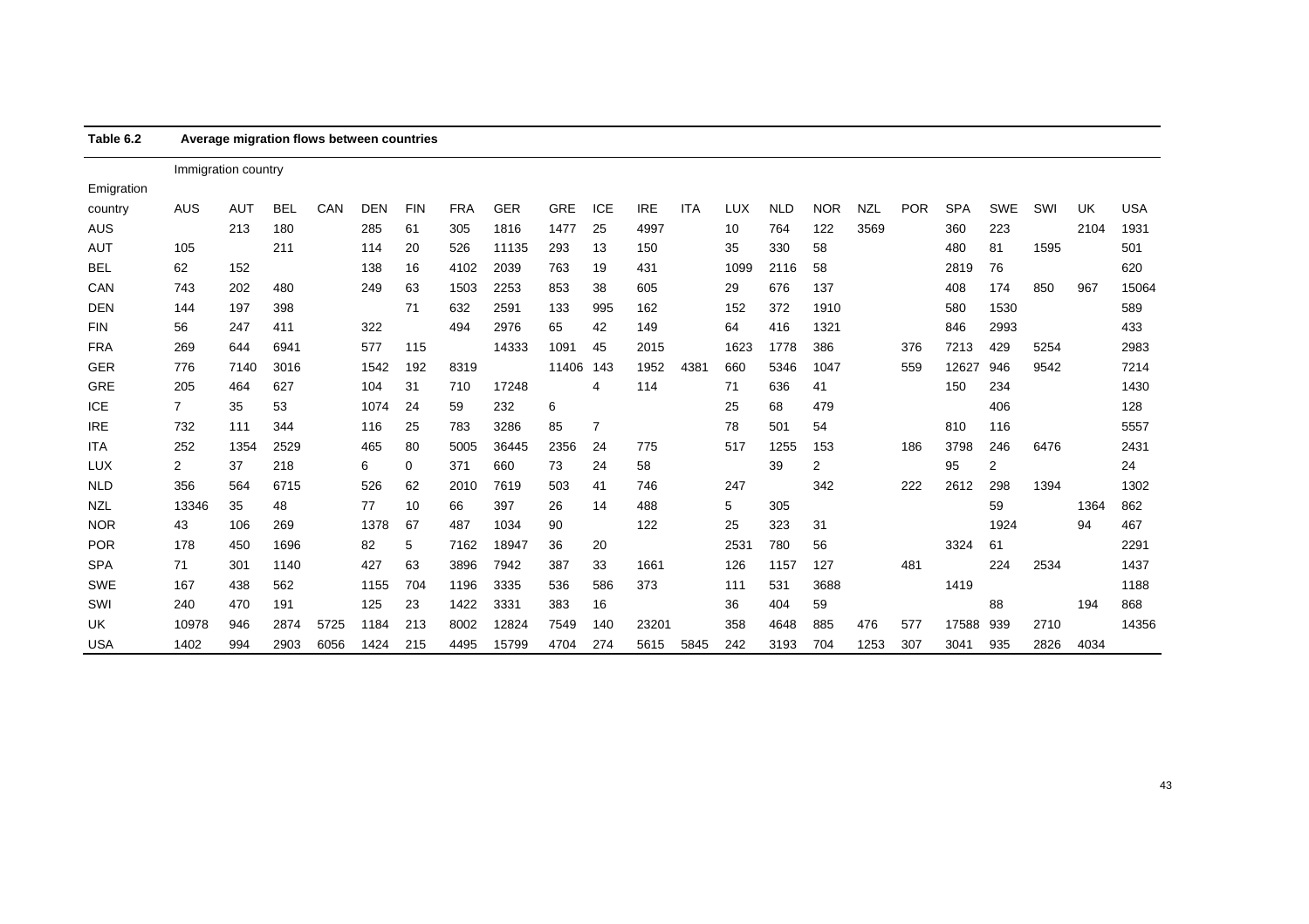**Table 6.2 Average migration flows between countries**

| Emigration country | Immigration country | | | | | | | | | | | | | | | | | | | | | |
|---|---|---|---|---|---|---|---|---|---|---|---|---|---|---|---|---|---|---|---|---|---|---|
| | AUS | AUT | BEL | CAN | DEN | FIN | FRA | GER | GRE | ICE | IRE | ITA | LUX | NLD | NOR | NZL | POR | SPA | SWE | SWI | UK | USA |
| AUS | | 213 | 180 | | 285 | 61 | 305 | 1816 | 1477 | 25 | 4997 | | 10 | 764 | 122 | 3569 | | 360 | 223 | | 2104 | 1931 |
| AUT | 105 | | 211 | | 114 | 20 | 526 | 11135 | 293 | 13 | 150 | | 35 | 330 | 58 | | | 480 | 81 | 1595 | | 501 |
| BEL | 62 | 152 | | | 138 | 16 | 4102 | 2039 | 763 | 19 | 431 | | 1099 | 2116 | 58 | | | 2819 | 76 | | | 620 |
| CAN | 743 | 202 | 480 | | 249 | 63 | 1503 | 2253 | 853 | 38 | 605 | | 29 | 676 | 137 | | | 408 | 174 | 850 | 967 | 15064 |
| DEN | 144 | 197 | 398 | | | 71 | 632 | 2591 | 133 | 995 | 162 | | 152 | 372 | 1910 | | | 580 | 1530 | | | 589 |
| FIN | 56 | 247 | 411 | | 322 | | 494 | 2976 | 65 | 42 | 149 | | 64 | 416 | 1321 | | | 846 | 2993 | | | 433 |
| FRA | 269 | 644 | 6941 | | 577 | 115 | | 14333 | 1091 | 45 | 2015 | | 1623 | 1778 | 386 | | 376 | 7213 | 429 | 5254 | | 2983 |
| GER | 776 | 7140 | 3016 | | 1542 | 192 | 8319 | | 11406 | 143 | 1952 | 4381 | 660 | 5346 | 1047 | | 559 | 12627 | 946 | 9542 | | 7214 |
| GRE | 205 | 464 | 627 | | 104 | 31 | 710 | 17248 | | 4 | 114 | | 71 | 636 | 41 | | | 150 | 234 | | | 1430 |
| ICE | 7 | 35 | 53 | | 1074 | 24 | 59 | 232 | 6 | | | | 25 | 68 | 479 | | | | 406 | | | 128 |
| IRE | 732 | 111 | 344 | | 116 | 25 | 783 | 3286 | 85 | 7 | | | 78 | 501 | 54 | | | 810 | 116 | | | 5557 |
| ITA | 252 | 1354 | 2529 | | 465 | 80 | 5005 | 36445 | 2356 | 24 | 775 | | 517 | 1255 | 153 | | 186 | 3798 | 246 | 6476 | | 2431 |
| LUX | 2 | 37 | 218 | | 6 | 0 | 371 | 660 | 73 | 24 | 58 | | | 39 | 2 | | | 95 | 2 | | | 24 |
| NLD | 356 | 564 | 6715 | | 526 | 62 | 2010 | 7619 | 503 | 41 | 746 | | 247 | | 342 | | 222 | 2612 | 298 | 1394 | | 1302 |
| NZL | 13346 | 35 | 48 | | 77 | 10 | 66 | 397 | 26 | 14 | 488 | | 5 | 305 | | | | | 59 | | 1364 | 862 |
| NOR | 43 | 106 | 269 | | 1378 | 67 | 487 | 1034 | 90 | | 122 | | 25 | 323 | 31 | | | | 1924 | | 94 | 467 |
| POR | 178 | 450 | 1696 | | 82 | 5 | 7162 | 18947 | 36 | 20 | | | 2531 | 780 | 56 | | | 3324 | 61 | | | 2291 |
| SPA | 71 | 301 | 1140 | | 427 | 63 | 3896 | 7942 | 387 | 33 | 1661 | | 126 | 1157 | 127 | | 481 | | 224 | 2534 | | 1437 |
| SWE | 167 | 438 | 562 | | 1155 | 704 | 1196 | 3335 | 536 | 586 | 373 | | 111 | 531 | 3688 | | | 1419 | | | | 1188 |
| SWI | 240 | 470 | 191 | | 125 | 23 | 1422 | 3331 | 383 | 16 | | | 36 | 404 | 59 | | | | 88 | | 194 | 868 |
| UK | 10978 | 946 | 2874 | 5725 | 1184 | 213 | 8002 | 12824 | 7549 | 140 | 23201 | | 358 | 4648 | 885 | 476 | 577 | 17588 | 939 | 2710 | | 14356 |
| USA | 1402 | 994 | 2903 | 6056 | 1424 | 215 | 4495 | 15799 | 4704 | 274 | 5615 | 5845 | 242 | 3193 | 704 | 1253 | 307 | 3041 | 935 | 2826 | 4034 | |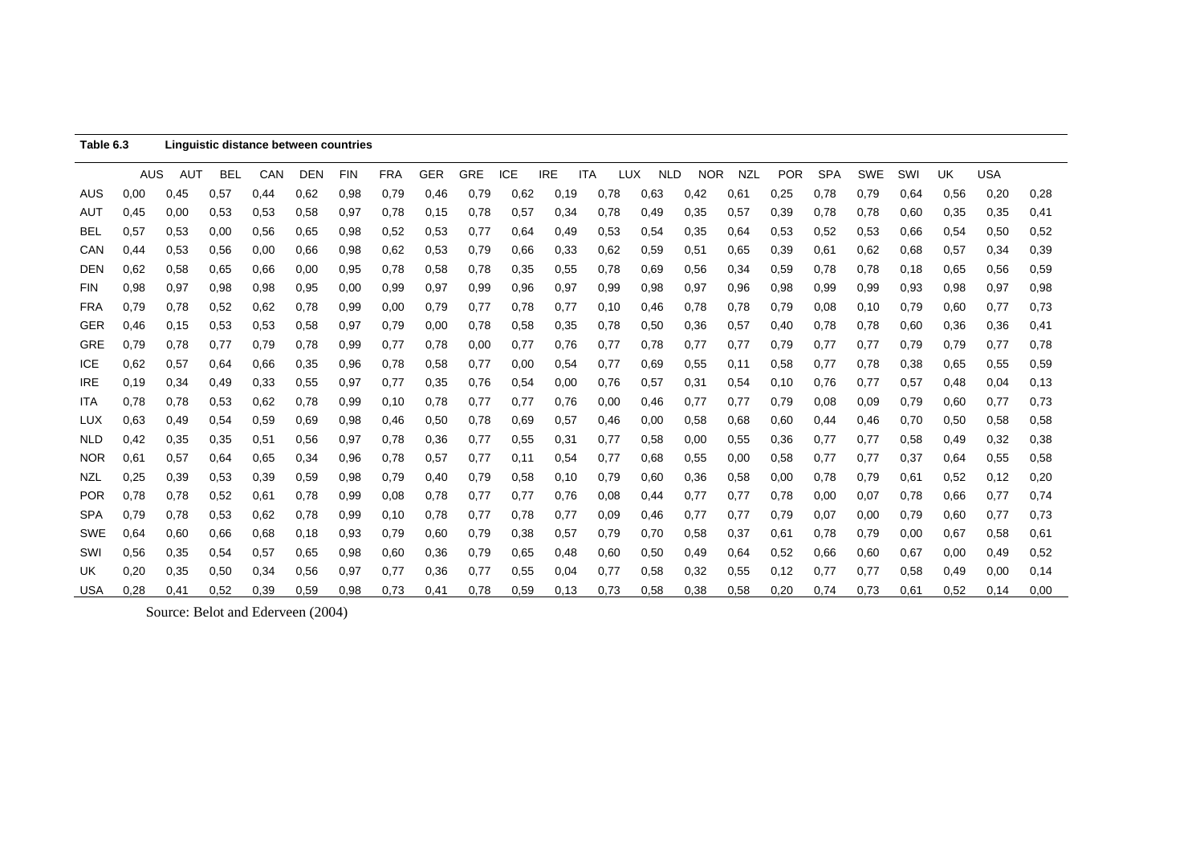**Table 6.3 Linguistic distance between countries**

| | AUS | AUT | BEL | CAN | DEN | FIN | FRA | GER | GRE | ICE | IRE | ITA | LUX | NLD | NOR | NZL | POR | SPA | SWE | SWI | UK | USA |
|---|---|---|---|---|---|---|---|---|---|---|---|---|---|---|---|---|---|---|---|---|---|---|
| AUS | 0,00 | 0,45 | 0,57 | 0,44 | 0,62 | 0,98 | 0,79 | 0,46 | 0,79 | 0,62 | 0,19 | 0,78 | 0,63 | 0,42 | 0,61 | 0,25 | 0,78 | 0,79 | 0,64 | 0,56 | 0,20 | 0,28 |
| AUT | 0,45 | 0,00 | 0,53 | 0,53 | 0,58 | 0,97 | 0,78 | 0,15 | 0,78 | 0,57 | 0,34 | 0,78 | 0,49 | 0,35 | 0,57 | 0,39 | 0,78 | 0,78 | 0,60 | 0,35 | 0,35 | 0,41 |
| BEL | 0,57 | 0,53 | 0,00 | 0,56 | 0,65 | 0,98 | 0,52 | 0,53 | 0,77 | 0,64 | 0,49 | 0,53 | 0,54 | 0,35 | 0,64 | 0,53 | 0,52 | 0,53 | 0,66 | 0,54 | 0,50 | 0,52 |
| CAN | 0,44 | 0,53 | 0,56 | 0,00 | 0,66 | 0,98 | 0,62 | 0,53 | 0,79 | 0,66 | 0,33 | 0,62 | 0,59 | 0,51 | 0,65 | 0,39 | 0,61 | 0,62 | 0,68 | 0,57 | 0,34 | 0,39 |
| DEN | 0,62 | 0,58 | 0,65 | 0,66 | 0,00 | 0,95 | 0,78 | 0,58 | 0,78 | 0,35 | 0,55 | 0,78 | 0,69 | 0,56 | 0,34 | 0,59 | 0,78 | 0,78 | 0,18 | 0,65 | 0,56 | 0,59 |
| FIN | 0,98 | 0,97 | 0,98 | 0,98 | 0,95 | 0,00 | 0,99 | 0,97 | 0,99 | 0,96 | 0,97 | 0,99 | 0,98 | 0,97 | 0,96 | 0,98 | 0,99 | 0,99 | 0,93 | 0,98 | 0,97 | 0,98 |
| FRA | 0,79 | 0,78 | 0,52 | 0,62 | 0,78 | 0,99 | 0,00 | 0,79 | 0,77 | 0,78 | 0,77 | 0,10 | 0,46 | 0,78 | 0,78 | 0,79 | 0,08 | 0,10 | 0,79 | 0,60 | 0,77 | 0,73 |
| GER | 0,46 | 0,15 | 0,53 | 0,53 | 0,58 | 0,97 | 0,79 | 0,00 | 0,78 | 0,58 | 0,35 | 0,78 | 0,50 | 0,36 | 0,57 | 0,40 | 0,78 | 0,78 | 0,60 | 0,36 | 0,36 | 0,41 |
| GRE | 0,79 | 0,78 | 0,77 | 0,79 | 0,78 | 0,99 | 0,77 | 0,78 | 0,00 | 0,77 | 0,76 | 0,77 | 0,78 | 0,77 | 0,77 | 0,79 | 0,77 | 0,77 | 0,79 | 0,79 | 0,77 | 0,78 |
| ICE | 0,62 | 0,57 | 0,64 | 0,66 | 0,35 | 0,96 | 0,78 | 0,58 | 0,77 | 0,00 | 0,54 | 0,77 | 0,69 | 0,55 | 0,11 | 0,58 | 0,77 | 0,78 | 0,38 | 0,65 | 0,55 | 0,59 |
| IRE | 0,19 | 0,34 | 0,49 | 0,33 | 0,55 | 0,97 | 0,77 | 0,35 | 0,76 | 0,54 | 0,00 | 0,76 | 0,57 | 0,31 | 0,54 | 0,10 | 0,76 | 0,77 | 0,57 | 0,48 | 0,04 | 0,13 |
| ITA | 0,78 | 0,78 | 0,53 | 0,62 | 0,78 | 0,99 | 0,10 | 0,78 | 0,77 | 0,77 | 0,76 | 0,00 | 0,46 | 0,77 | 0,77 | 0,79 | 0,08 | 0,09 | 0,79 | 0,60 | 0,77 | 0,73 |
| LUX | 0,63 | 0,49 | 0,54 | 0,59 | 0,69 | 0,98 | 0,46 | 0,50 | 0,78 | 0,69 | 0,57 | 0,46 | 0,00 | 0,58 | 0,68 | 0,60 | 0,44 | 0,46 | 0,70 | 0,50 | 0,58 | 0,58 |
| NLD | 0,42 | 0,35 | 0,35 | 0,51 | 0,56 | 0,97 | 0,78 | 0,36 | 0,77 | 0,55 | 0,31 | 0,77 | 0,58 | 0,00 | 0,55 | 0,36 | 0,77 | 0,77 | 0,58 | 0,49 | 0,32 | 0,38 |
| NOR | 0,61 | 0,57 | 0,64 | 0,65 | 0,34 | 0,96 | 0,78 | 0,57 | 0,77 | 0,11 | 0,54 | 0,77 | 0,68 | 0,55 | 0,00 | 0,58 | 0,77 | 0,77 | 0,37 | 0,64 | 0,55 | 0,58 |
| NZL | 0,25 | 0,39 | 0,53 | 0,39 | 0,59 | 0,98 | 0,79 | 0,40 | 0,79 | 0,58 | 0,10 | 0,79 | 0,60 | 0,36 | 0,58 | 0,00 | 0,78 | 0,79 | 0,61 | 0,52 | 0,12 | 0,20 |
| POR | 0,78 | 0,78 | 0,52 | 0,61 | 0,78 | 0,99 | 0,08 | 0,78 | 0,77 | 0,77 | 0,76 | 0,08 | 0,44 | 0,77 | 0,77 | 0,78 | 0,00 | 0,07 | 0,78 | 0,66 | 0,77 | 0,74 |
| SPA | 0,79 | 0,78 | 0,53 | 0,62 | 0,78 | 0,99 | 0,10 | 0,78 | 0,77 | 0,78 | 0,77 | 0,09 | 0,46 | 0,77 | 0,77 | 0,79 | 0,07 | 0,00 | 0,79 | 0,60 | 0,77 | 0,73 |
| SWE | 0,64 | 0,60 | 0,66 | 0,68 | 0,18 | 0,93 | 0,79 | 0,60 | 0,79 | 0,38 | 0,57 | 0,79 | 0,70 | 0,58 | 0,37 | 0,61 | 0,78 | 0,79 | 0,00 | 0,67 | 0,58 | 0,61 |
| SWI | 0,56 | 0,35 | 0,54 | 0,57 | 0,65 | 0,98 | 0,60 | 0,36 | 0,79 | 0,65 | 0,48 | 0,60 | 0,50 | 0,49 | 0,64 | 0,52 | 0,66 | 0,60 | 0,67 | 0,00 | 0,49 | 0,52 |
| UK | 0,20 | 0,35 | 0,50 | 0,34 | 0,56 | 0,97 | 0,77 | 0,36 | 0,77 | 0,55 | 0,04 | 0,77 | 0,58 | 0,32 | 0,55 | 0,12 | 0,77 | 0,77 | 0,58 | 0,49 | 0,00 | 0,14 |
| USA | 0,28 | 0,41 | 0,52 | 0,39 | 0,59 | 0,98 | 0,73 | 0,41 | 0,78 | 0,59 | 0,13 | 0,73 | 0,58 | 0,38 | 0,58 | 0,20 | 0,74 | 0,73 | 0,61 | 0,52 | 0,14 | 0,00 |

Source: Belot and Ederveen (2004)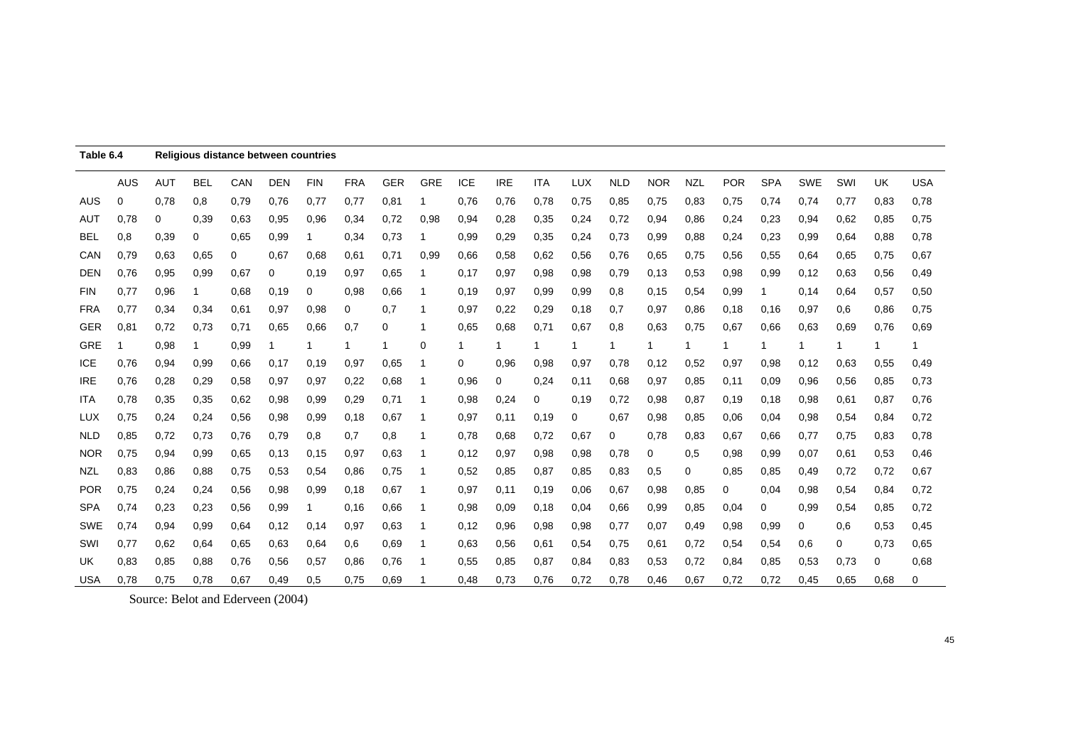**Table 6.4 Religious distance between countries**

| | AUS | AUT | BEL | CAN | DEN | FIN | FRA | GER | GRE | ICE | IRE | ITA | LUX | NLD | NOR | NZL | POR | SPA | SWE | SWI | UK | USA |
|---|---|---|---|---|---|---|---|---|---|---|---|---|---|---|---|---|---|---|---|---|---|---|
| AUS | 0 | 0,78 | 0,8 | 0,79 | 0,76 | 0,77 | 0,77 | 0,81 | 1 | 0,76 | 0,76 | 0,78 | 0,75 | 0,85 | 0,75 | 0,83 | 0,75 | 0,74 | 0,74 | 0,77 | 0,83 | 0,78 |
| AUT | 0,78 | 0 | 0,39 | 0,63 | 0,95 | 0,96 | 0,34 | 0,72 | 0,98 | 0,94 | 0,28 | 0,35 | 0,24 | 0,72 | 0,94 | 0,86 | 0,24 | 0,23 | 0,94 | 0,62 | 0,85 | 0,75 |
| BEL | 0,8 | 0,39 | 0 | 0,65 | 0,99 | 1 | 0,34 | 0,73 | 1 | 0,99 | 0,29 | 0,35 | 0,24 | 0,73 | 0,99 | 0,88 | 0,24 | 0,23 | 0,99 | 0,64 | 0,88 | 0,78 |
| CAN | 0,79 | 0,63 | 0,65 | 0 | 0,67 | 0,68 | 0,61 | 0,71 | 0,99 | 0,66 | 0,58 | 0,62 | 0,56 | 0,76 | 0,65 | 0,75 | 0,56 | 0,55 | 0,64 | 0,65 | 0,75 | 0,67 |
| DEN | 0,76 | 0,95 | 0,99 | 0,67 | 0 | 0,19 | 0,97 | 0,65 | 1 | 0,17 | 0,97 | 0,98 | 0,98 | 0,79 | 0,13 | 0,53 | 0,98 | 0,99 | 0,12 | 0,63 | 0,56 | 0,49 |
| FIN | 0,77 | 0,96 | 1 | 0,68 | 0,19 | 0 | 0,98 | 0,66 | 1 | 0,19 | 0,97 | 0,99 | 0,99 | 0,8 | 0,15 | 0,54 | 0,99 | 1 | 0,14 | 0,64 | 0,57 | 0,50 |
| FRA | 0,77 | 0,34 | 0,34 | 0,61 | 0,97 | 0,98 | 0 | 0,7 | 1 | 0,97 | 0,22 | 0,29 | 0,18 | 0,7 | 0,97 | 0,86 | 0,18 | 0,16 | 0,97 | 0,6 | 0,86 | 0,75 |
| GER | 0,81 | 0,72 | 0,73 | 0,71 | 0,65 | 0,66 | 0,7 | 0 | 1 | 0,65 | 0,68 | 0,71 | 0,67 | 0,8 | 0,63 | 0,75 | 0,67 | 0,66 | 0,63 | 0,69 | 0,76 | 0,69 |
| GRE | 1 | 0,98 | 1 | 0,99 | 1 | 1 | 1 | 1 | 0 | 1 | 1 | 1 | 1 | 1 | 1 | 1 | 1 | 1 | 1 | 1 | 1 | 1 |
| ICE | 0,76 | 0,94 | 0,99 | 0,66 | 0,17 | 0,19 | 0,97 | 0,65 | 1 | 0 | 0,96 | 0,98 | 0,97 | 0,78 | 0,12 | 0,52 | 0,97 | 0,98 | 0,12 | 0,63 | 0,55 | 0,49 |
| IRE | 0,76 | 0,28 | 0,29 | 0,58 | 0,97 | 0,97 | 0,22 | 0,68 | 1 | 0,96 | 0 | 0,24 | 0,11 | 0,68 | 0,97 | 0,85 | 0,11 | 0,09 | 0,96 | 0,56 | 0,85 | 0,73 |
| ITA | 0,78 | 0,35 | 0,35 | 0,62 | 0,98 | 0,99 | 0,29 | 0,71 | 1 | 0,98 | 0,24 | 0 | 0,19 | 0,72 | 0,98 | 0,87 | 0,19 | 0,18 | 0,98 | 0,61 | 0,87 | 0,76 |
| LUX | 0,75 | 0,24 | 0,24 | 0,56 | 0,98 | 0,99 | 0,18 | 0,67 | 1 | 0,97 | 0,11 | 0,19 | 0 | 0,67 | 0,98 | 0,85 | 0,06 | 0,04 | 0,98 | 0,54 | 0,84 | 0,72 |
| NLD | 0,85 | 0,72 | 0,73 | 0,76 | 0,79 | 0,8 | 0,7 | 0,8 | 1 | 0,78 | 0,68 | 0,72 | 0,67 | 0 | 0,78 | 0,83 | 0,67 | 0,66 | 0,77 | 0,75 | 0,83 | 0,78 |
| NOR | 0,75 | 0,94 | 0,99 | 0,65 | 0,13 | 0,15 | 0,97 | 0,63 | 1 | 0,12 | 0,97 | 0,98 | 0,98 | 0,78 | 0 | 0,5 | 0,98 | 0,99 | 0,07 | 0,61 | 0,53 | 0,46 |
| NZL | 0,83 | 0,86 | 0,88 | 0,75 | 0,53 | 0,54 | 0,86 | 0,75 | 1 | 0,52 | 0,85 | 0,87 | 0,85 | 0,83 | 0,5 | 0 | 0,85 | 0,85 | 0,49 | 0,72 | 0,72 | 0,67 |
| POR | 0,75 | 0,24 | 0,24 | 0,56 | 0,98 | 0,99 | 0,18 | 0,67 | 1 | 0,97 | 0,11 | 0,19 | 0,06 | 0,67 | 0,98 | 0,85 | 0 | 0,04 | 0,98 | 0,54 | 0,84 | 0,72 |
| SPA | 0,74 | 0,23 | 0,23 | 0,56 | 0,99 | 1 | 0,16 | 0,66 | 1 | 0,98 | 0,09 | 0,18 | 0,04 | 0,66 | 0,99 | 0,85 | 0,04 | 0 | 0,99 | 0,54 | 0,85 | 0,72 |
| SWE | 0,74 | 0,94 | 0,99 | 0,64 | 0,12 | 0,14 | 0,97 | 0,63 | 1 | 0,12 | 0,96 | 0,98 | 0,98 | 0,77 | 0,07 | 0,49 | 0,98 | 0,99 | 0 | 0,6 | 0,53 | 0,45 |
| SWI | 0,77 | 0,62 | 0,64 | 0,65 | 0,63 | 0,64 | 0,6 | 0,69 | 1 | 0,63 | 0,56 | 0,61 | 0,54 | 0,75 | 0,61 | 0,72 | 0,54 | 0,54 | 0,6 | 0 | 0,73 | 0,65 |
| UK | 0,83 | 0,85 | 0,88 | 0,76 | 0,56 | 0,57 | 0,86 | 0,76 | 1 | 0,55 | 0,85 | 0,87 | 0,84 | 0,83 | 0,53 | 0,72 | 0,84 | 0,85 | 0,53 | 0,73 | 0 | 0,68 |
| USA | 0,78 | 0,75 | 0,78 | 0,67 | 0,49 | 0,5 | 0,75 | 0,69 | 1 | 0,48 | 0,73 | 0,76 | 0,72 | 0,78 | 0,46 | 0,67 | 0,72 | 0,72 | 0,45 | 0,65 | 0,68 | 0 |

Source: Belot and Ederveen (2004)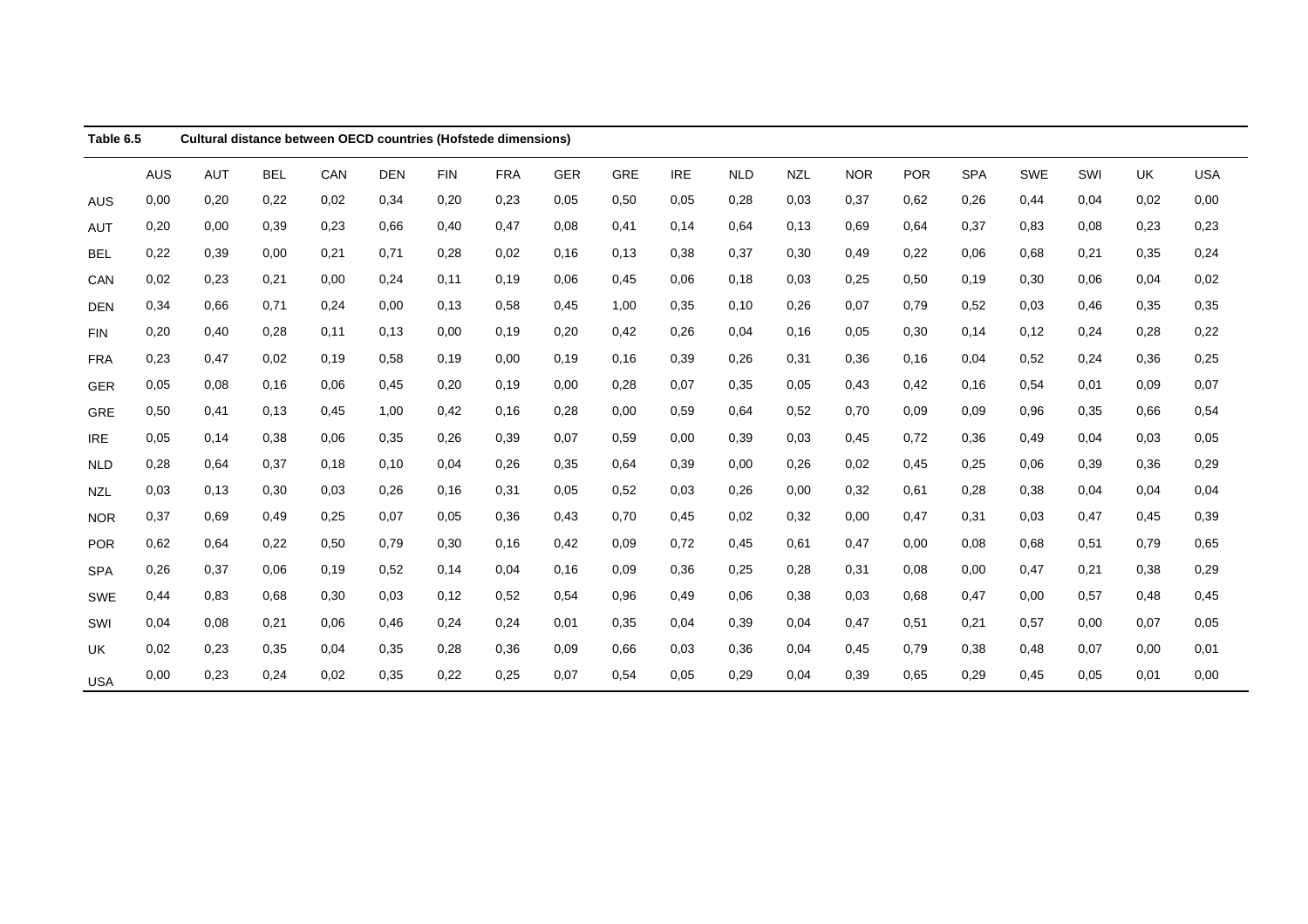**Table 6.5** **Cultural distance between OECD countries (Hofstede dimensions)**

| | AUS | AUT | BEL | CAN | DEN | FIN | FRA | GER | GRE | IRE | NLD | NZL | NOR | POR | SPA | SWE | SWI | UK | USA |
|---|---|---|---|---|---|---|---|---|---|---|---|---|---|---|---|---|---|---|---|
| AUS | 0,00 | 0,20 | 0,22 | 0,02 | 0,34 | 0,20 | 0,23 | 0,05 | 0,50 | 0,05 | 0,28 | 0,03 | 0,37 | 0,62 | 0,26 | 0,44 | 0,04 | 0,02 | 0,00 |
| AUT | 0,20 | 0,00 | 0,39 | 0,23 | 0,66 | 0,40 | 0,47 | 0,08 | 0,41 | 0,14 | 0,64 | 0,13 | 0,69 | 0,64 | 0,37 | 0,83 | 0,08 | 0,23 | 0,23 |
| BEL | 0,22 | 0,39 | 0,00 | 0,21 | 0,71 | 0,28 | 0,02 | 0,16 | 0,13 | 0,38 | 0,37 | 0,30 | 0,49 | 0,22 | 0,06 | 0,68 | 0,21 | 0,35 | 0,24 |
| CAN | 0,02 | 0,23 | 0,21 | 0,00 | 0,24 | 0,11 | 0,19 | 0,06 | 0,45 | 0,06 | 0,18 | 0,03 | 0,25 | 0,50 | 0,19 | 0,30 | 0,06 | 0,04 | 0,02 |
| DEN | 0,34 | 0,66 | 0,71 | 0,24 | 0,00 | 0,13 | 0,58 | 0,45 | 1,00 | 0,35 | 0,10 | 0,26 | 0,07 | 0,79 | 0,52 | 0,03 | 0,46 | 0,35 | 0,35 |
| FIN | 0,20 | 0,40 | 0,28 | 0,11 | 0,13 | 0,00 | 0,19 | 0,20 | 0,42 | 0,26 | 0,04 | 0,16 | 0,05 | 0,30 | 0,14 | 0,12 | 0,24 | 0,28 | 0,22 |
| FRA | 0,23 | 0,47 | 0,02 | 0,19 | 0,58 | 0,19 | 0,00 | 0,19 | 0,16 | 0,39 | 0,26 | 0,31 | 0,36 | 0,16 | 0,04 | 0,52 | 0,24 | 0,36 | 0,25 |
| GER | 0,05 | 0,08 | 0,16 | 0,06 | 0,45 | 0,20 | 0,19 | 0,00 | 0,28 | 0,07 | 0,35 | 0,05 | 0,43 | 0,42 | 0,16 | 0,54 | 0,01 | 0,09 | 0,07 |
| GRE | 0,50 | 0,41 | 0,13 | 0,45 | 1,00 | 0,42 | 0,16 | 0,28 | 0,00 | 0,59 | 0,64 | 0,52 | 0,70 | 0,09 | 0,09 | 0,96 | 0,35 | 0,66 | 0,54 |
| IRE | 0,05 | 0,14 | 0,38 | 0,06 | 0,35 | 0,26 | 0,39 | 0,07 | 0,59 | 0,00 | 0,39 | 0,03 | 0,45 | 0,72 | 0,36 | 0,49 | 0,04 | 0,03 | 0,05 |
| NLD | 0,28 | 0,64 | 0,37 | 0,18 | 0,10 | 0,04 | 0,26 | 0,35 | 0,64 | 0,39 | 0,00 | 0,26 | 0,02 | 0,45 | 0,25 | 0,06 | 0,39 | 0,36 | 0,29 |
| NZL | 0,03 | 0,13 | 0,30 | 0,03 | 0,26 | 0,16 | 0,31 | 0,05 | 0,52 | 0,03 | 0,26 | 0,00 | 0,32 | 0,61 | 0,28 | 0,38 | 0,04 | 0,04 | 0,04 |
| NOR | 0,37 | 0,69 | 0,49 | 0,25 | 0,07 | 0,05 | 0,36 | 0,43 | 0,70 | 0,45 | 0,02 | 0,32 | 0,00 | 0,47 | 0,31 | 0,03 | 0,47 | 0,45 | 0,39 |
| POR | 0,62 | 0,64 | 0,22 | 0,50 | 0,79 | 0,30 | 0,16 | 0,42 | 0,09 | 0,72 | 0,45 | 0,61 | 0,47 | 0,00 | 0,08 | 0,68 | 0,51 | 0,79 | 0,65 |
| SPA | 0,26 | 0,37 | 0,06 | 0,19 | 0,52 | 0,14 | 0,04 | 0,16 | 0,09 | 0,36 | 0,25 | 0,28 | 0,31 | 0,08 | 0,00 | 0,47 | 0,21 | 0,38 | 0,29 |
| SWE | 0,44 | 0,83 | 0,68 | 0,30 | 0,03 | 0,12 | 0,52 | 0,54 | 0,96 | 0,49 | 0,06 | 0,38 | 0,03 | 0,68 | 0,47 | 0,00 | 0,57 | 0,48 | 0,45 |
| SWI | 0,04 | 0,08 | 0,21 | 0,06 | 0,46 | 0,24 | 0,24 | 0,01 | 0,35 | 0,04 | 0,39 | 0,04 | 0,47 | 0,51 | 0,21 | 0,57 | 0,00 | 0,07 | 0,05 |
| UK | 0,02 | 0,23 | 0,35 | 0,04 | 0,35 | 0,28 | 0,36 | 0,09 | 0,66 | 0,03 | 0,36 | 0,04 | 0,45 | 0,79 | 0,38 | 0,48 | 0,07 | 0,00 | 0,01 |
| USA | 0,00 | 0,23 | 0,24 | 0,02 | 0,35 | 0,22 | 0,25 | 0,07 | 0,54 | 0,05 | 0,29 | 0,04 | 0,39 | 0,65 | 0,29 | 0,45 | 0,05 | 0,01 | 0,00 |